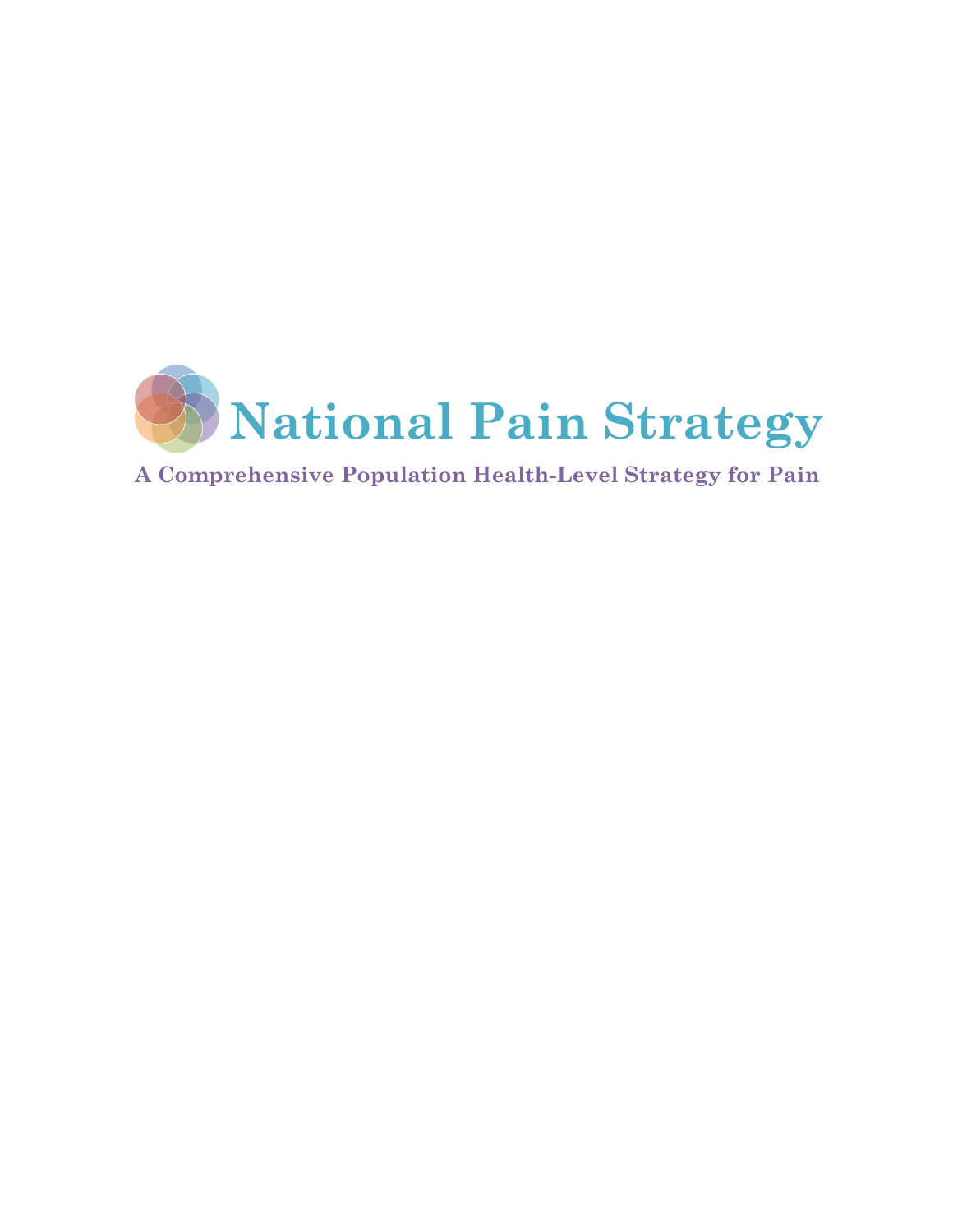# National Pain Strategy

## A Comprehensive Population Health-Level Strategy for Pain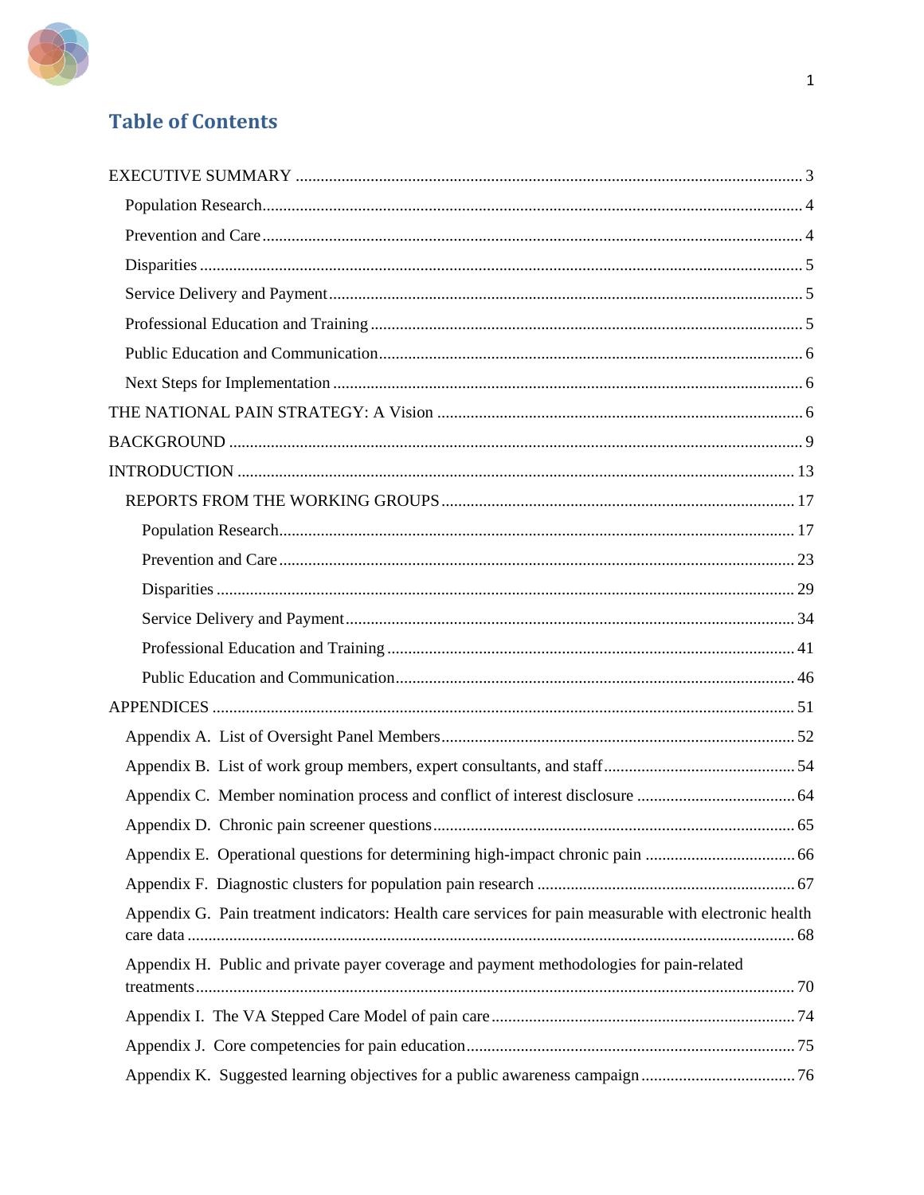# Table of Contents

EXECUTIVE SUMMARY ........................................................................................................ 3

- Population Research................................................................................................ 4
- Prevention and Care ................................................................................................ 4
- Disparities .............................................................................................................. 5
- Service Delivery and Payment ................................................................................. 5
- Professional Education and Training ...................................................................... 5
- Public Education and Communication ..................................................................... 6
- Next Steps for Implementation ................................................................................ 6

THE NATIONAL PAIN STRATEGY: A Vision ...................................................................... 6

BACKGROUND ................................................................................................................... 9

INTRODUCTION ................................................................................................................ 13

- REPORTS FROM THE WORKING GROUPS ................................................................... 17
  - Population Research.......................................................................................... 17
  - Prevention and Care .......................................................................................... 23
  - Disparities ........................................................................................................ 29
  - Service Delivery and Payment ........................................................................... 34
  - Professional Education and Training ................................................................ 41
  - Public Education and Communication ............................................................... 46

APPENDICES ...................................................................................................................... 51

- Appendix A. List of Oversight Panel Members ........................................................ 52
- Appendix B. List of work group members, expert consultants, and staff ................. 54
- Appendix C. Member nomination process and conflict of interest disclosure .......... 64
- Appendix D. Chronic pain screener questions .......................................................... 65
- Appendix E. Operational questions for determining high-impact chronic pain ......... 66
- Appendix F. Diagnostic clusters for population pain research ................................. 67
- Appendix G. Pain treatment indicators: Health care services for pain measurable with electronic health care data ................................................................................................. 68
- Appendix H. Public and private payer coverage and payment methodologies for pain-related treatments ............................................................................................................ 70
- Appendix I. The VA Stepped Care Model of pain care ............................................. 74
- Appendix J. Core competencies for pain education .................................................. 75
- Appendix K. Suggested learning objectives for a public awareness campaign .......... 76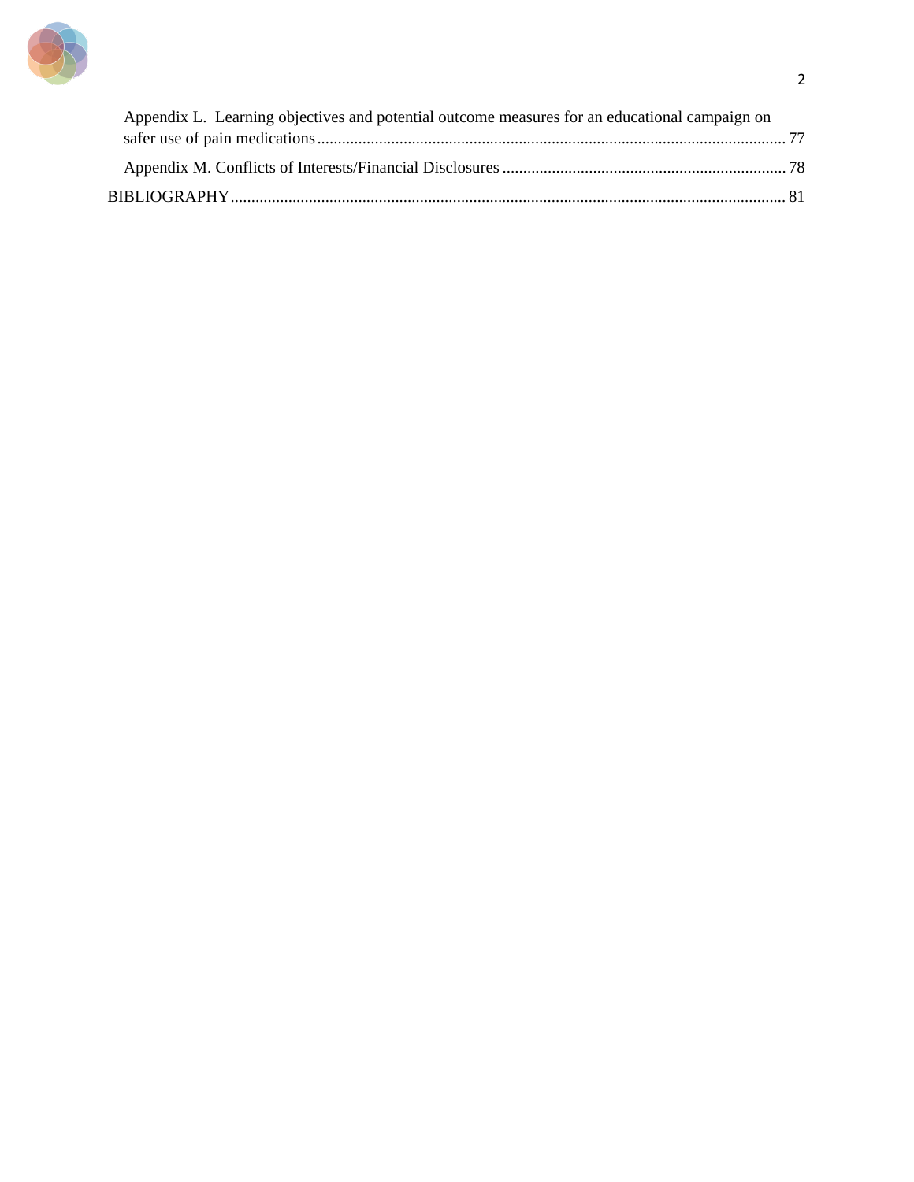Appendix L. Learning objectives and potential outcome measures for an educational campaign on safer use of pain medications ........ 77

Appendix M. Conflicts of Interests/Financial Disclosures ........ 78

BIBLIOGRAPHY ........ 81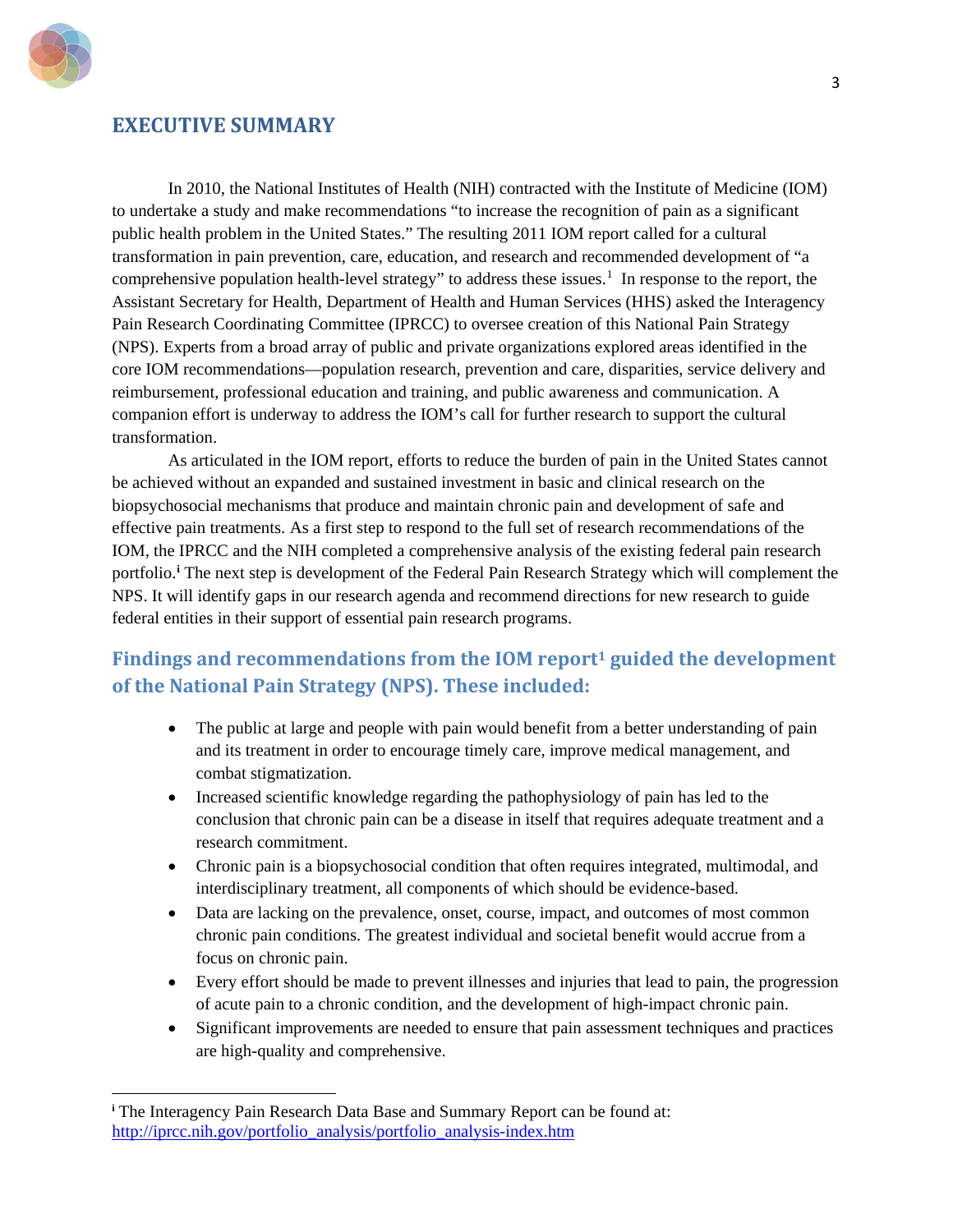## EXECUTIVE SUMMARY

In 2010, the National Institutes of Health (NIH) contracted with the Institute of Medicine (IOM) to undertake a study and make recommendations "to increase the recognition of pain as a significant public health problem in the United States." The resulting 2011 IOM report called for a cultural transformation in pain prevention, care, education, and research and recommended development of "a comprehensive population health-level strategy" to address these issues.[1] In response to the report, the Assistant Secretary for Health, Department of Health and Human Services (HHS) asked the Interagency Pain Research Coordinating Committee (IPRCC) to oversee creation of this National Pain Strategy (NPS). Experts from a broad array of public and private organizations explored areas identified in the core IOM recommendations—population research, prevention and care, disparities, service delivery and reimbursement, professional education and training, and public awareness and communication. A companion effort is underway to address the IOM's call for further research to support the cultural transformation.

As articulated in the IOM report, efforts to reduce the burden of pain in the United States cannot be achieved without an expanded and sustained investment in basic and clinical research on the biopsychosocial mechanisms that produce and maintain chronic pain and development of safe and effective pain treatments. As a first step to respond to the full set of research recommendations of the IOM, the IPRCC and the NIH completed a comprehensive analysis of the existing federal pain research portfolio.[i] The next step is development of the Federal Pain Research Strategy which will complement the NPS. It will identify gaps in our research agenda and recommend directions for new research to guide federal entities in their support of essential pain research programs.

### Findings and recommendations from the IOM report[1] guided the development of the National Pain Strategy (NPS). These included:

- The public at large and people with pain would benefit from a better understanding of pain and its treatment in order to encourage timely care, improve medical management, and combat stigmatization.
- Increased scientific knowledge regarding the pathophysiology of pain has led to the conclusion that chronic pain can be a disease in itself that requires adequate treatment and a research commitment.
- Chronic pain is a biopsychosocial condition that often requires integrated, multimodal, and interdisciplinary treatment, all components of which should be evidence-based.
- Data are lacking on the prevalence, onset, course, impact, and outcomes of most common chronic pain conditions. The greatest individual and societal benefit would accrue from a focus on chronic pain.
- Every effort should be made to prevent illnesses and injuries that lead to pain, the progression of acute pain to a chronic condition, and the development of high-impact chronic pain.
- Significant improvements are needed to ensure that pain assessment techniques and practices are high-quality and comprehensive.

---

[i] The Interagency Pain Research Data Base and Summary Report can be found at: http://iprcc.nih.gov/portfolio_analysis/portfolio_analysis-index.htm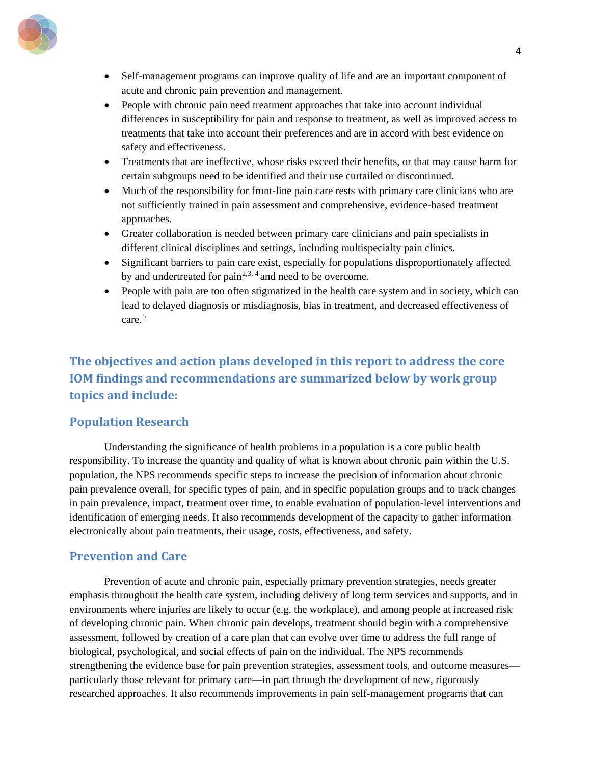- Self-management programs can improve quality of life and are an important component of acute and chronic pain prevention and management.
- People with chronic pain need treatment approaches that take into account individual differences in susceptibility for pain and response to treatment, as well as improved access to treatments that take into account their preferences and are in accord with best evidence on safety and effectiveness.
- Treatments that are ineffective, whose risks exceed their benefits, or that may cause harm for certain subgroups need to be identified and their use curtailed or discontinued.
- Much of the responsibility for front-line pain care rests with primary care clinicians who are not sufficiently trained in pain assessment and comprehensive, evidence-based treatment approaches.
- Greater collaboration is needed between primary care clinicians and pain specialists in different clinical disciplines and settings, including multispecialty pain clinics.
- Significant barriers to pain care exist, especially for populations disproportionately affected by and undertreated for pain[2,3,4] and need to be overcome.
- People with pain are too often stigmatized in the health care system and in society, which can lead to delayed diagnosis or misdiagnosis, bias in treatment, and decreased effectiveness of care.[5]

## The objectives and action plans developed in this report to address the core IOM findings and recommendations are summarized below by work group topics and include:

### Population Research

Understanding the significance of health problems in a population is a core public health responsibility. To increase the quantity and quality of what is known about chronic pain within the U.S. population, the NPS recommends specific steps to increase the precision of information about chronic pain prevalence overall, for specific types of pain, and in specific population groups and to track changes in pain prevalence, impact, treatment over time, to enable evaluation of population-level interventions and identification of emerging needs. It also recommends development of the capacity to gather information electronically about pain treatments, their usage, costs, effectiveness, and safety.

### Prevention and Care

Prevention of acute and chronic pain, especially primary prevention strategies, needs greater emphasis throughout the health care system, including delivery of long term services and supports, and in environments where injuries are likely to occur (e.g. the workplace), and among people at increased risk of developing chronic pain. When chronic pain develops, treatment should begin with a comprehensive assessment, followed by creation of a care plan that can evolve over time to address the full range of biological, psychological, and social effects of pain on the individual. The NPS recommends strengthening the evidence base for pain prevention strategies, assessment tools, and outcome measures—particularly those relevant for primary care—in part through the development of new, rigorously researched approaches. It also recommends improvements in pain self-management programs that can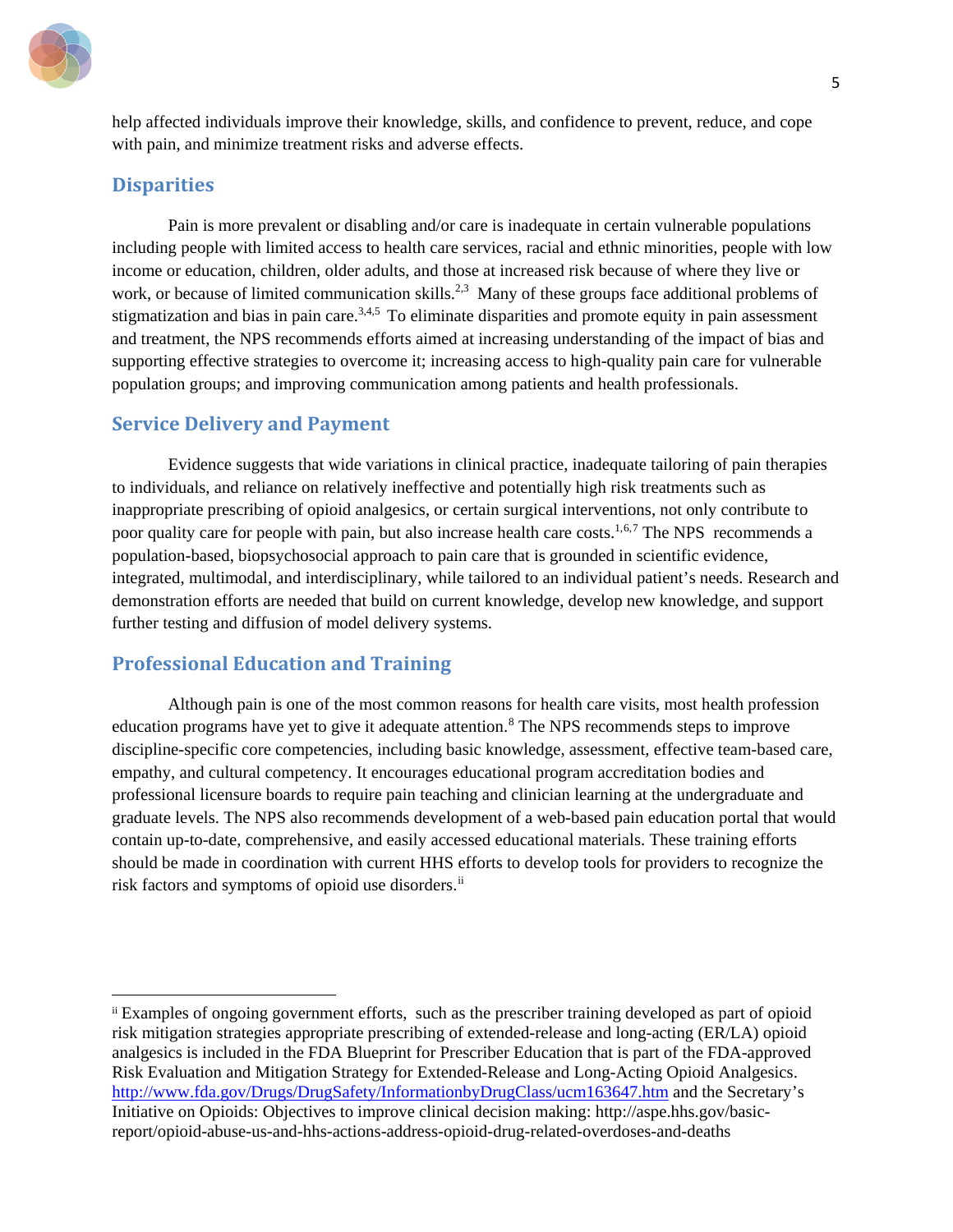help affected individuals improve their knowledge, skills, and confidence to prevent, reduce, and cope with pain, and minimize treatment risks and adverse effects.

## Disparities

Pain is more prevalent or disabling and/or care is inadequate in certain vulnerable populations including people with limited access to health care services, racial and ethnic minorities, people with low income or education, children, older adults, and those at increased risk because of where they live or work, or because of limited communication skills.[2,3] Many of these groups face additional problems of stigmatization and bias in pain care.[3,4,5] To eliminate disparities and promote equity in pain assessment and treatment, the NPS recommends efforts aimed at increasing understanding of the impact of bias and supporting effective strategies to overcome it; increasing access to high-quality pain care for vulnerable population groups; and improving communication among patients and health professionals.

## Service Delivery and Payment

Evidence suggests that wide variations in clinical practice, inadequate tailoring of pain therapies to individuals, and reliance on relatively ineffective and potentially high risk treatments such as inappropriate prescribing of opioid analgesics, or certain surgical interventions, not only contribute to poor quality care for people with pain, but also increase health care costs.[1,6,7] The NPS recommends a population-based, biopsychosocial approach to pain care that is grounded in scientific evidence, integrated, multimodal, and interdisciplinary, while tailored to an individual patient's needs. Research and demonstration efforts are needed that build on current knowledge, develop new knowledge, and support further testing and diffusion of model delivery systems.

## Professional Education and Training

Although pain is one of the most common reasons for health care visits, most health profession education programs have yet to give it adequate attention.[8] The NPS recommends steps to improve discipline-specific core competencies, including basic knowledge, assessment, effective team-based care, empathy, and cultural competency. It encourages educational program accreditation bodies and professional licensure boards to require pain teaching and clinician learning at the undergraduate and graduate levels. The NPS also recommends development of a web-based pain education portal that would contain up-to-date, comprehensive, and easily accessed educational materials. These training efforts should be made in coordination with current HHS efforts to develop tools for providers to recognize the risk factors and symptoms of opioid use disorders.[ii]

---

[ii] Examples of ongoing government efforts, such as the prescriber training developed as part of opioid risk mitigation strategies appropriate prescribing of extended-release and long-acting (ER/LA) opioid analgesics is included in the FDA Blueprint for Prescriber Education that is part of the FDA-approved Risk Evaluation and Mitigation Strategy for Extended-Release and Long-Acting Opioid Analgesics. http://www.fda.gov/Drugs/DrugSafety/InformationbyDrugClass/ucm163647.htm and the Secretary's Initiative on Opioids: Objectives to improve clinical decision making: http://aspe.hhs.gov/basic-report/opioid-abuse-us-and-hhs-actions-address-opioid-drug-related-overdoses-and-deaths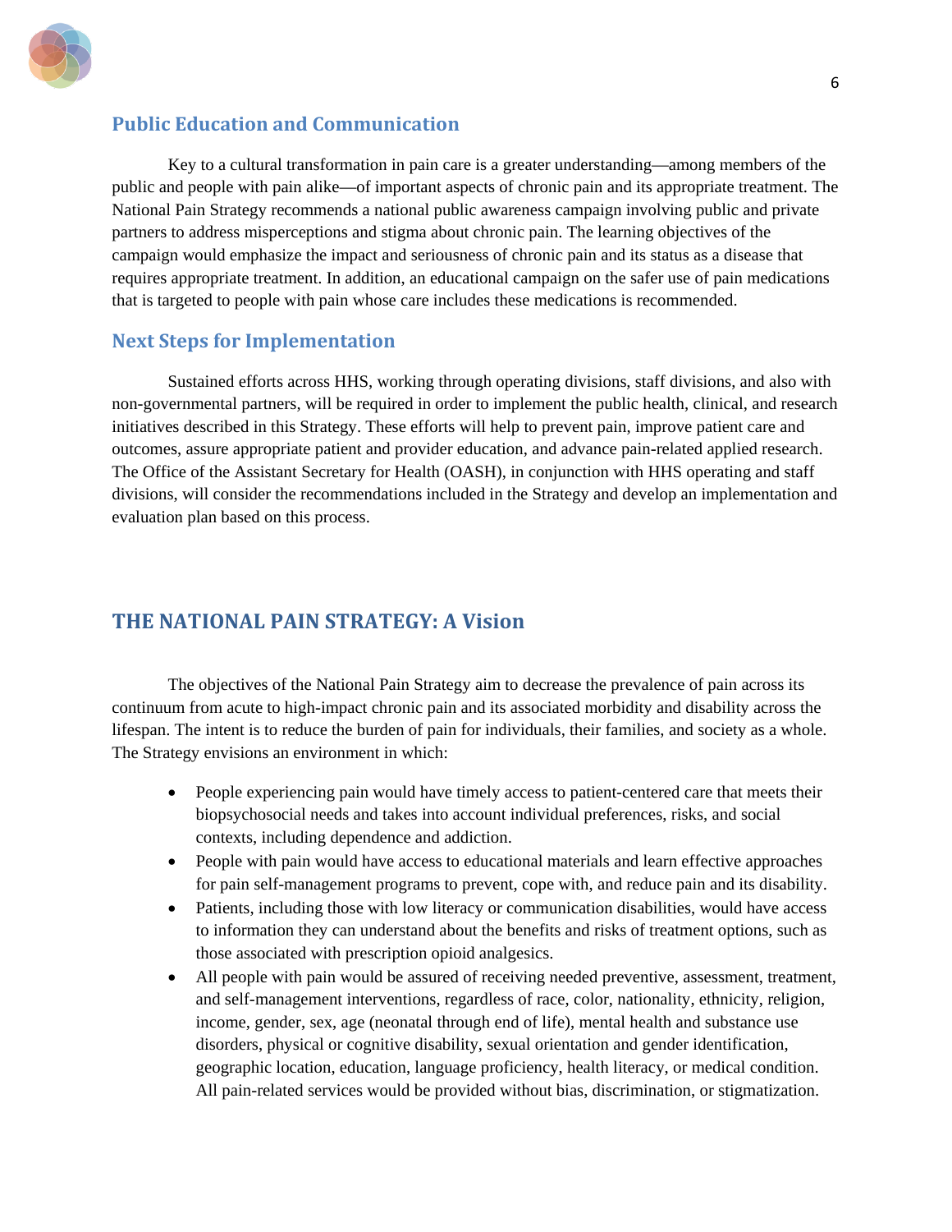## Public Education and Communication

Key to a cultural transformation in pain care is a greater understanding—among members of the public and people with pain alike—of important aspects of chronic pain and its appropriate treatment. The National Pain Strategy recommends a national public awareness campaign involving public and private partners to address misperceptions and stigma about chronic pain. The learning objectives of the campaign would emphasize the impact and seriousness of chronic pain and its status as a disease that requires appropriate treatment. In addition, an educational campaign on the safer use of pain medications that is targeted to people with pain whose care includes these medications is recommended.

## Next Steps for Implementation

Sustained efforts across HHS, working through operating divisions, staff divisions, and also with non-governmental partners, will be required in order to implement the public health, clinical, and research initiatives described in this Strategy. These efforts will help to prevent pain, improve patient care and outcomes, assure appropriate patient and provider education, and advance pain-related applied research. The Office of the Assistant Secretary for Health (OASH), in conjunction with HHS operating and staff divisions, will consider the recommendations included in the Strategy and develop an implementation and evaluation plan based on this process.

# THE NATIONAL PAIN STRATEGY: A Vision

The objectives of the National Pain Strategy aim to decrease the prevalence of pain across its continuum from acute to high-impact chronic pain and its associated morbidity and disability across the lifespan. The intent is to reduce the burden of pain for individuals, their families, and society as a whole. The Strategy envisions an environment in which:

- People experiencing pain would have timely access to patient-centered care that meets their biopsychosocial needs and takes into account individual preferences, risks, and social contexts, including dependence and addiction.
- People with pain would have access to educational materials and learn effective approaches for pain self-management programs to prevent, cope with, and reduce pain and its disability.
- Patients, including those with low literacy or communication disabilities, would have access to information they can understand about the benefits and risks of treatment options, such as those associated with prescription opioid analgesics.
- All people with pain would be assured of receiving needed preventive, assessment, treatment, and self-management interventions, regardless of race, color, nationality, ethnicity, religion, income, gender, sex, age (neonatal through end of life), mental health and substance use disorders, physical or cognitive disability, sexual orientation and gender identification, geographic location, education, language proficiency, health literacy, or medical condition. All pain-related services would be provided without bias, discrimination, or stigmatization.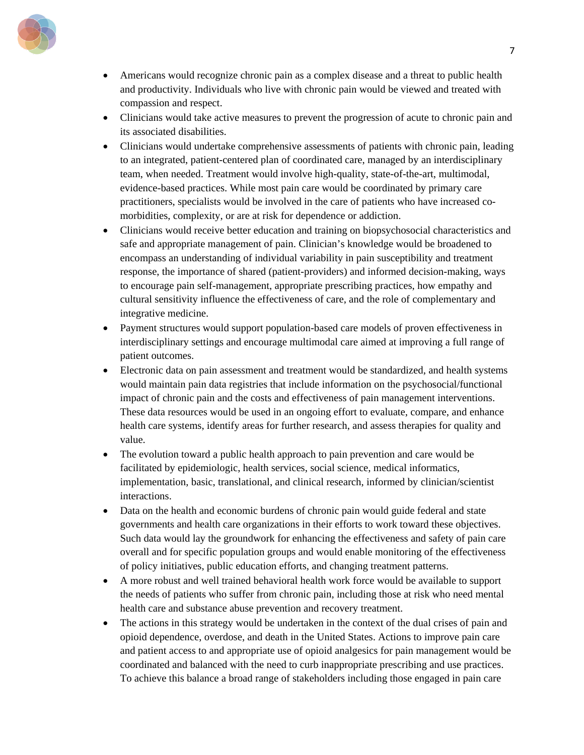- Americans would recognize chronic pain as a complex disease and a threat to public health and productivity. Individuals who live with chronic pain would be viewed and treated with compassion and respect.
- Clinicians would take active measures to prevent the progression of acute to chronic pain and its associated disabilities.
- Clinicians would undertake comprehensive assessments of patients with chronic pain, leading to an integrated, patient-centered plan of coordinated care, managed by an interdisciplinary team, when needed. Treatment would involve high-quality, state-of-the-art, multimodal, evidence-based practices. While most pain care would be coordinated by primary care practitioners, specialists would be involved in the care of patients who have increased co-morbidities, complexity, or are at risk for dependence or addiction.
- Clinicians would receive better education and training on biopsychosocial characteristics and safe and appropriate management of pain. Clinician's knowledge would be broadened to encompass an understanding of individual variability in pain susceptibility and treatment response, the importance of shared (patient-providers) and informed decision-making, ways to encourage pain self-management, appropriate prescribing practices, how empathy and cultural sensitivity influence the effectiveness of care, and the role of complementary and integrative medicine.
- Payment structures would support population-based care models of proven effectiveness in interdisciplinary settings and encourage multimodal care aimed at improving a full range of patient outcomes.
- Electronic data on pain assessment and treatment would be standardized, and health systems would maintain pain data registries that include information on the psychosocial/functional impact of chronic pain and the costs and effectiveness of pain management interventions. These data resources would be used in an ongoing effort to evaluate, compare, and enhance health care systems, identify areas for further research, and assess therapies for quality and value.
- The evolution toward a public health approach to pain prevention and care would be facilitated by epidemiologic, health services, social science, medical informatics, implementation, basic, translational, and clinical research, informed by clinician/scientist interactions.
- Data on the health and economic burdens of chronic pain would guide federal and state governments and health care organizations in their efforts to work toward these objectives. Such data would lay the groundwork for enhancing the effectiveness and safety of pain care overall and for specific population groups and would enable monitoring of the effectiveness of policy initiatives, public education efforts, and changing treatment patterns.
- A more robust and well trained behavioral health work force would be available to support the needs of patients who suffer from chronic pain, including those at risk who need mental health care and substance abuse prevention and recovery treatment.
- The actions in this strategy would be undertaken in the context of the dual crises of pain and opioid dependence, overdose, and death in the United States. Actions to improve pain care and patient access to and appropriate use of opioid analgesics for pain management would be coordinated and balanced with the need to curb inappropriate prescribing and use practices. To achieve this balance a broad range of stakeholders including those engaged in pain care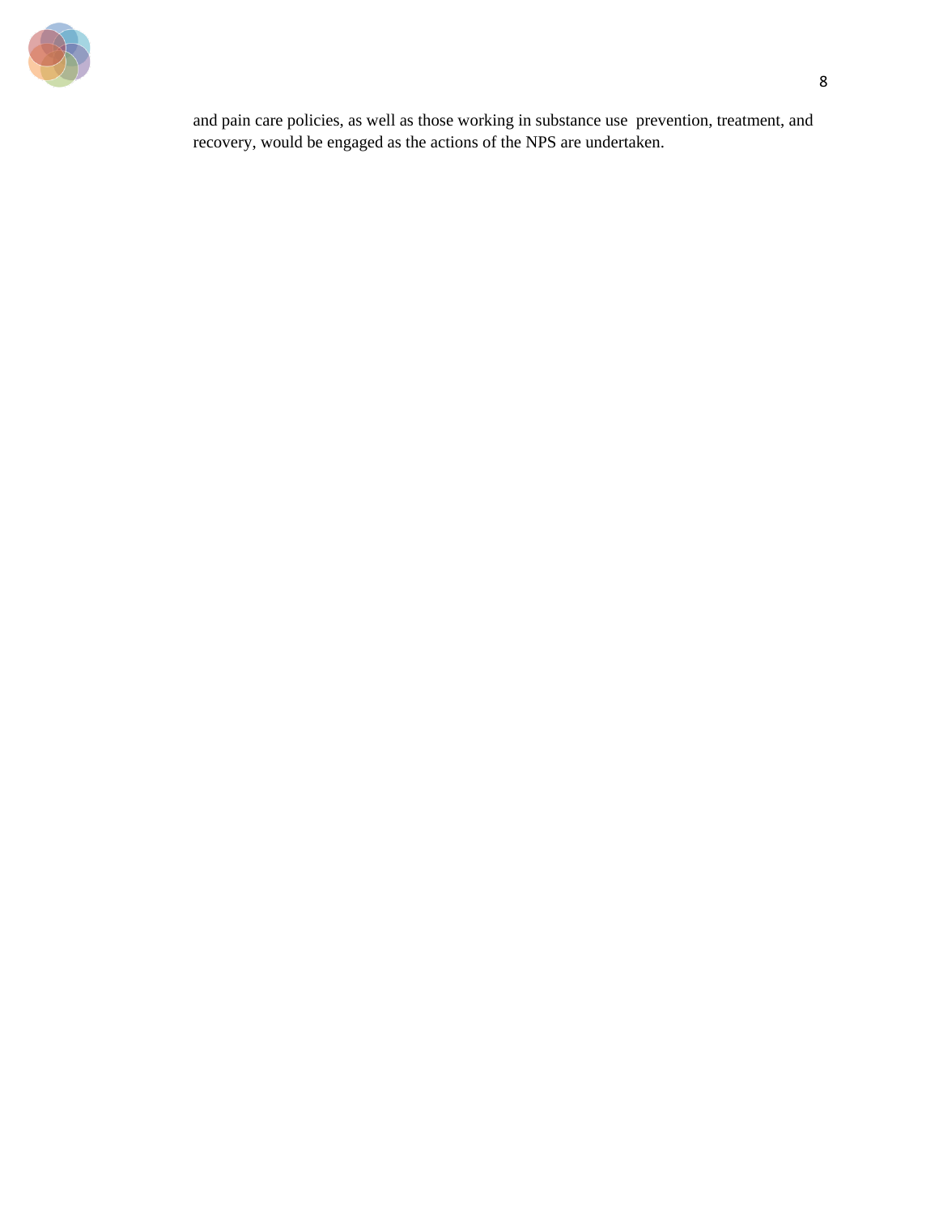and pain care policies, as well as those working in substance use prevention, treatment, and recovery, would be engaged as the actions of the NPS are undertaken.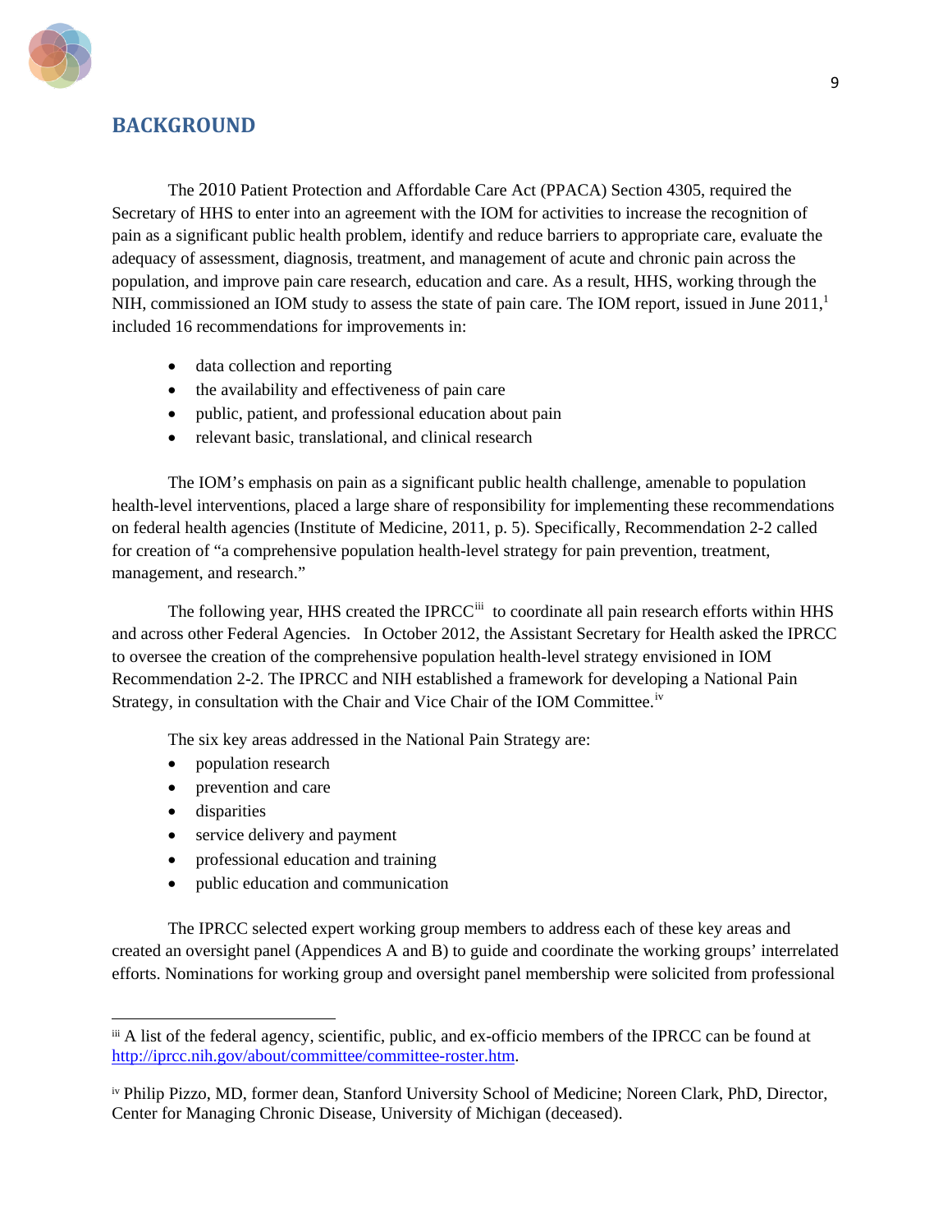## BACKGROUND

The 2010 Patient Protection and Affordable Care Act (PPACA) Section 4305, required the Secretary of HHS to enter into an agreement with the IOM for activities to increase the recognition of pain as a significant public health problem, identify and reduce barriers to appropriate care, evaluate the adequacy of assessment, diagnosis, treatment, and management of acute and chronic pain across the population, and improve pain care research, education and care. As a result, HHS, working through the NIH, commissioned an IOM study to assess the state of pain care. The IOM report, issued in June 2011,[1] included 16 recommendations for improvements in:

- data collection and reporting
- the availability and effectiveness of pain care
- public, patient, and professional education about pain
- relevant basic, translational, and clinical research

The IOM's emphasis on pain as a significant public health challenge, amenable to population health-level interventions, placed a large share of responsibility for implementing these recommendations on federal health agencies (Institute of Medicine, 2011, p. 5). Specifically, Recommendation 2-2 called for creation of "a comprehensive population health-level strategy for pain prevention, treatment, management, and research."

The following year, HHS created the IPRCC[iii] to coordinate all pain research efforts within HHS and across other Federal Agencies. In October 2012, the Assistant Secretary for Health asked the IPRCC to oversee the creation of the comprehensive population health-level strategy envisioned in IOM Recommendation 2-2. The IPRCC and NIH established a framework for developing a National Pain Strategy, in consultation with the Chair and Vice Chair of the IOM Committee.[iv]

The six key areas addressed in the National Pain Strategy are:

- population research
- prevention and care
- disparities
- service delivery and payment
- professional education and training
- public education and communication

The IPRCC selected expert working group members to address each of these key areas and created an oversight panel (Appendices A and B) to guide and coordinate the working groups' interrelated efforts. Nominations for working group and oversight panel membership were solicited from professional

---

[iii] A list of the federal agency, scientific, public, and ex-officio members of the IPRCC can be found at http://iprcc.nih.gov/about/committee/committee-roster.htm.

[iv] Philip Pizzo, MD, former dean, Stanford University School of Medicine; Noreen Clark, PhD, Director, Center for Managing Chronic Disease, University of Michigan (deceased).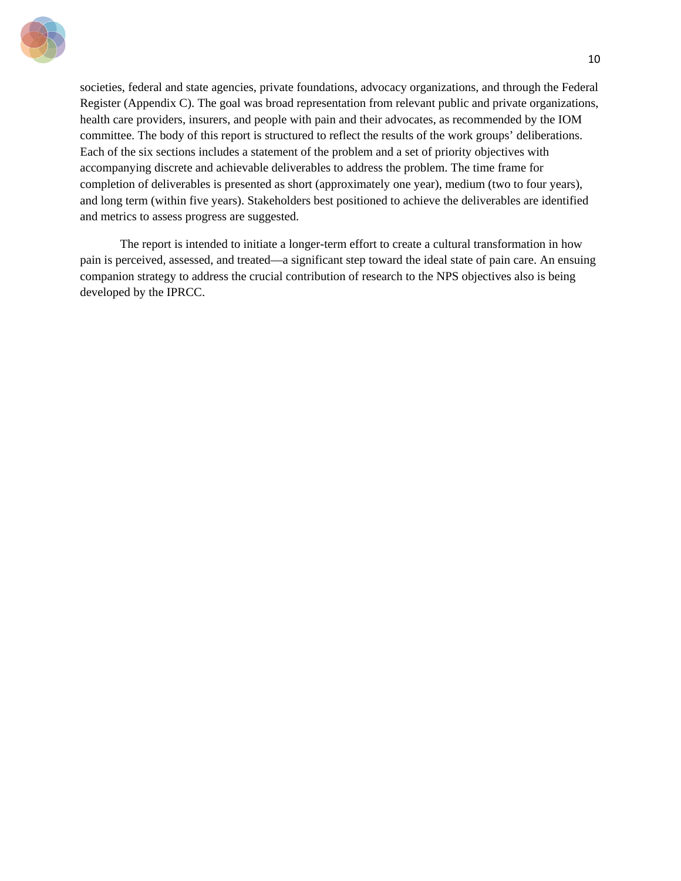societies, federal and state agencies, private foundations, advocacy organizations, and through the Federal Register (Appendix C). The goal was broad representation from relevant public and private organizations, health care providers, insurers, and people with pain and their advocates, as recommended by the IOM committee. The body of this report is structured to reflect the results of the work groups' deliberations. Each of the six sections includes a statement of the problem and a set of priority objectives with accompanying discrete and achievable deliverables to address the problem. The time frame for completion of deliverables is presented as short (approximately one year), medium (two to four years), and long term (within five years). Stakeholders best positioned to achieve the deliverables are identified and metrics to assess progress are suggested.

The report is intended to initiate a longer-term effort to create a cultural transformation in how pain is perceived, assessed, and treated—a significant step toward the ideal state of pain care. An ensuing companion strategy to address the crucial contribution of research to the NPS objectives also is being developed by the IPRCC.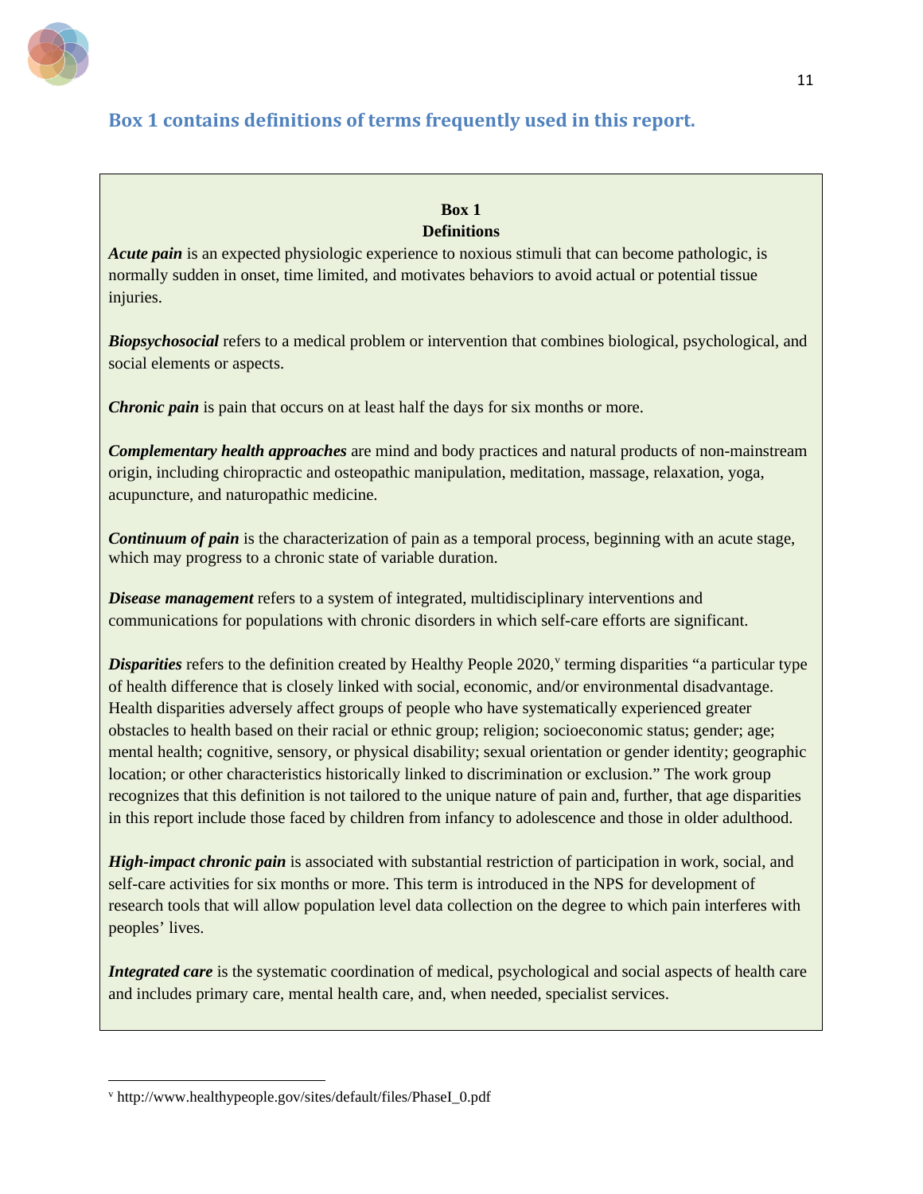## Box 1 contains definitions of terms frequently used in this report.

**Box 1**
**Definitions**

***Acute pain*** is an expected physiologic experience to noxious stimuli that can become pathologic, is normally sudden in onset, time limited, and motivates behaviors to avoid actual or potential tissue injuries.

***Biopsychosocial*** refers to a medical problem or intervention that combines biological, psychological, and social elements or aspects.

***Chronic pain*** is pain that occurs on at least half the days for six months or more.

***Complementary health approaches*** are mind and body practices and natural products of non-mainstream origin, including chiropractic and osteopathic manipulation, meditation, massage, relaxation, yoga, acupuncture, and naturopathic medicine.

***Continuum of pain*** is the characterization of pain as a temporal process, beginning with an acute stage, which may progress to a chronic state of variable duration.

***Disease management*** refers to a system of integrated, multidisciplinary interventions and communications for populations with chronic disorders in which self-care efforts are significant.

***Disparities*** refers to the definition created by Healthy People 2020,[v] terming disparities "a particular type of health difference that is closely linked with social, economic, and/or environmental disadvantage. Health disparities adversely affect groups of people who have systematically experienced greater obstacles to health based on their racial or ethnic group; religion; socioeconomic status; gender; age; mental health; cognitive, sensory, or physical disability; sexual orientation or gender identity; geographic location; or other characteristics historically linked to discrimination or exclusion." The work group recognizes that this definition is not tailored to the unique nature of pain and, further, that age disparities in this report include those faced by children from infancy to adolescence and those in older adulthood.

***High-impact chronic pain*** is associated with substantial restriction of participation in work, social, and self-care activities for six months or more. This term is introduced in the NPS for development of research tools that will allow population level data collection on the degree to which pain interferes with peoples' lives.

***Integrated care*** is the systematic coordination of medical, psychological and social aspects of health care and includes primary care, mental health care, and, when needed, specialist services.

---

[v] http://www.healthypeople.gov/sites/default/files/PhaseI_0.pdf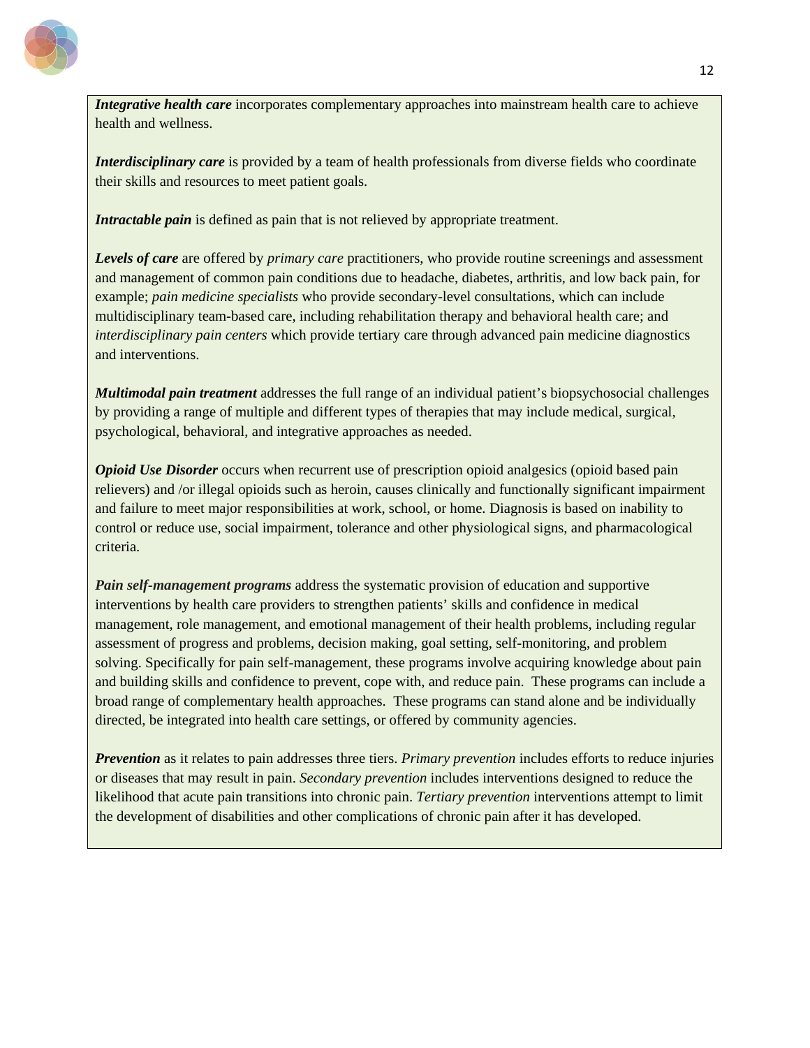***Integrative health care*** incorporates complementary approaches into mainstream health care to achieve health and wellness.

***Interdisciplinary care*** is provided by a team of health professionals from diverse fields who coordinate their skills and resources to meet patient goals.

***Intractable pain*** is defined as pain that is not relieved by appropriate treatment.

***Levels of care*** are offered by *primary care* practitioners, who provide routine screenings and assessment and management of common pain conditions due to headache, diabetes, arthritis, and low back pain, for example; *pain medicine specialists* who provide secondary-level consultations, which can include multidisciplinary team-based care, including rehabilitation therapy and behavioral health care; and *interdisciplinary pain centers* which provide tertiary care through advanced pain medicine diagnostics and interventions.

***Multimodal pain treatment*** addresses the full range of an individual patient's biopsychosocial challenges by providing a range of multiple and different types of therapies that may include medical, surgical, psychological, behavioral, and integrative approaches as needed.

***Opioid Use Disorder*** occurs when recurrent use of prescription opioid analgesics (opioid based pain relievers) and /or illegal opioids such as heroin, causes clinically and functionally significant impairment and failure to meet major responsibilities at work, school, or home. Diagnosis is based on inability to control or reduce use, social impairment, tolerance and other physiological signs, and pharmacological criteria.

***Pain self-management programs*** address the systematic provision of education and supportive interventions by health care providers to strengthen patients' skills and confidence in medical management, role management, and emotional management of their health problems, including regular assessment of progress and problems, decision making, goal setting, self-monitoring, and problem solving. Specifically for pain self-management, these programs involve acquiring knowledge about pain and building skills and confidence to prevent, cope with, and reduce pain. These programs can include a broad range of complementary health approaches. These programs can stand alone and be individually directed, be integrated into health care settings, or offered by community agencies.

***Prevention*** as it relates to pain addresses three tiers. *Primary prevention* includes efforts to reduce injuries or diseases that may result in pain. *Secondary prevention* includes interventions designed to reduce the likelihood that acute pain transitions into chronic pain. *Tertiary prevention* interventions attempt to limit the development of disabilities and other complications of chronic pain after it has developed.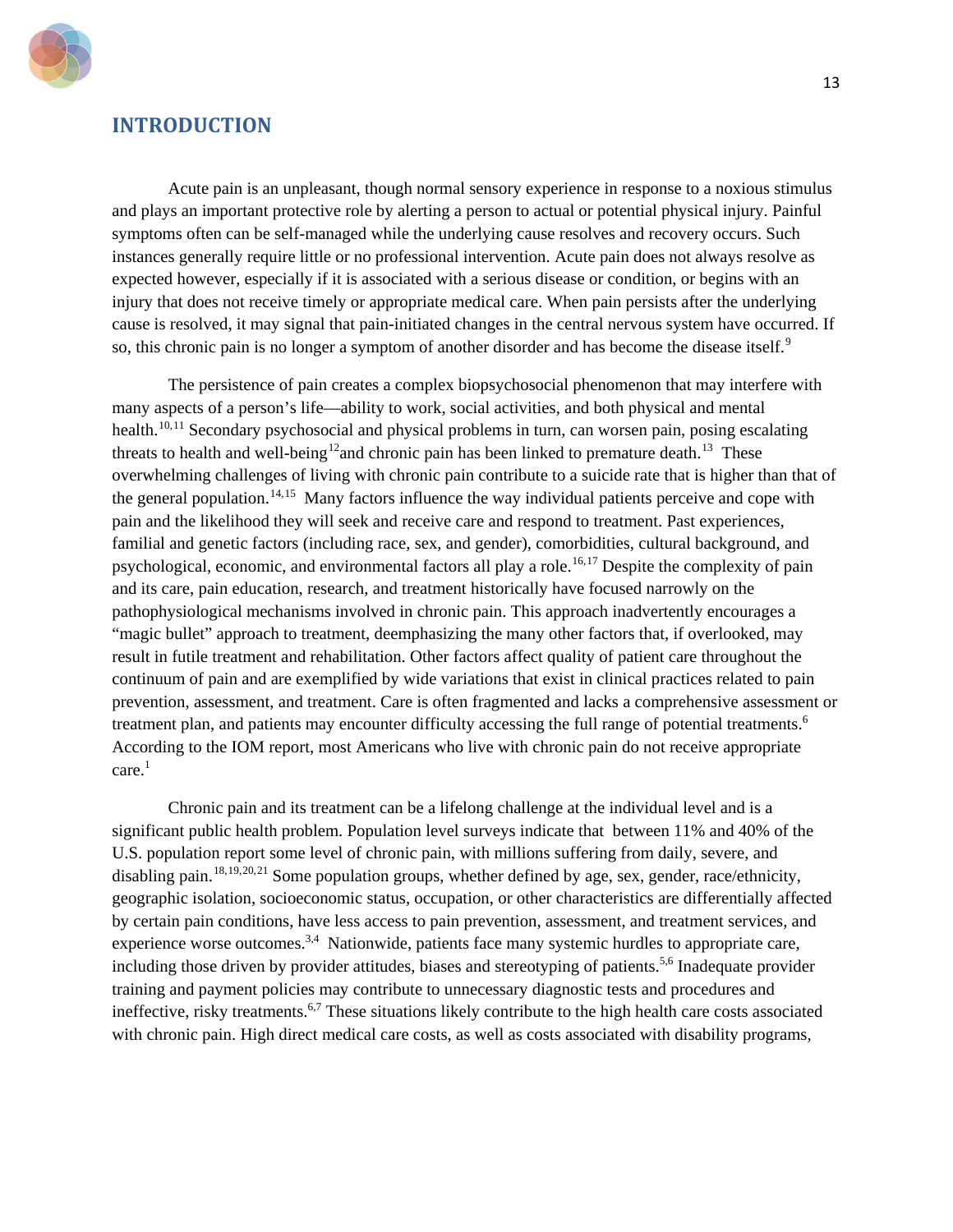## INTRODUCTION

Acute pain is an unpleasant, though normal sensory experience in response to a noxious stimulus and plays an important protective role by alerting a person to actual or potential physical injury. Painful symptoms often can be self-managed while the underlying cause resolves and recovery occurs. Such instances generally require little or no professional intervention. Acute pain does not always resolve as expected however, especially if it is associated with a serious disease or condition, or begins with an injury that does not receive timely or appropriate medical care. When pain persists after the underlying cause is resolved, it may signal that pain-initiated changes in the central nervous system have occurred. If so, this chronic pain is no longer a symptom of another disorder and has become the disease itself.[9]

The persistence of pain creates a complex biopsychosocial phenomenon that may interfere with many aspects of a person's life—ability to work, social activities, and both physical and mental health.[10,11] Secondary psychosocial and physical problems in turn, can worsen pain, posing escalating threats to health and well-being[12]and chronic pain has been linked to premature death.[13] These overwhelming challenges of living with chronic pain contribute to a suicide rate that is higher than that of the general population.[14,15] Many factors influence the way individual patients perceive and cope with pain and the likelihood they will seek and receive care and respond to treatment. Past experiences, familial and genetic factors (including race, sex, and gender), comorbidities, cultural background, and psychological, economic, and environmental factors all play a role.[16,17] Despite the complexity of pain and its care, pain education, research, and treatment historically have focused narrowly on the pathophysiological mechanisms involved in chronic pain. This approach inadvertently encourages a "magic bullet" approach to treatment, deemphasizing the many other factors that, if overlooked, may result in futile treatment and rehabilitation. Other factors affect quality of patient care throughout the continuum of pain and are exemplified by wide variations that exist in clinical practices related to pain prevention, assessment, and treatment. Care is often fragmented and lacks a comprehensive assessment or treatment plan, and patients may encounter difficulty accessing the full range of potential treatments.[6] According to the IOM report, most Americans who live with chronic pain do not receive appropriate care.[1]

Chronic pain and its treatment can be a lifelong challenge at the individual level and is a significant public health problem. Population level surveys indicate that between 11% and 40% of the U.S. population report some level of chronic pain, with millions suffering from daily, severe, and disabling pain.[18,19,20,21] Some population groups, whether defined by age, sex, gender, race/ethnicity, geographic isolation, socioeconomic status, occupation, or other characteristics are differentially affected by certain pain conditions, have less access to pain prevention, assessment, and treatment services, and experience worse outcomes.[3,4] Nationwide, patients face many systemic hurdles to appropriate care, including those driven by provider attitudes, biases and stereotyping of patients.[5,6] Inadequate provider training and payment policies may contribute to unnecessary diagnostic tests and procedures and ineffective, risky treatments.[6,7] These situations likely contribute to the high health care costs associated with chronic pain. High direct medical care costs, as well as costs associated with disability programs,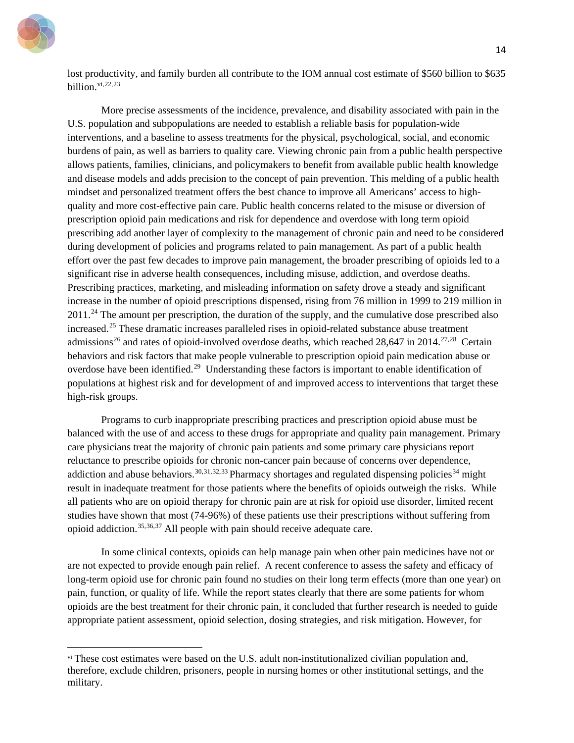lost productivity, and family burden all contribute to the IOM annual cost estimate of $560 billion to $635 billion.[vi,22,23]

More precise assessments of the incidence, prevalence, and disability associated with pain in the U.S. population and subpopulations are needed to establish a reliable basis for population-wide interventions, and a baseline to assess treatments for the physical, psychological, social, and economic burdens of pain, as well as barriers to quality care. Viewing chronic pain from a public health perspective allows patients, families, clinicians, and policymakers to benefit from available public health knowledge and disease models and adds precision to the concept of pain prevention. This melding of a public health mindset and personalized treatment offers the best chance to improve all Americans' access to high-quality and more cost-effective pain care. Public health concerns related to the misuse or diversion of prescription opioid pain medications and risk for dependence and overdose with long term opioid prescribing add another layer of complexity to the management of chronic pain and need to be considered during development of policies and programs related to pain management. As part of a public health effort over the past few decades to improve pain management, the broader prescribing of opioids led to a significant rise in adverse health consequences, including misuse, addiction, and overdose deaths. Prescribing practices, marketing, and misleading information on safety drove a steady and significant increase in the number of opioid prescriptions dispensed, rising from 76 million in 1999 to 219 million in 2011.[24] The amount per prescription, the duration of the supply, and the cumulative dose prescribed also increased.[25] These dramatic increases paralleled rises in opioid-related substance abuse treatment admissions[26] and rates of opioid-involved overdose deaths, which reached 28,647 in 2014.[27,28] Certain behaviors and risk factors that make people vulnerable to prescription opioid pain medication abuse or overdose have been identified.[29] Understanding these factors is important to enable identification of populations at highest risk and for development of and improved access to interventions that target these high-risk groups.

Programs to curb inappropriate prescribing practices and prescription opioid abuse must be balanced with the use of and access to these drugs for appropriate and quality pain management. Primary care physicians treat the majority of chronic pain patients and some primary care physicians report reluctance to prescribe opioids for chronic non-cancer pain because of concerns over dependence, addiction and abuse behaviors.[30,31,32,33] Pharmacy shortages and regulated dispensing policies[34] might result in inadequate treatment for those patients where the benefits of opioids outweigh the risks. While all patients who are on opioid therapy for chronic pain are at risk for opioid use disorder, limited recent studies have shown that most (74-96%) of these patients use their prescriptions without suffering from opioid addiction.[35,36,37] All people with pain should receive adequate care.

In some clinical contexts, opioids can help manage pain when other pain medicines have not or are not expected to provide enough pain relief. A recent conference to assess the safety and efficacy of long-term opioid use for chronic pain found no studies on their long term effects (more than one year) on pain, function, or quality of life. While the report states clearly that there are some patients for whom opioids are the best treatment for their chronic pain, it concluded that further research is needed to guide appropriate patient assessment, opioid selection, dosing strategies, and risk mitigation. However, for

---

[vi] These cost estimates were based on the U.S. adult non-institutionalized civilian population and, therefore, exclude children, prisoners, people in nursing homes or other institutional settings, and the military.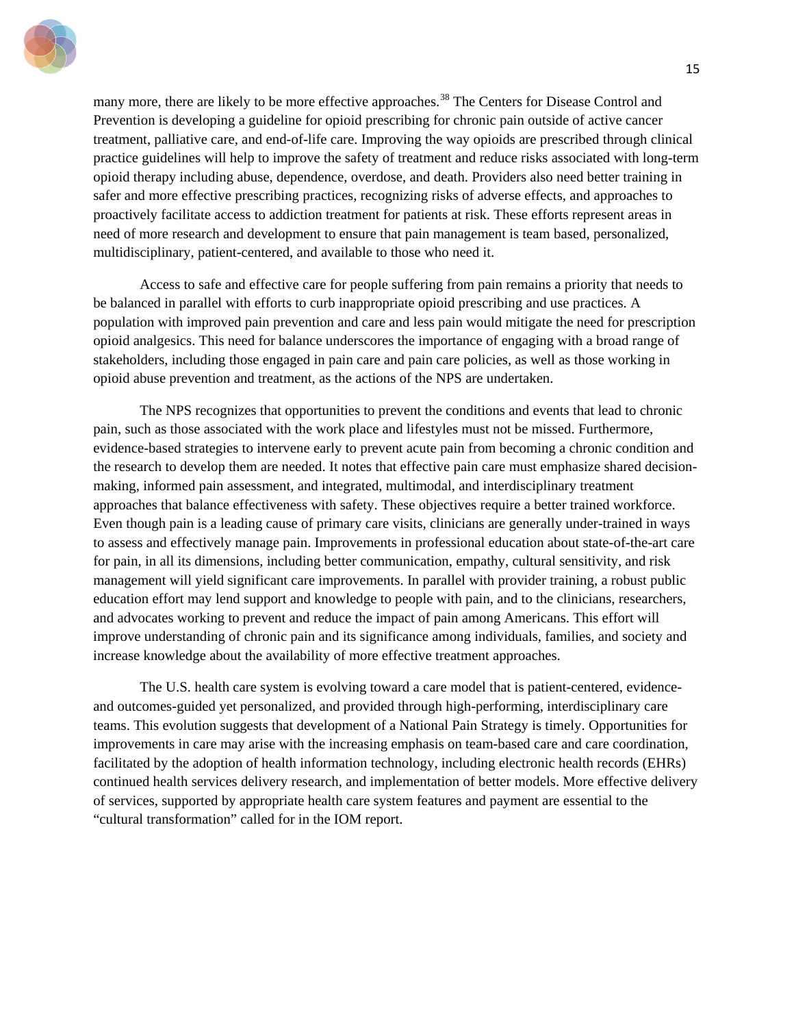many more, there are likely to be more effective approaches.[38] The Centers for Disease Control and Prevention is developing a guideline for opioid prescribing for chronic pain outside of active cancer treatment, palliative care, and end-of-life care. Improving the way opioids are prescribed through clinical practice guidelines will help to improve the safety of treatment and reduce risks associated with long-term opioid therapy including abuse, dependence, overdose, and death. Providers also need better training in safer and more effective prescribing practices, recognizing risks of adverse effects, and approaches to proactively facilitate access to addiction treatment for patients at risk. These efforts represent areas in need of more research and development to ensure that pain management is team based, personalized, multidisciplinary, patient-centered, and available to those who need it.

Access to safe and effective care for people suffering from pain remains a priority that needs to be balanced in parallel with efforts to curb inappropriate opioid prescribing and use practices. A population with improved pain prevention and care and less pain would mitigate the need for prescription opioid analgesics. This need for balance underscores the importance of engaging with a broad range of stakeholders, including those engaged in pain care and pain care policies, as well as those working in opioid abuse prevention and treatment, as the actions of the NPS are undertaken.

The NPS recognizes that opportunities to prevent the conditions and events that lead to chronic pain, such as those associated with the work place and lifestyles must not be missed. Furthermore, evidence-based strategies to intervene early to prevent acute pain from becoming a chronic condition and the research to develop them are needed. It notes that effective pain care must emphasize shared decision-making, informed pain assessment, and integrated, multimodal, and interdisciplinary treatment approaches that balance effectiveness with safety. These objectives require a better trained workforce. Even though pain is a leading cause of primary care visits, clinicians are generally under-trained in ways to assess and effectively manage pain. Improvements in professional education about state-of-the-art care for pain, in all its dimensions, including better communication, empathy, cultural sensitivity, and risk management will yield significant care improvements. In parallel with provider training, a robust public education effort may lend support and knowledge to people with pain, and to the clinicians, researchers, and advocates working to prevent and reduce the impact of pain among Americans. This effort will improve understanding of chronic pain and its significance among individuals, families, and society and increase knowledge about the availability of more effective treatment approaches.

The U.S. health care system is evolving toward a care model that is patient-centered, evidence- and outcomes-guided yet personalized, and provided through high-performing, interdisciplinary care teams. This evolution suggests that development of a National Pain Strategy is timely. Opportunities for improvements in care may arise with the increasing emphasis on team-based care and care coordination, facilitated by the adoption of health information technology, including electronic health records (EHRs) continued health services delivery research, and implementation of better models. More effective delivery of services, supported by appropriate health care system features and payment are essential to the "cultural transformation" called for in the IOM report.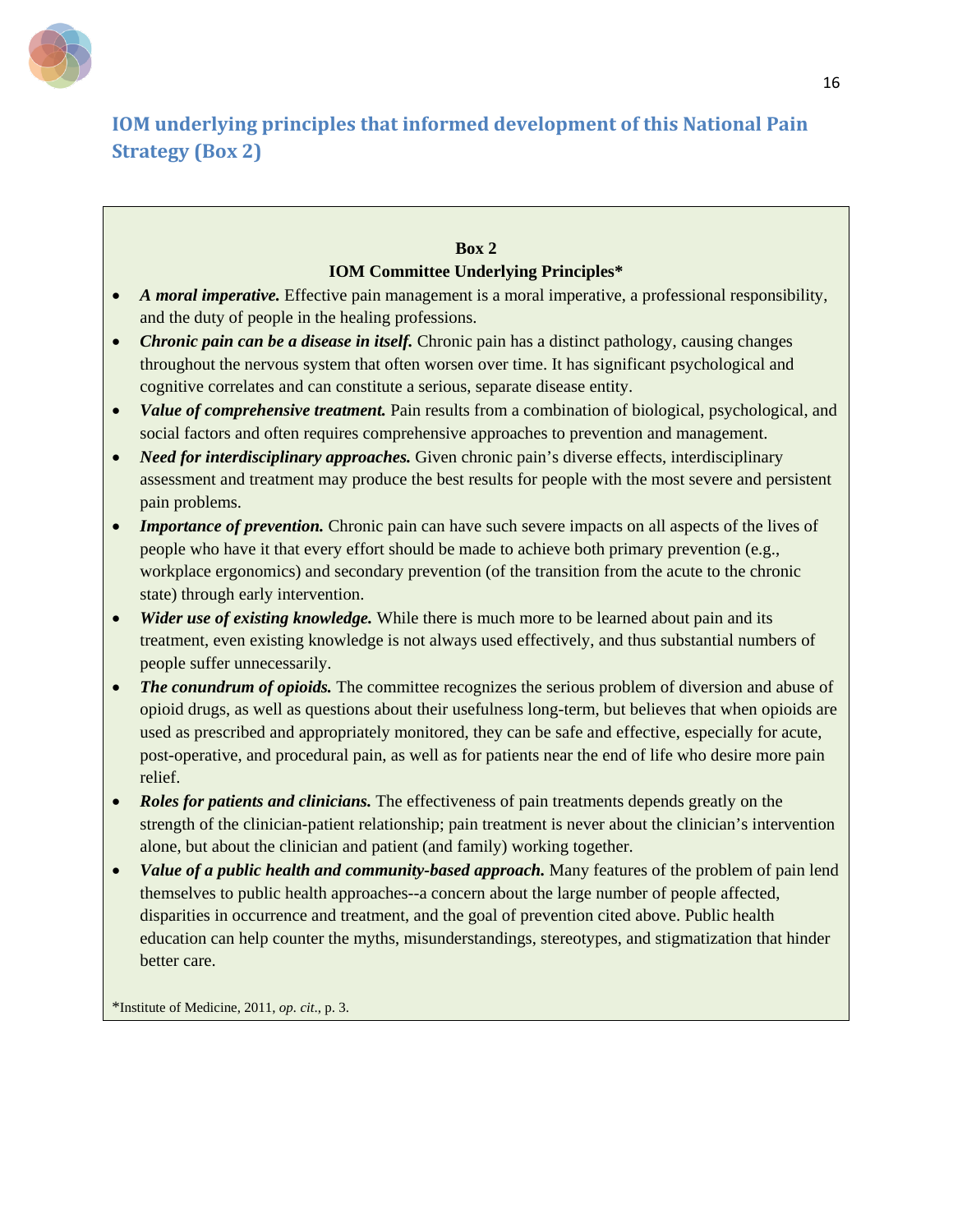## IOM underlying principles that informed development of this National Pain Strategy (Box 2)

**Box 2**

**IOM Committee Underlying Principles***

- ***A moral imperative.*** Effective pain management is a moral imperative, a professional responsibility, and the duty of people in the healing professions.
- ***Chronic pain can be a disease in itself.*** Chronic pain has a distinct pathology, causing changes throughout the nervous system that often worsen over time. It has significant psychological and cognitive correlates and can constitute a serious, separate disease entity.
- ***Value of comprehensive treatment.*** Pain results from a combination of biological, psychological, and social factors and often requires comprehensive approaches to prevention and management.
- ***Need for interdisciplinary approaches.*** Given chronic pain's diverse effects, interdisciplinary assessment and treatment may produce the best results for people with the most severe and persistent pain problems.
- ***Importance of prevention.*** Chronic pain can have such severe impacts on all aspects of the lives of people who have it that every effort should be made to achieve both primary prevention (e.g., workplace ergonomics) and secondary prevention (of the transition from the acute to the chronic state) through early intervention.
- ***Wider use of existing knowledge.*** While there is much more to be learned about pain and its treatment, even existing knowledge is not always used effectively, and thus substantial numbers of people suffer unnecessarily.
- ***The conundrum of opioids.*** The committee recognizes the serious problem of diversion and abuse of opioid drugs, as well as questions about their usefulness long-term, but believes that when opioids are used as prescribed and appropriately monitored, they can be safe and effective, especially for acute, post-operative, and procedural pain, as well as for patients near the end of life who desire more pain relief.
- ***Roles for patients and clinicians.*** The effectiveness of pain treatments depends greatly on the strength of the clinician-patient relationship; pain treatment is never about the clinician's intervention alone, but about the clinician and patient (and family) working together.
- ***Value of a public health and community-based approach.*** Many features of the problem of pain lend themselves to public health approaches--a concern about the large number of people affected, disparities in occurrence and treatment, and the goal of prevention cited above. Public health education can help counter the myths, misunderstandings, stereotypes, and stigmatization that hinder better care.

*Institute of Medicine, 2011, *op. cit*., p. 3.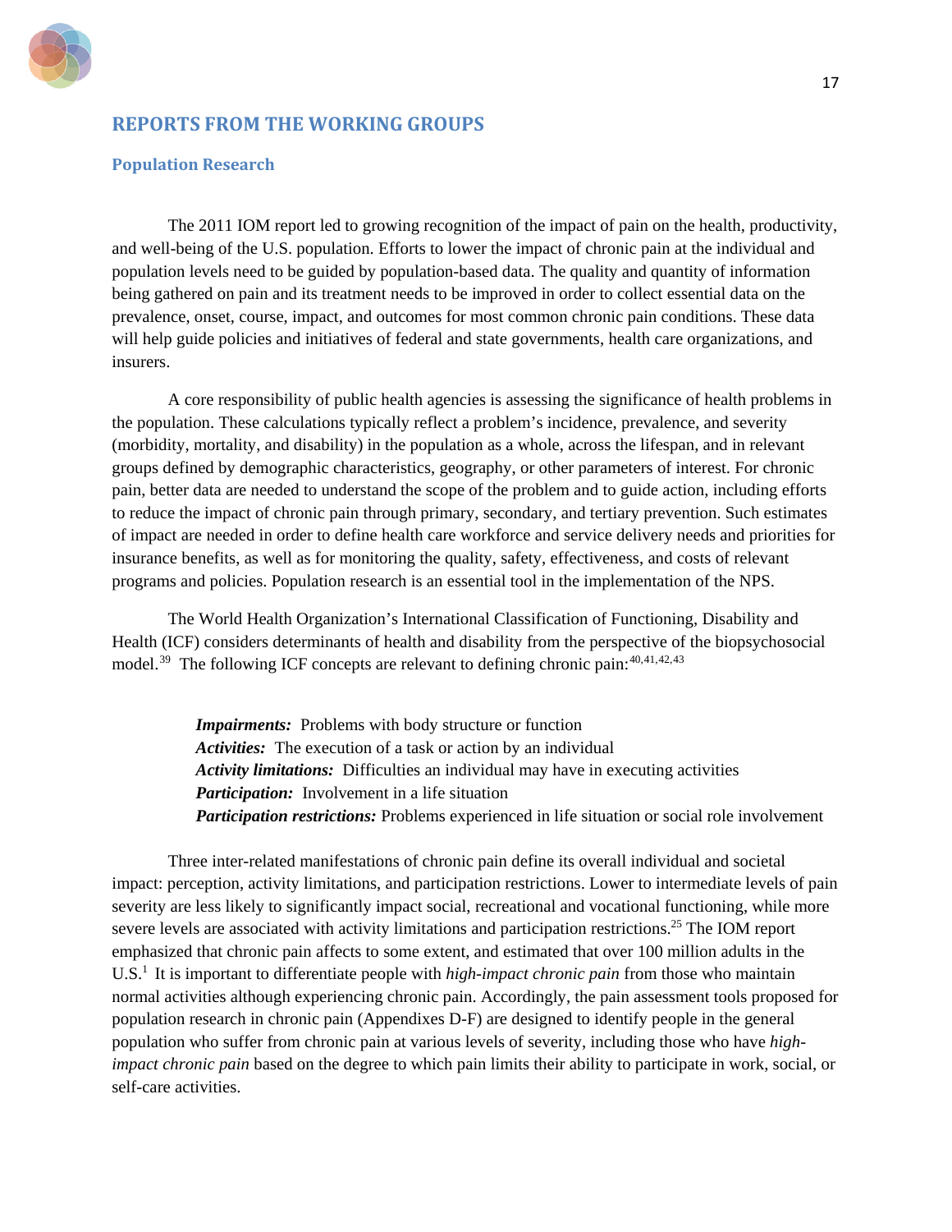## REPORTS FROM THE WORKING GROUPS

### Population Research

The 2011 IOM report led to growing recognition of the impact of pain on the health, productivity, and well-being of the U.S. population. Efforts to lower the impact of chronic pain at the individual and population levels need to be guided by population-based data. The quality and quantity of information being gathered on pain and its treatment needs to be improved in order to collect essential data on the prevalence, onset, course, impact, and outcomes for most common chronic pain conditions. These data will help guide policies and initiatives of federal and state governments, health care organizations, and insurers.

A core responsibility of public health agencies is assessing the significance of health problems in the population. These calculations typically reflect a problem's incidence, prevalence, and severity (morbidity, mortality, and disability) in the population as a whole, across the lifespan, and in relevant groups defined by demographic characteristics, geography, or other parameters of interest. For chronic pain, better data are needed to understand the scope of the problem and to guide action, including efforts to reduce the impact of chronic pain through primary, secondary, and tertiary prevention. Such estimates of impact are needed in order to define health care workforce and service delivery needs and priorities for insurance benefits, as well as for monitoring the quality, safety, effectiveness, and costs of relevant programs and policies. Population research is an essential tool in the implementation of the NPS.

The World Health Organization's International Classification of Functioning, Disability and Health (ICF) considers determinants of health and disability from the perspective of the biopsychosocial model.[39] The following ICF concepts are relevant to defining chronic pain:[40,41,42,43]

> ***Impairments:*** Problems with body structure or function
> ***Activities:*** The execution of a task or action by an individual
> ***Activity limitations:*** Difficulties an individual may have in executing activities
> ***Participation:*** Involvement in a life situation
> ***Participation restrictions:*** Problems experienced in life situation or social role involvement

Three inter-related manifestations of chronic pain define its overall individual and societal impact: perception, activity limitations, and participation restrictions. Lower to intermediate levels of pain severity are less likely to significantly impact social, recreational and vocational functioning, while more severe levels are associated with activity limitations and participation restrictions.[25] The IOM report emphasized that chronic pain affects to some extent, and estimated that over 100 million adults in the U.S.[1] It is important to differentiate people with *high-impact chronic pain* from those who maintain normal activities although experiencing chronic pain. Accordingly, the pain assessment tools proposed for population research in chronic pain (Appendixes D-F) are designed to identify people in the general population who suffer from chronic pain at various levels of severity, including those who have *high-impact chronic pain* based on the degree to which pain limits their ability to participate in work, social, or self-care activities.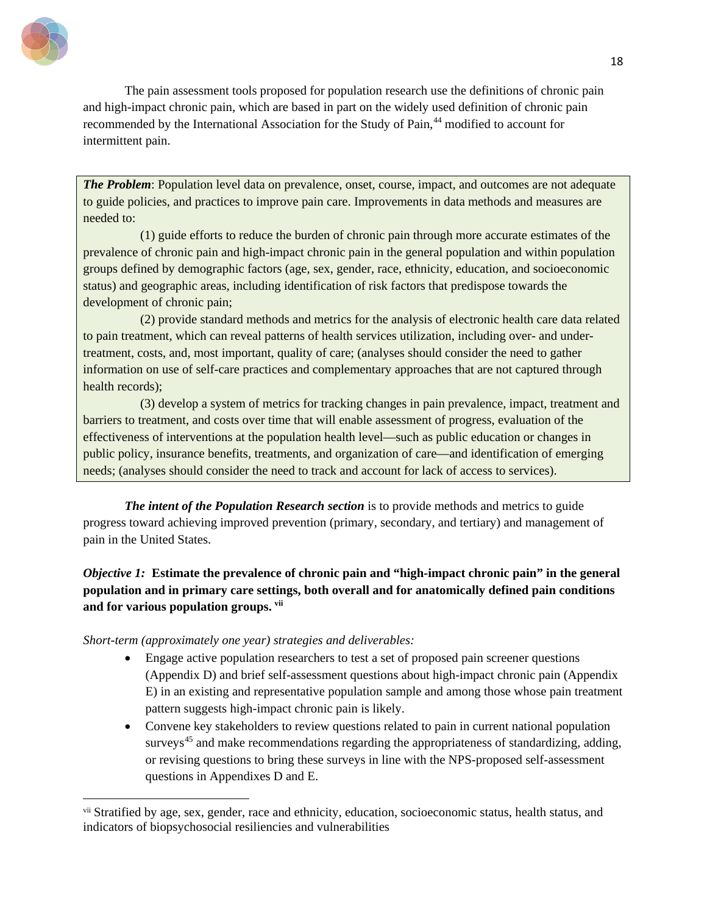The pain assessment tools proposed for population research use the definitions of chronic pain and high-impact chronic pain, which are based in part on the widely used definition of chronic pain recommended by the International Association for the Study of Pain,[44] modified to account for intermittent pain.

***The Problem***: Population level data on prevalence, onset, course, impact, and outcomes are not adequate to guide policies, and practices to improve pain care. Improvements in data methods and measures are needed to:

(1) guide efforts to reduce the burden of chronic pain through more accurate estimates of the prevalence of chronic pain and high-impact chronic pain in the general population and within population groups defined by demographic factors (age, sex, gender, race, ethnicity, education, and socioeconomic status) and geographic areas, including identification of risk factors that predispose towards the development of chronic pain;

(2) provide standard methods and metrics for the analysis of electronic health care data related to pain treatment, which can reveal patterns of health services utilization, including over- and under-treatment, costs, and, most important, quality of care; (analyses should consider the need to gather information on use of self-care practices and complementary approaches that are not captured through health records);

(3) develop a system of metrics for tracking changes in pain prevalence, impact, treatment and barriers to treatment, and costs over time that will enable assessment of progress, evaluation of the effectiveness of interventions at the population health level—such as public education or changes in public policy, insurance benefits, treatments, and organization of care—and identification of emerging needs; (analyses should consider the need to track and account for lack of access to services).

***The intent of the Population Research section*** is to provide methods and metrics to guide progress toward achieving improved prevention (primary, secondary, and tertiary) and management of pain in the United States.

***Objective 1:*** **Estimate the prevalence of chronic pain and "high-impact chronic pain" in the general population and in primary care settings, both overall and for anatomically defined pain conditions and for various population groups.** [vii]

*Short-term (approximately one year) strategies and deliverables:*

- Engage active population researchers to test a set of proposed pain screener questions (Appendix D) and brief self-assessment questions about high-impact chronic pain (Appendix E) in an existing and representative population sample and among those whose pain treatment pattern suggests high-impact chronic pain is likely.
- Convene key stakeholders to review questions related to pain in current national population surveys[45] and make recommendations regarding the appropriateness of standardizing, adding, or revising questions to bring these surveys in line with the NPS-proposed self-assessment questions in Appendixes D and E.

[vii] Stratified by age, sex, gender, race and ethnicity, education, socioeconomic status, health status, and indicators of biopsychosocial resiliencies and vulnerabilities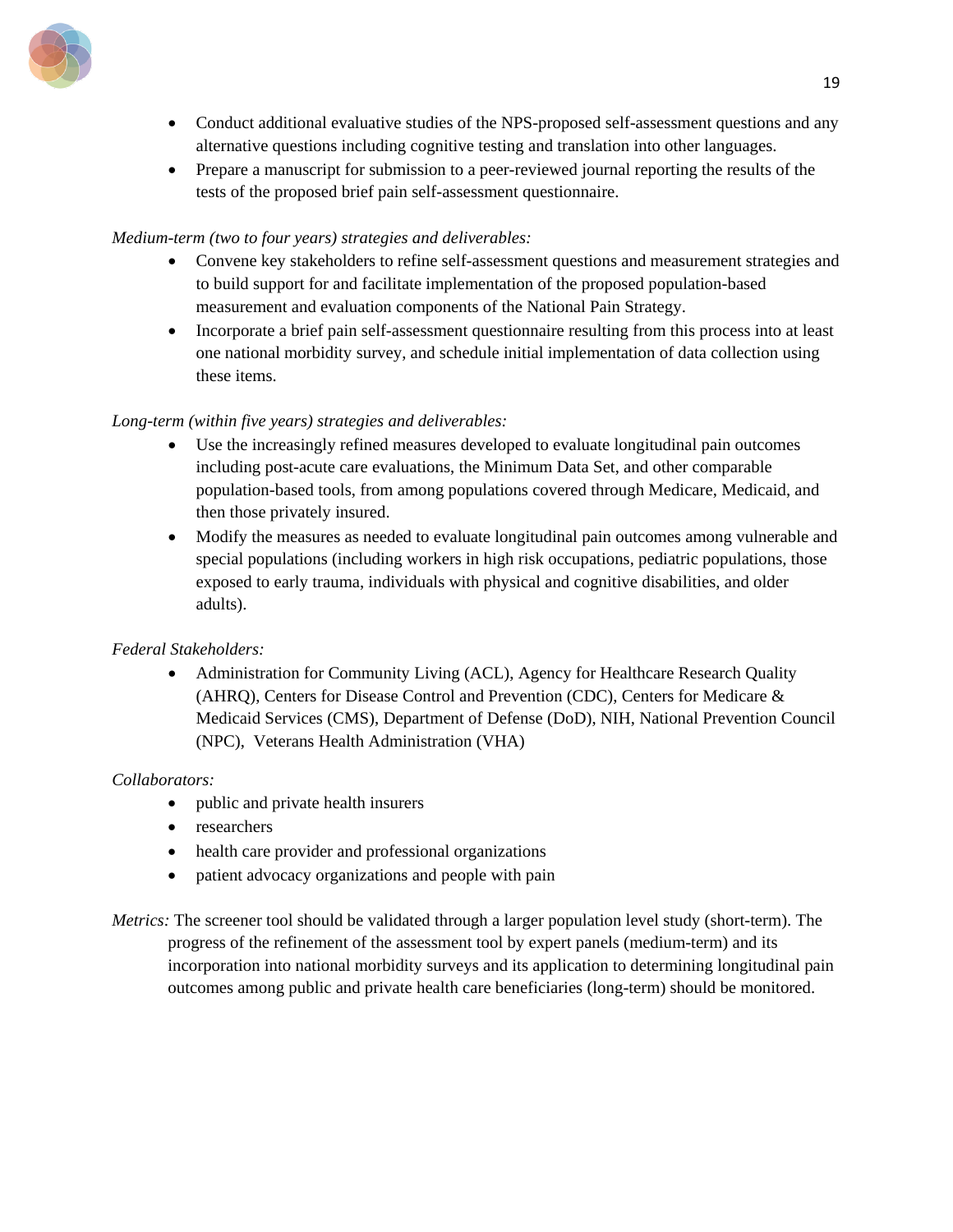- Conduct additional evaluative studies of the NPS-proposed self-assessment questions and any alternative questions including cognitive testing and translation into other languages.
- Prepare a manuscript for submission to a peer-reviewed journal reporting the results of the tests of the proposed brief pain self-assessment questionnaire.

*Medium-term (two to four years) strategies and deliverables:*

- Convene key stakeholders to refine self-assessment questions and measurement strategies and to build support for and facilitate implementation of the proposed population-based measurement and evaluation components of the National Pain Strategy.
- Incorporate a brief pain self-assessment questionnaire resulting from this process into at least one national morbidity survey, and schedule initial implementation of data collection using these items.

*Long-term (within five years) strategies and deliverables:*

- Use the increasingly refined measures developed to evaluate longitudinal pain outcomes including post-acute care evaluations, the Minimum Data Set, and other comparable population-based tools, from among populations covered through Medicare, Medicaid, and then those privately insured.
- Modify the measures as needed to evaluate longitudinal pain outcomes among vulnerable and special populations (including workers in high risk occupations, pediatric populations, those exposed to early trauma, individuals with physical and cognitive disabilities, and older adults).

*Federal Stakeholders:*

- Administration for Community Living (ACL), Agency for Healthcare Research Quality (AHRQ), Centers for Disease Control and Prevention (CDC), Centers for Medicare & Medicaid Services (CMS), Department of Defense (DoD), NIH, National Prevention Council (NPC), Veterans Health Administration (VHA)

*Collaborators:*

- public and private health insurers
- researchers
- health care provider and professional organizations
- patient advocacy organizations and people with pain

*Metrics:* The screener tool should be validated through a larger population level study (short-term). The progress of the refinement of the assessment tool by expert panels (medium-term) and its incorporation into national morbidity surveys and its application to determining longitudinal pain outcomes among public and private health care beneficiaries (long-term) should be monitored.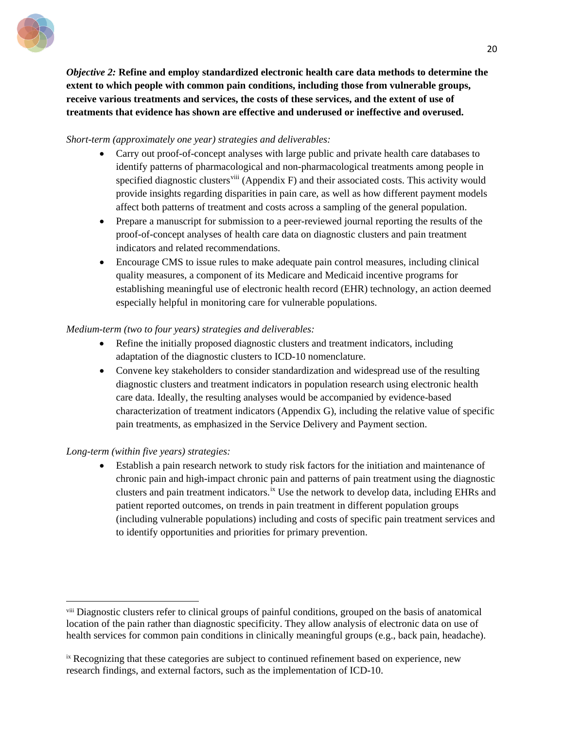***Objective 2:*** **Refine and employ standardized electronic health care data methods to determine the extent to which people with common pain conditions, including those from vulnerable groups, receive various treatments and services, the costs of these services, and the extent of use of treatments that evidence has shown are effective and underused or ineffective and overused.**

*Short-term (approximately one year) strategies and deliverables:*

- Carry out proof-of-concept analyses with large public and private health care databases to identify patterns of pharmacological and non-pharmacological treatments among people in specified diagnostic clusters[viii] (Appendix F) and their associated costs. This activity would provide insights regarding disparities in pain care, as well as how different payment models affect both patterns of treatment and costs across a sampling of the general population.
- Prepare a manuscript for submission to a peer-reviewed journal reporting the results of the proof-of-concept analyses of health care data on diagnostic clusters and pain treatment indicators and related recommendations.
- Encourage CMS to issue rules to make adequate pain control measures, including clinical quality measures, a component of its Medicare and Medicaid incentive programs for establishing meaningful use of electronic health record (EHR) technology, an action deemed especially helpful in monitoring care for vulnerable populations.

*Medium-term (two to four years) strategies and deliverables:*

- Refine the initially proposed diagnostic clusters and treatment indicators, including adaptation of the diagnostic clusters to ICD-10 nomenclature.
- Convene key stakeholders to consider standardization and widespread use of the resulting diagnostic clusters and treatment indicators in population research using electronic health care data. Ideally, the resulting analyses would be accompanied by evidence-based characterization of treatment indicators (Appendix G), including the relative value of specific pain treatments, as emphasized in the Service Delivery and Payment section.

*Long-term (within five years) strategies:*

- Establish a pain research network to study risk factors for the initiation and maintenance of chronic pain and high-impact chronic pain and patterns of pain treatment using the diagnostic clusters and pain treatment indicators.[ix] Use the network to develop data, including EHRs and patient reported outcomes, on trends in pain treatment in different population groups (including vulnerable populations) including and costs of specific pain treatment services and to identify opportunities and priorities for primary prevention.

---

[viii] Diagnostic clusters refer to clinical groups of painful conditions, grouped on the basis of anatomical location of the pain rather than diagnostic specificity. They allow analysis of electronic data on use of health services for common pain conditions in clinically meaningful groups (e.g., back pain, headache).

[ix] Recognizing that these categories are subject to continued refinement based on experience, new research findings, and external factors, such as the implementation of ICD-10.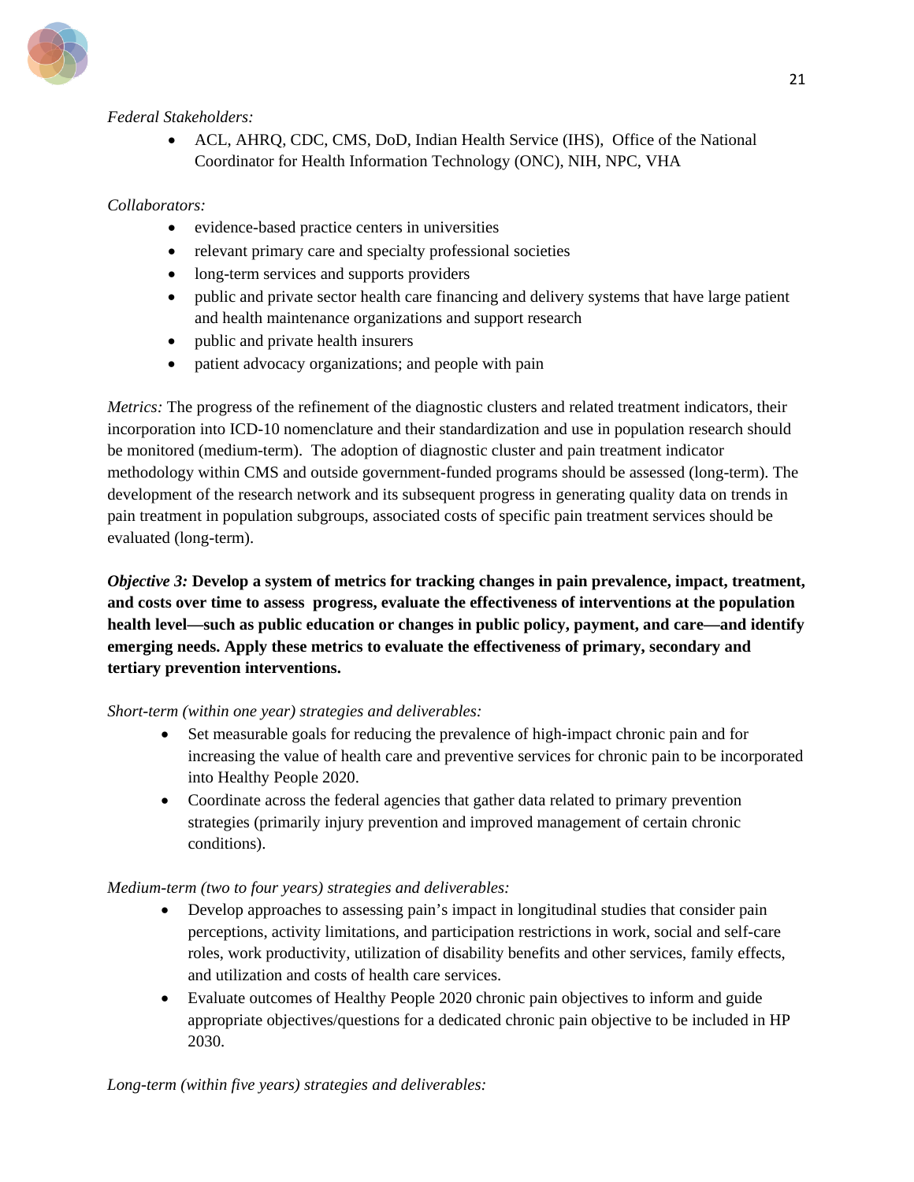*Federal Stakeholders:*

- ACL, AHRQ, CDC, CMS, DoD, Indian Health Service (IHS), Office of the National Coordinator for Health Information Technology (ONC), NIH, NPC, VHA

*Collaborators:*

- evidence-based practice centers in universities
- relevant primary care and specialty professional societies
- long-term services and supports providers
- public and private sector health care financing and delivery systems that have large patient and health maintenance organizations and support research
- public and private health insurers
- patient advocacy organizations; and people with pain

*Metrics:* The progress of the refinement of the diagnostic clusters and related treatment indicators, their incorporation into ICD-10 nomenclature and their standardization and use in population research should be monitored (medium-term). The adoption of diagnostic cluster and pain treatment indicator methodology within CMS and outside government-funded programs should be assessed (long-term). The development of the research network and its subsequent progress in generating quality data on trends in pain treatment in population subgroups, associated costs of specific pain treatment services should be evaluated (long-term).

***Objective 3:* Develop a system of metrics for tracking changes in pain prevalence, impact, treatment, and costs over time to assess progress, evaluate the effectiveness of interventions at the population health level—such as public education or changes in public policy, payment, and care—and identify emerging needs. Apply these metrics to evaluate the effectiveness of primary, secondary and tertiary prevention interventions.**

*Short-term (within one year) strategies and deliverables:*

- Set measurable goals for reducing the prevalence of high-impact chronic pain and for increasing the value of health care and preventive services for chronic pain to be incorporated into Healthy People 2020.
- Coordinate across the federal agencies that gather data related to primary prevention strategies (primarily injury prevention and improved management of certain chronic conditions).

*Medium-term (two to four years) strategies and deliverables:*

- Develop approaches to assessing pain's impact in longitudinal studies that consider pain perceptions, activity limitations, and participation restrictions in work, social and self-care roles, work productivity, utilization of disability benefits and other services, family effects, and utilization and costs of health care services.
- Evaluate outcomes of Healthy People 2020 chronic pain objectives to inform and guide appropriate objectives/questions for a dedicated chronic pain objective to be included in HP 2030.

*Long-term (within five years) strategies and deliverables:*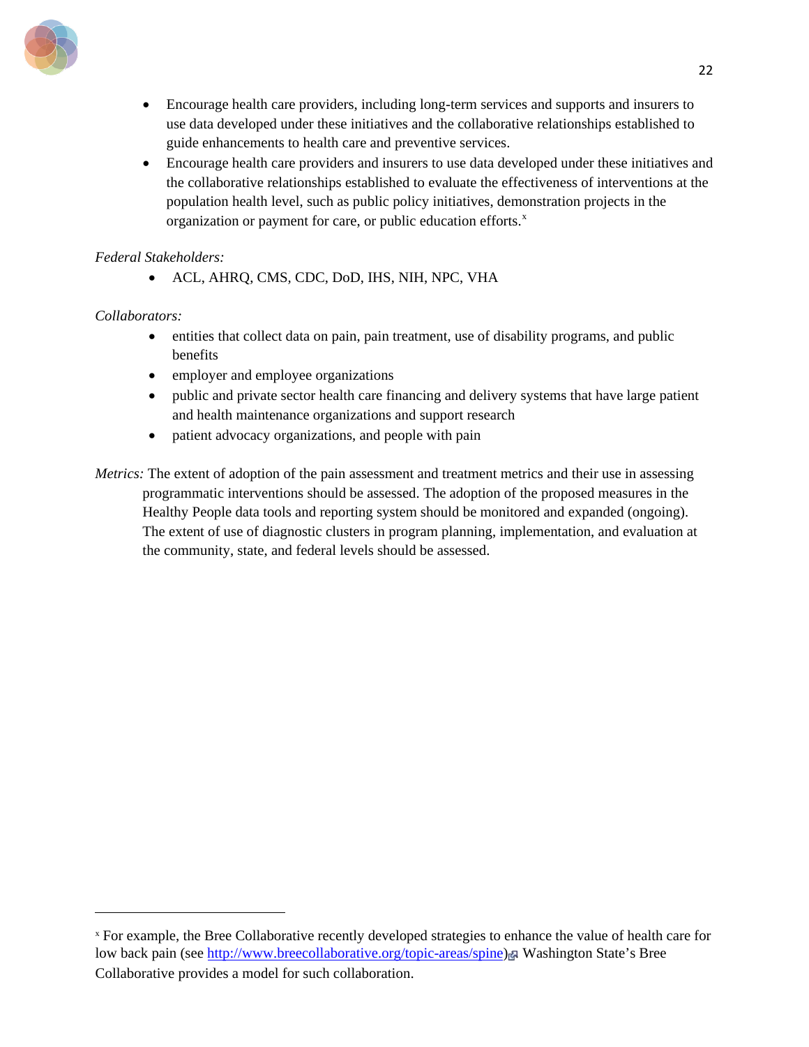- Encourage health care providers, including long-term services and supports and insurers to use data developed under these initiatives and the collaborative relationships established to guide enhancements to health care and preventive services.
- Encourage health care providers and insurers to use data developed under these initiatives and the collaborative relationships established to evaluate the effectiveness of interventions at the population health level, such as public policy initiatives, demonstration projects in the organization or payment for care, or public education efforts.[x]

*Federal Stakeholders:*

- ACL, AHRQ, CMS, CDC, DoD, IHS, NIH, NPC, VHA

*Collaborators:*

- entities that collect data on pain, pain treatment, use of disability programs, and public benefits
- employer and employee organizations
- public and private sector health care financing and delivery systems that have large patient and health maintenance organizations and support research
- patient advocacy organizations, and people with pain

*Metrics:* The extent of adoption of the pain assessment and treatment metrics and their use in assessing programmatic interventions should be assessed. The adoption of the proposed measures in the Healthy People data tools and reporting system should be monitored and expanded (ongoing). The extent of use of diagnostic clusters in program planning, implementation, and evaluation at the community, state, and federal levels should be assessed.

---

[x] For example, the Bree Collaborative recently developed strategies to enhance the value of health care for low back pain (see http://www.breecollaborative.org/topic-areas/spine). Washington State's Bree Collaborative provides a model for such collaboration.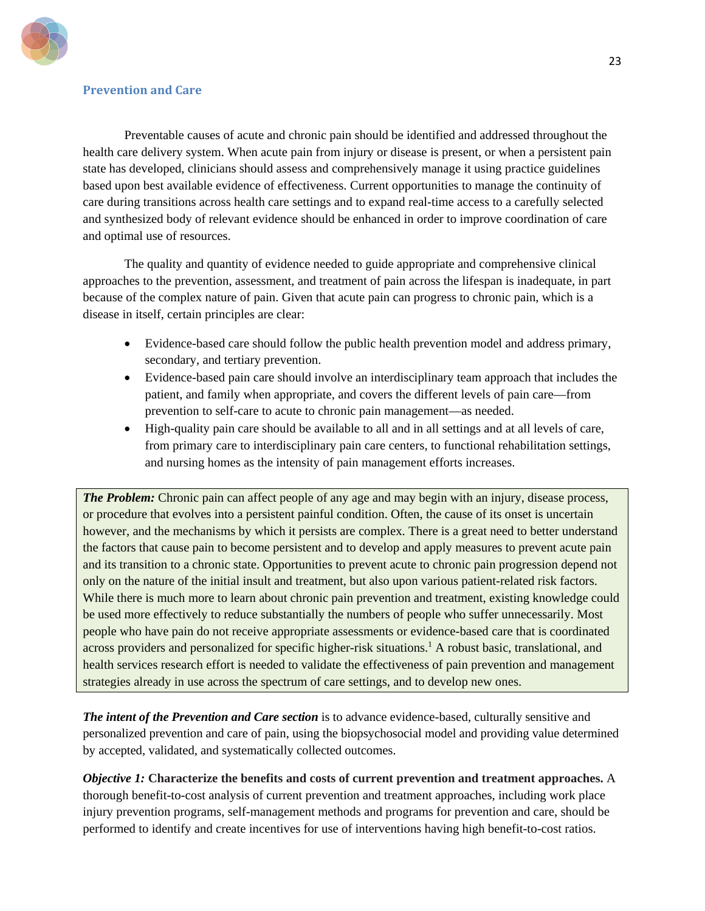## Prevention and Care

Preventable causes of acute and chronic pain should be identified and addressed throughout the health care delivery system. When acute pain from injury or disease is present, or when a persistent pain state has developed, clinicians should assess and comprehensively manage it using practice guidelines based upon best available evidence of effectiveness. Current opportunities to manage the continuity of care during transitions across health care settings and to expand real-time access to a carefully selected and synthesized body of relevant evidence should be enhanced in order to improve coordination of care and optimal use of resources.

The quality and quantity of evidence needed to guide appropriate and comprehensive clinical approaches to the prevention, assessment, and treatment of pain across the lifespan is inadequate, in part because of the complex nature of pain. Given that acute pain can progress to chronic pain, which is a disease in itself, certain principles are clear:

- Evidence-based care should follow the public health prevention model and address primary, secondary, and tertiary prevention.
- Evidence-based pain care should involve an interdisciplinary team approach that includes the patient, and family when appropriate, and covers the different levels of pain care—from prevention to self-care to acute to chronic pain management—as needed.
- High-quality pain care should be available to all and in all settings and at all levels of care, from primary care to interdisciplinary pain care centers, to functional rehabilitation settings, and nursing homes as the intensity of pain management efforts increases.

***The Problem:*** Chronic pain can affect people of any age and may begin with an injury, disease process, or procedure that evolves into a persistent painful condition. Often, the cause of its onset is uncertain however, and the mechanisms by which it persists are complex. There is a great need to better understand the factors that cause pain to become persistent and to develop and apply measures to prevent acute pain and its transition to a chronic state. Opportunities to prevent acute to chronic pain progression depend not only on the nature of the initial insult and treatment, but also upon various patient-related risk factors. While there is much more to learn about chronic pain prevention and treatment, existing knowledge could be used more effectively to reduce substantially the numbers of people who suffer unnecessarily. Most people who have pain do not receive appropriate assessments or evidence-based care that is coordinated across providers and personalized for specific higher-risk situations.[1] A robust basic, translational, and health services research effort is needed to validate the effectiveness of pain prevention and management strategies already in use across the spectrum of care settings, and to develop new ones.

***The intent of the Prevention and Care section*** is to advance evidence-based, culturally sensitive and personalized prevention and care of pain, using the biopsychosocial model and providing value determined by accepted, validated, and systematically collected outcomes.

***Objective 1:*** **Characterize the benefits and costs of current prevention and treatment approaches.** A thorough benefit-to-cost analysis of current prevention and treatment approaches, including work place injury prevention programs, self-management methods and programs for prevention and care, should be performed to identify and create incentives for use of interventions having high benefit-to-cost ratios.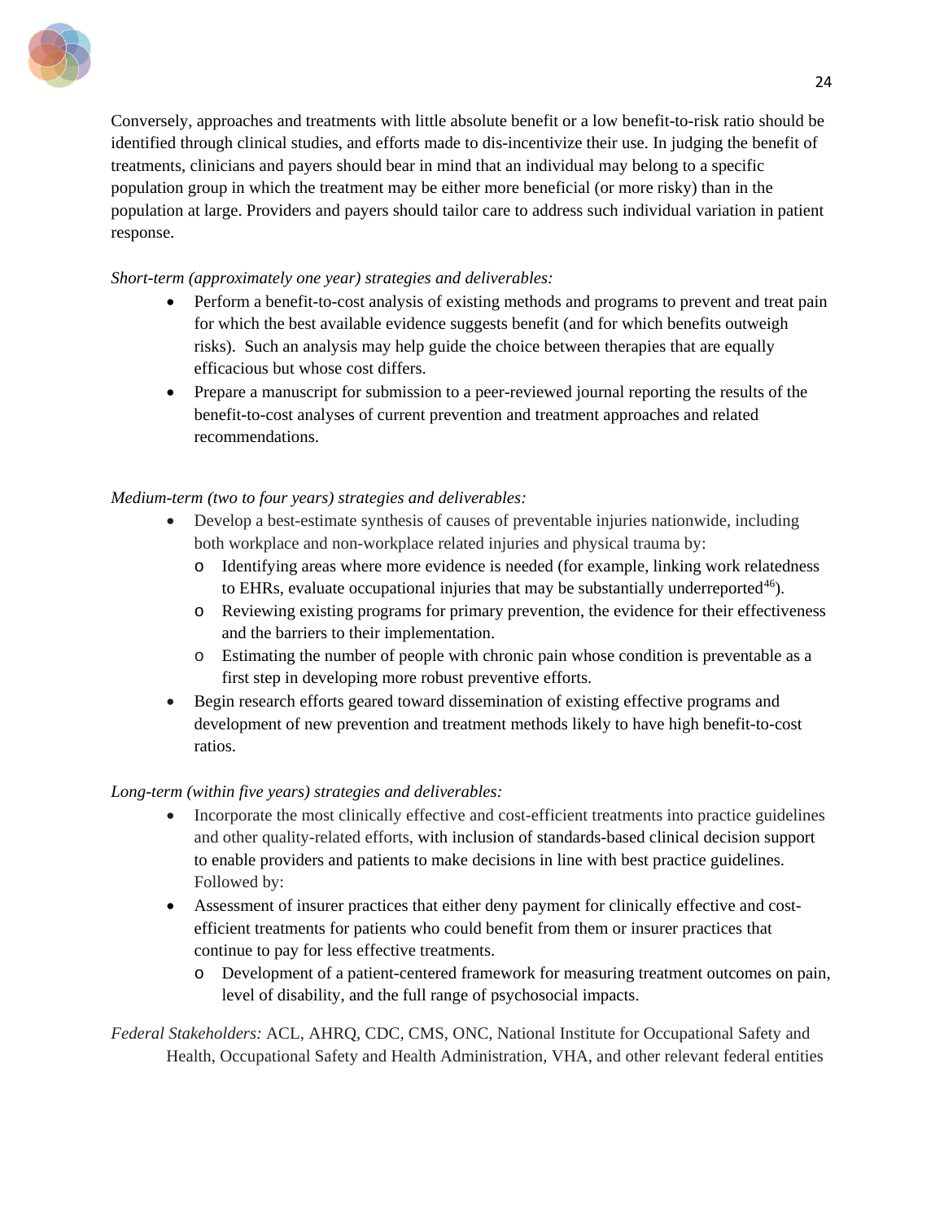Conversely, approaches and treatments with little absolute benefit or a low benefit-to-risk ratio should be identified through clinical studies, and efforts made to dis-incentivize their use. In judging the benefit of treatments, clinicians and payers should bear in mind that an individual may belong to a specific population group in which the treatment may be either more beneficial (or more risky) than in the population at large. Providers and payers should tailor care to address such individual variation in patient response.

*Short-term (approximately one year) strategies and deliverables:*

- Perform a benefit-to-cost analysis of existing methods and programs to prevent and treat pain for which the best available evidence suggests benefit (and for which benefits outweigh risks). Such an analysis may help guide the choice between therapies that are equally efficacious but whose cost differs.
- Prepare a manuscript for submission to a peer-reviewed journal reporting the results of the benefit-to-cost analyses of current prevention and treatment approaches and related recommendations.

*Medium-term (two to four years) strategies and deliverables:*

- Develop a best-estimate synthesis of causes of preventable injuries nationwide, including both workplace and non-workplace related injuries and physical trauma by:
  - Identifying areas where more evidence is needed (for example, linking work relatedness to EHRs, evaluate occupational injuries that may be substantially underreported[46]).
  - Reviewing existing programs for primary prevention, the evidence for their effectiveness and the barriers to their implementation.
  - Estimating the number of people with chronic pain whose condition is preventable as a first step in developing more robust preventive efforts.
- Begin research efforts geared toward dissemination of existing effective programs and development of new prevention and treatment methods likely to have high benefit-to-cost ratios.

*Long-term (within five years) strategies and deliverables:*

- Incorporate the most clinically effective and cost-efficient treatments into practice guidelines and other quality-related efforts, with inclusion of standards-based clinical decision support to enable providers and patients to make decisions in line with best practice guidelines. Followed by:
- Assessment of insurer practices that either deny payment for clinically effective and cost-efficient treatments for patients who could benefit from them or insurer practices that continue to pay for less effective treatments.
  - Development of a patient-centered framework for measuring treatment outcomes on pain, level of disability, and the full range of psychosocial impacts.

*Federal Stakeholders:* ACL, AHRQ, CDC, CMS, ONC, National Institute for Occupational Safety and Health, Occupational Safety and Health Administration, VHA, and other relevant federal entities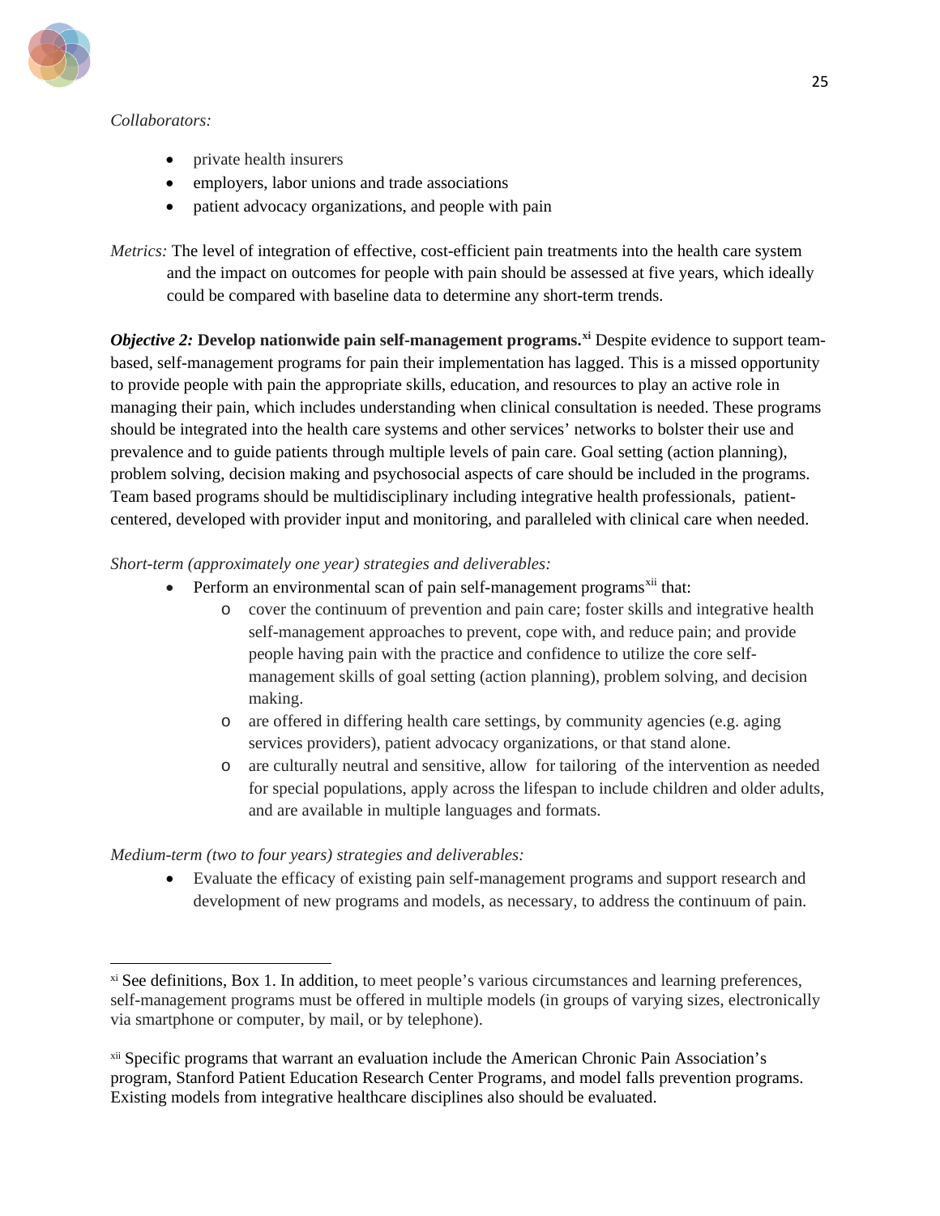*Collaborators:*

- private health insurers
- employers, labor unions and trade associations
- patient advocacy organizations, and people with pain

*Metrics:* The level of integration of effective, cost-efficient pain treatments into the health care system and the impact on outcomes for people with pain should be assessed at five years, which ideally could be compared with baseline data to determine any short-term trends.

***Objective 2:*** **Develop nationwide pain self-management programs.**[xi] Despite evidence to support team-based, self-management programs for pain their implementation has lagged. This is a missed opportunity to provide people with pain the appropriate skills, education, and resources to play an active role in managing their pain, which includes understanding when clinical consultation is needed. These programs should be integrated into the health care systems and other services' networks to bolster their use and prevalence and to guide patients through multiple levels of pain care. Goal setting (action planning), problem solving, decision making and psychosocial aspects of care should be included in the programs. Team based programs should be multidisciplinary including integrative health professionals, patient-centered, developed with provider input and monitoring, and paralleled with clinical care when needed.

*Short-term (approximately one year) strategies and deliverables:*

- Perform an environmental scan of pain self-management programs[xii] that:
  - cover the continuum of prevention and pain care; foster skills and integrative health self-management approaches to prevent, cope with, and reduce pain; and provide people having pain with the practice and confidence to utilize the core self-management skills of goal setting (action planning), problem solving, and decision making.
  - are offered in differing health care settings, by community agencies (e.g. aging services providers), patient advocacy organizations, or that stand alone.
  - are culturally neutral and sensitive, allow for tailoring of the intervention as needed for special populations, apply across the lifespan to include children and older adults, and are available in multiple languages and formats.

*Medium-term (two to four years) strategies and deliverables:*

- Evaluate the efficacy of existing pain self-management programs and support research and development of new programs and models, as necessary, to address the continuum of pain.

---

[xi] See definitions, Box 1. In addition, to meet people's various circumstances and learning preferences, self-management programs must be offered in multiple models (in groups of varying sizes, electronically via smartphone or computer, by mail, or by telephone).

[xii] Specific programs that warrant an evaluation include the American Chronic Pain Association's program, Stanford Patient Education Research Center Programs, and model falls prevention programs. Existing models from integrative healthcare disciplines also should be evaluated.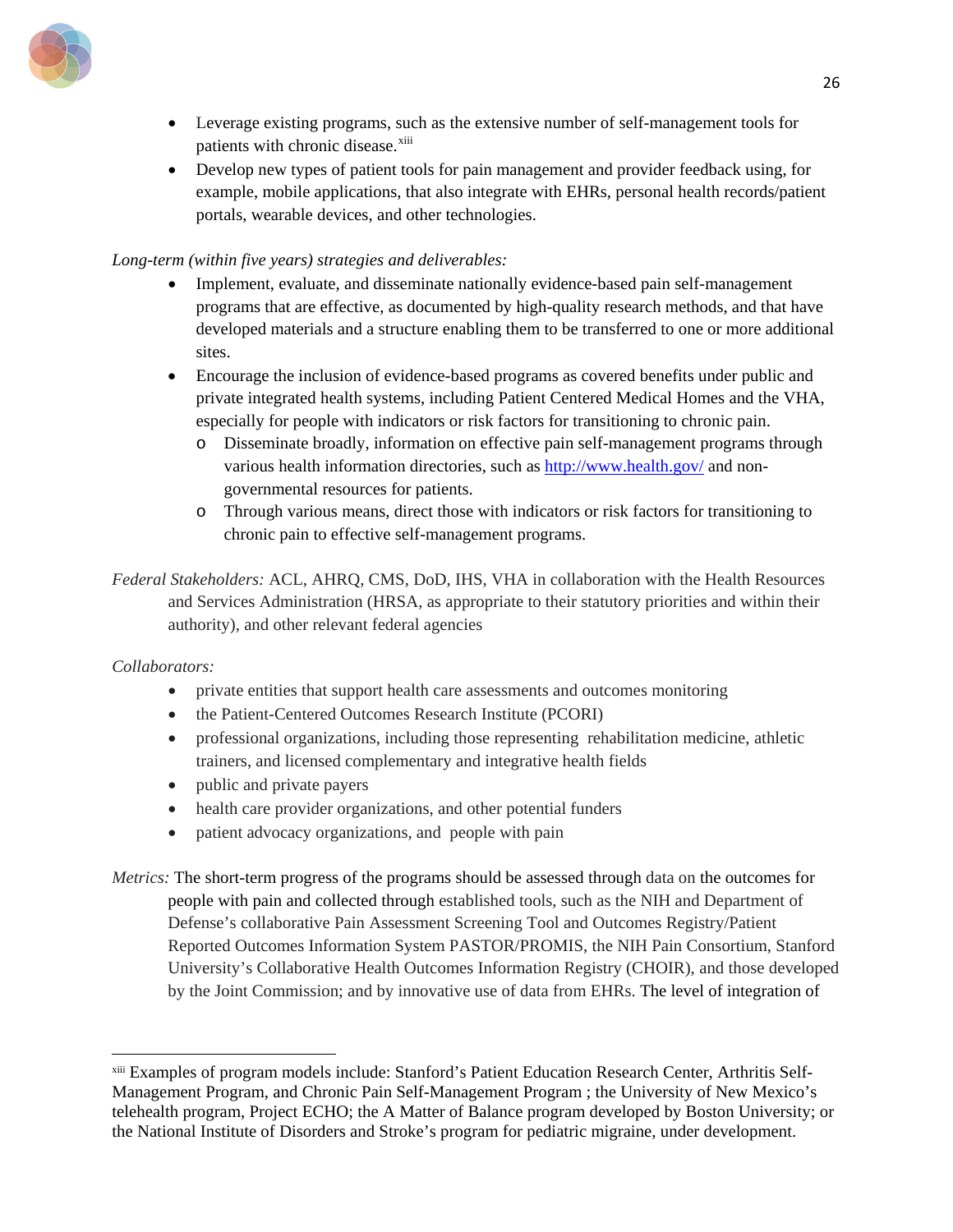- Leverage existing programs, such as the extensive number of self-management tools for patients with chronic disease.[xiii]
- Develop new types of patient tools for pain management and provider feedback using, for example, mobile applications, that also integrate with EHRs, personal health records/patient portals, wearable devices, and other technologies.

*Long-term (within five years) strategies and deliverables:*

- Implement, evaluate, and disseminate nationally evidence-based pain self-management programs that are effective, as documented by high-quality research methods, and that have developed materials and a structure enabling them to be transferred to one or more additional sites.
- Encourage the inclusion of evidence-based programs as covered benefits under public and private integrated health systems, including Patient Centered Medical Homes and the VHA, especially for people with indicators or risk factors for transitioning to chronic pain.
  - Disseminate broadly, information on effective pain self-management programs through various health information directories, such as http://www.health.gov/ and non-governmental resources for patients.
  - Through various means, direct those with indicators or risk factors for transitioning to chronic pain to effective self-management programs.

*Federal Stakeholders:* ACL, AHRQ, CMS, DoD, IHS, VHA in collaboration with the Health Resources and Services Administration (HRSA, as appropriate to their statutory priorities and within their authority), and other relevant federal agencies

*Collaborators:*

- private entities that support health care assessments and outcomes monitoring
- the Patient-Centered Outcomes Research Institute (PCORI)
- professional organizations, including those representing rehabilitation medicine, athletic trainers, and licensed complementary and integrative health fields
- public and private payers
- health care provider organizations, and other potential funders
- patient advocacy organizations, and people with pain

*Metrics:* The short-term progress of the programs should be assessed through data on the outcomes for people with pain and collected through established tools, such as the NIH and Department of Defense's collaborative Pain Assessment Screening Tool and Outcomes Registry/Patient Reported Outcomes Information System PASTOR/PROMIS, the NIH Pain Consortium, Stanford University's Collaborative Health Outcomes Information Registry (CHOIR), and those developed by the Joint Commission; and by innovative use of data from EHRs. The level of integration of

---

[xiii] Examples of program models include: Stanford's Patient Education Research Center, Arthritis Self-Management Program, and Chronic Pain Self-Management Program ; the University of New Mexico's telehealth program, Project ECHO; the A Matter of Balance program developed by Boston University; or the National Institute of Disorders and Stroke's program for pediatric migraine, under development.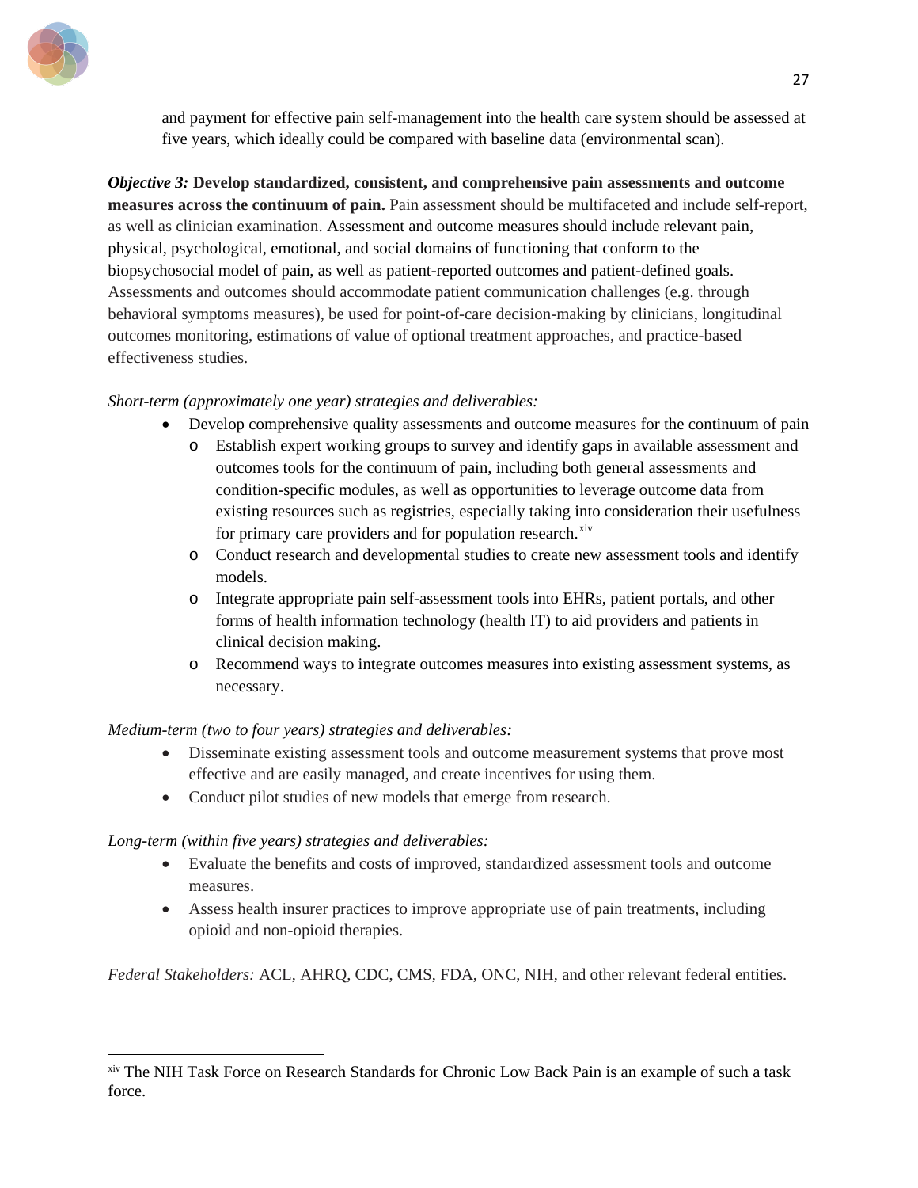and payment for effective pain self-management into the health care system should be assessed at five years, which ideally could be compared with baseline data (environmental scan).

***Objective 3:*** **Develop standardized, consistent, and comprehensive pain assessments and outcome measures across the continuum of pain.** Pain assessment should be multifaceted and include self-report, as well as clinician examination. Assessment and outcome measures should include relevant pain, physical, psychological, emotional, and social domains of functioning that conform to the biopsychosocial model of pain, as well as patient-reported outcomes and patient-defined goals. Assessments and outcomes should accommodate patient communication challenges (e.g. through behavioral symptoms measures), be used for point-of-care decision-making by clinicians, longitudinal outcomes monitoring, estimations of value of optional treatment approaches, and practice-based effectiveness studies.

*Short-term (approximately one year) strategies and deliverables:*

- Develop comprehensive quality assessments and outcome measures for the continuum of pain
    - Establish expert working groups to survey and identify gaps in available assessment and outcomes tools for the continuum of pain, including both general assessments and condition-specific modules, as well as opportunities to leverage outcome data from existing resources such as registries, especially taking into consideration their usefulness for primary care providers and for population research.[xiv]
    - Conduct research and developmental studies to create new assessment tools and identify models.
    - Integrate appropriate pain self-assessment tools into EHRs, patient portals, and other forms of health information technology (health IT) to aid providers and patients in clinical decision making.
    - Recommend ways to integrate outcomes measures into existing assessment systems, as necessary.

*Medium-term (two to four years) strategies and deliverables:*

- Disseminate existing assessment tools and outcome measurement systems that prove most effective and are easily managed, and create incentives for using them.
- Conduct pilot studies of new models that emerge from research.

*Long-term (within five years) strategies and deliverables:*

- Evaluate the benefits and costs of improved, standardized assessment tools and outcome measures.
- Assess health insurer practices to improve appropriate use of pain treatments, including opioid and non-opioid therapies.

*Federal Stakeholders:* ACL, AHRQ, CDC, CMS, FDA, ONC, NIH, and other relevant federal entities.

---

[xiv] The NIH Task Force on Research Standards for Chronic Low Back Pain is an example of such a task force.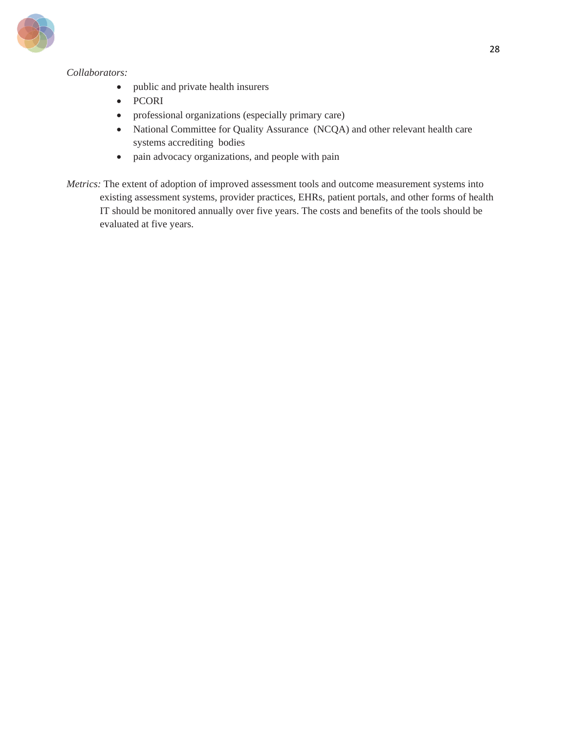*Collaborators:*

- public and private health insurers
- PCORI
- professional organizations (especially primary care)
- National Committee for Quality Assurance (NCQA) and other relevant health care systems accrediting bodies
- pain advocacy organizations, and people with pain

*Metrics:* The extent of adoption of improved assessment tools and outcome measurement systems into existing assessment systems, provider practices, EHRs, patient portals, and other forms of health IT should be monitored annually over five years. The costs and benefits of the tools should be evaluated at five years.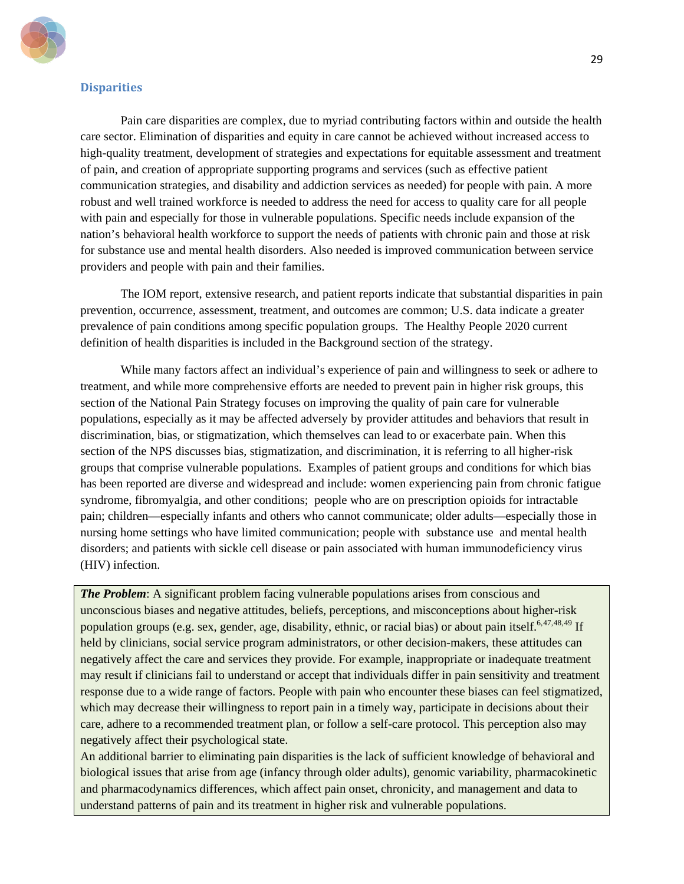## Disparities

Pain care disparities are complex, due to myriad contributing factors within and outside the health care sector. Elimination of disparities and equity in care cannot be achieved without increased access to high-quality treatment, development of strategies and expectations for equitable assessment and treatment of pain, and creation of appropriate supporting programs and services (such as effective patient communication strategies, and disability and addiction services as needed) for people with pain. A more robust and well trained workforce is needed to address the need for access to quality care for all people with pain and especially for those in vulnerable populations. Specific needs include expansion of the nation's behavioral health workforce to support the needs of patients with chronic pain and those at risk for substance use and mental health disorders. Also needed is improved communication between service providers and people with pain and their families.

The IOM report, extensive research, and patient reports indicate that substantial disparities in pain prevention, occurrence, assessment, treatment, and outcomes are common; U.S. data indicate a greater prevalence of pain conditions among specific population groups. The Healthy People 2020 current definition of health disparities is included in the Background section of the strategy.

While many factors affect an individual's experience of pain and willingness to seek or adhere to treatment, and while more comprehensive efforts are needed to prevent pain in higher risk groups, this section of the National Pain Strategy focuses on improving the quality of pain care for vulnerable populations, especially as it may be affected adversely by provider attitudes and behaviors that result in discrimination, bias, or stigmatization, which themselves can lead to or exacerbate pain. When this section of the NPS discusses bias, stigmatization, and discrimination, it is referring to all higher-risk groups that comprise vulnerable populations. Examples of patient groups and conditions for which bias has been reported are diverse and widespread and include: women experiencing pain from chronic fatigue syndrome, fibromyalgia, and other conditions; people who are on prescription opioids for intractable pain; children—especially infants and others who cannot communicate; older adults—especially those in nursing home settings who have limited communication; people with substance use and mental health disorders; and patients with sickle cell disease or pain associated with human immunodeficiency virus (HIV) infection.

***The Problem***: A significant problem facing vulnerable populations arises from conscious and unconscious biases and negative attitudes, beliefs, perceptions, and misconceptions about higher-risk population groups (e.g. sex, gender, age, disability, ethnic, or racial bias) or about pain itself.[6,47,48,49] If held by clinicians, social service program administrators, or other decision-makers, these attitudes can negatively affect the care and services they provide. For example, inappropriate or inadequate treatment may result if clinicians fail to understand or accept that individuals differ in pain sensitivity and treatment response due to a wide range of factors. People with pain who encounter these biases can feel stigmatized, which may decrease their willingness to report pain in a timely way, participate in decisions about their care, adhere to a recommended treatment plan, or follow a self-care protocol. This perception also may negatively affect their psychological state.

An additional barrier to eliminating pain disparities is the lack of sufficient knowledge of behavioral and biological issues that arise from age (infancy through older adults), genomic variability, pharmacokinetic and pharmacodynamics differences, which affect pain onset, chronicity, and management and data to understand patterns of pain and its treatment in higher risk and vulnerable populations.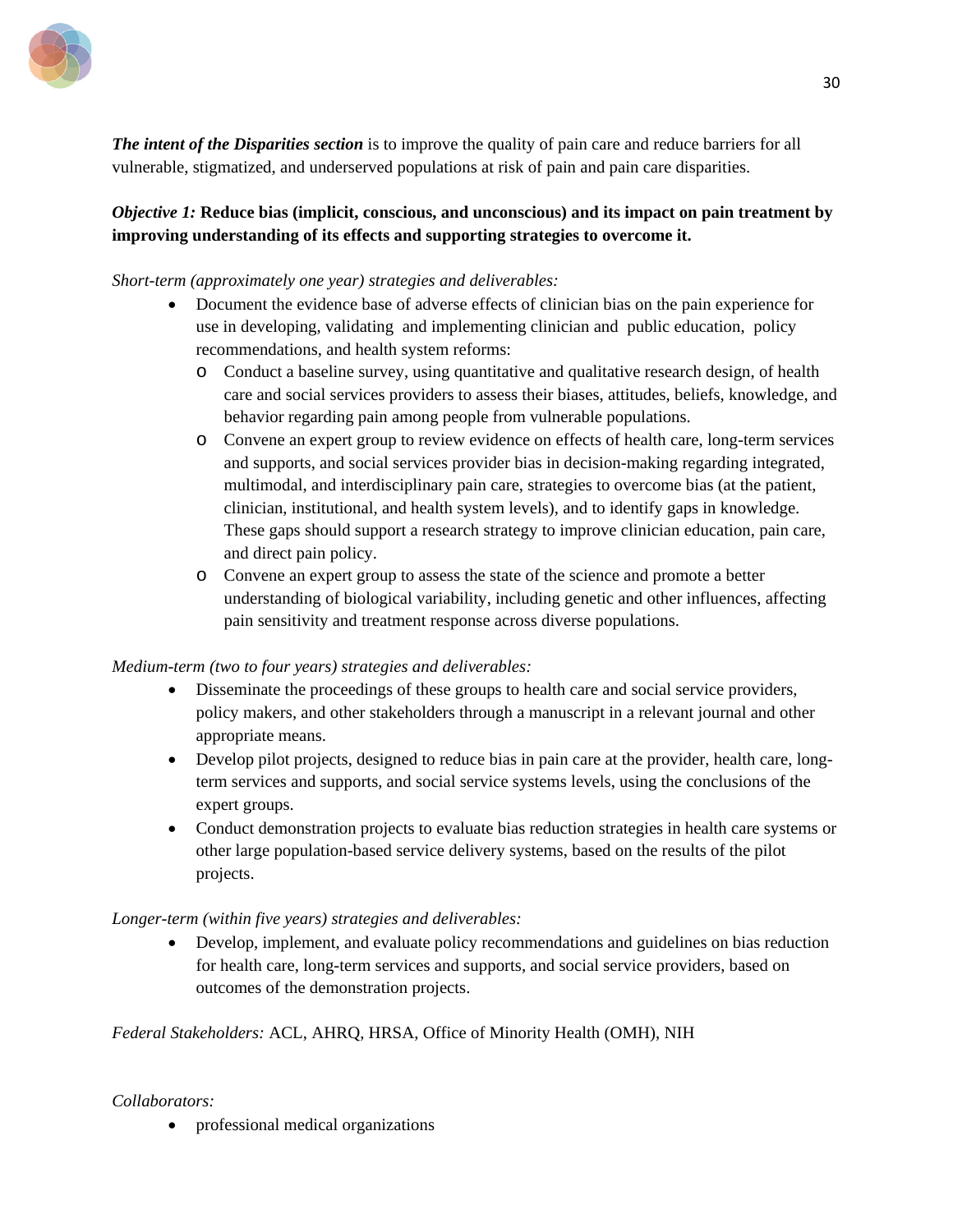***The intent of the Disparities section*** is to improve the quality of pain care and reduce barriers for all vulnerable, stigmatized, and underserved populations at risk of pain and pain care disparities.

*Objective 1:* **Reduce bias (implicit, conscious, and unconscious) and its impact on pain treatment by improving understanding of its effects and supporting strategies to overcome it.**

*Short-term (approximately one year) strategies and deliverables:*

- Document the evidence base of adverse effects of clinician bias on the pain experience for use in developing, validating and implementing clinician and public education, policy recommendations, and health system reforms:
  - Conduct a baseline survey, using quantitative and qualitative research design, of health care and social services providers to assess their biases, attitudes, beliefs, knowledge, and behavior regarding pain among people from vulnerable populations.
  - Convene an expert group to review evidence on effects of health care, long-term services and supports, and social services provider bias in decision-making regarding integrated, multimodal, and interdisciplinary pain care, strategies to overcome bias (at the patient, clinician, institutional, and health system levels), and to identify gaps in knowledge. These gaps should support a research strategy to improve clinician education, pain care, and direct pain policy.
  - Convene an expert group to assess the state of the science and promote a better understanding of biological variability, including genetic and other influences, affecting pain sensitivity and treatment response across diverse populations.

*Medium-term (two to four years) strategies and deliverables:*

- Disseminate the proceedings of these groups to health care and social service providers, policy makers, and other stakeholders through a manuscript in a relevant journal and other appropriate means.
- Develop pilot projects, designed to reduce bias in pain care at the provider, health care, long-term services and supports, and social service systems levels, using the conclusions of the expert groups.
- Conduct demonstration projects to evaluate bias reduction strategies in health care systems or other large population-based service delivery systems, based on the results of the pilot projects.

*Longer-term (within five years) strategies and deliverables:*

- Develop, implement, and evaluate policy recommendations and guidelines on bias reduction for health care, long-term services and supports, and social service providers, based on outcomes of the demonstration projects.

*Federal Stakeholders:* ACL, AHRQ, HRSA, Office of Minority Health (OMH), NIH

*Collaborators:*

- professional medical organizations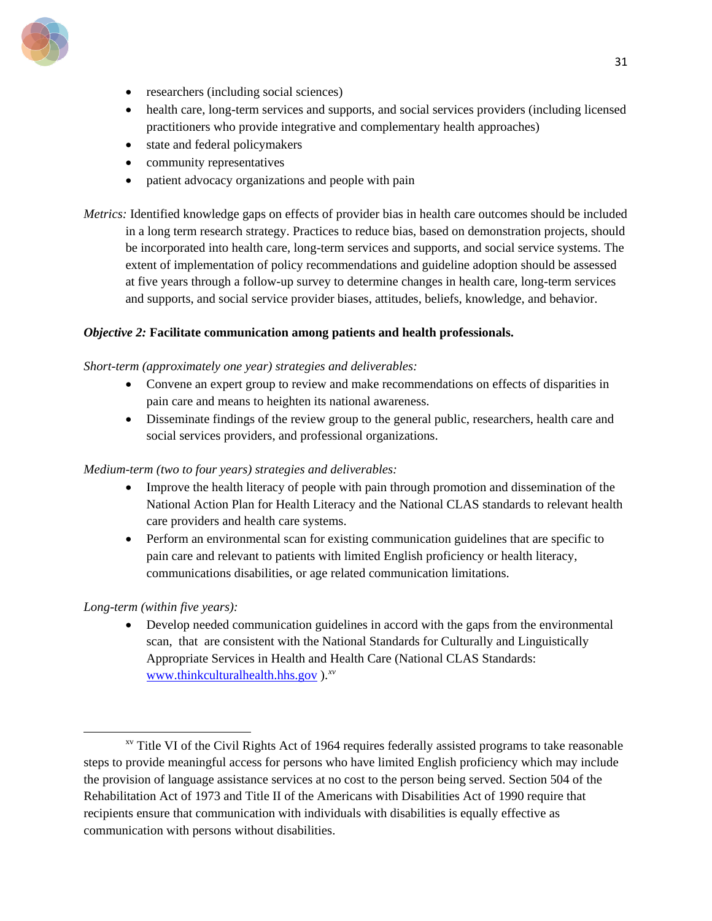- researchers (including social sciences)
- health care, long-term services and supports, and social services providers (including licensed practitioners who provide integrative and complementary health approaches)
- state and federal policymakers
- community representatives
- patient advocacy organizations and people with pain

*Metrics:* Identified knowledge gaps on effects of provider bias in health care outcomes should be included in a long term research strategy. Practices to reduce bias, based on demonstration projects, should be incorporated into health care, long-term services and supports, and social service systems. The extent of implementation of policy recommendations and guideline adoption should be assessed at five years through a follow-up survey to determine changes in health care, long-term services and supports, and social service provider biases, attitudes, beliefs, knowledge, and behavior.

***Objective 2:* Facilitate communication among patients and health professionals.**

*Short-term (approximately one year) strategies and deliverables:*

- Convene an expert group to review and make recommendations on effects of disparities in pain care and means to heighten its national awareness.
- Disseminate findings of the review group to the general public, researchers, health care and social services providers, and professional organizations.

*Medium-term (two to four years) strategies and deliverables:*

- Improve the health literacy of people with pain through promotion and dissemination of the National Action Plan for Health Literacy and the National CLAS standards to relevant health care providers and health care systems.
- Perform an environmental scan for existing communication guidelines that are specific to pain care and relevant to patients with limited English proficiency or health literacy, communications disabilities, or age related communication limitations.

*Long-term (within five years):*

- Develop needed communication guidelines in accord with the gaps from the environmental scan, that are consistent with the National Standards for Culturally and Linguistically Appropriate Services in Health and Health Care (National CLAS Standards: [www.thinkculturalhealth.hhs.gov](http://www.thinkculturalhealth.hhs.gov) ).[xv]

---

[xv] Title VI of the Civil Rights Act of 1964 requires federally assisted programs to take reasonable steps to provide meaningful access for persons who have limited English proficiency which may include the provision of language assistance services at no cost to the person being served. Section 504 of the Rehabilitation Act of 1973 and Title II of the Americans with Disabilities Act of 1990 require that recipients ensure that communication with individuals with disabilities is equally effective as communication with persons without disabilities.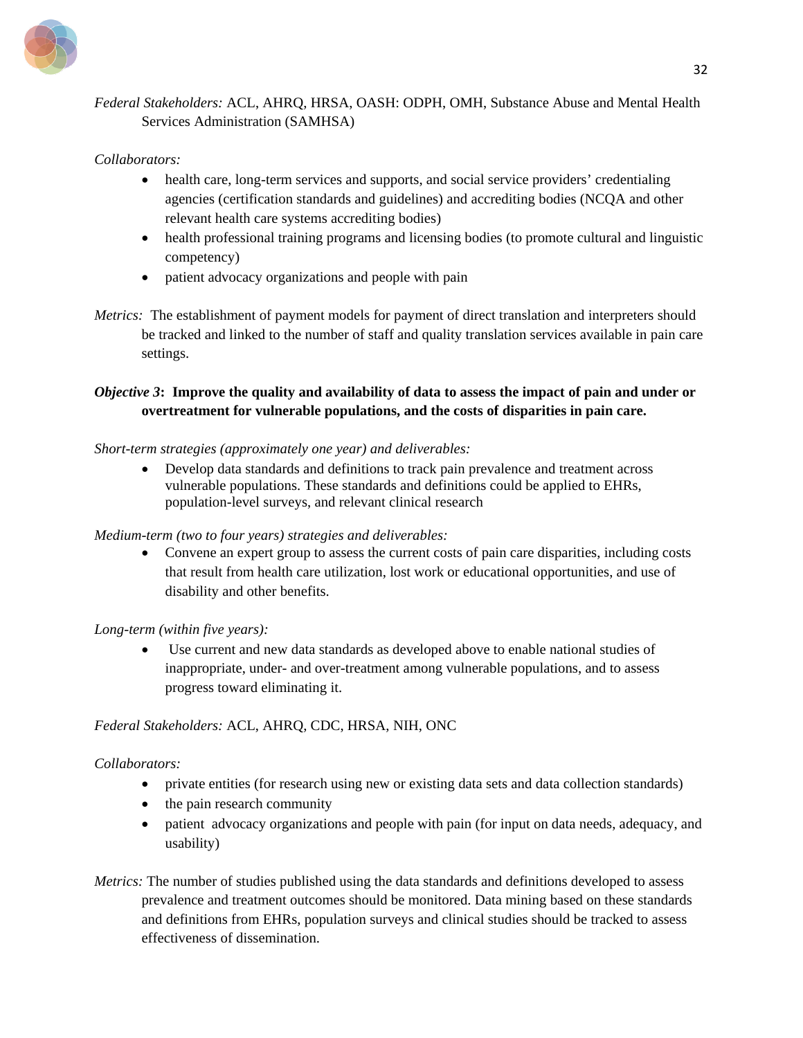*Federal Stakeholders:* ACL, AHRQ, HRSA, OASH: ODPH, OMH, Substance Abuse and Mental Health Services Administration (SAMHSA)

*Collaborators:*

- health care, long-term services and supports, and social service providers' credentialing agencies (certification standards and guidelines) and accrediting bodies (NCQA and other relevant health care systems accrediting bodies)
- health professional training programs and licensing bodies (to promote cultural and linguistic competency)
- patient advocacy organizations and people with pain

*Metrics:* The establishment of payment models for payment of direct translation and interpreters should be tracked and linked to the number of staff and quality translation services available in pain care settings.

***Objective 3*: Improve the quality and availability of data to assess the impact of pain and under or overtreatment for vulnerable populations, and the costs of disparities in pain care.**

*Short-term strategies (approximately one year) and deliverables:*

- Develop data standards and definitions to track pain prevalence and treatment across vulnerable populations. These standards and definitions could be applied to EHRs, population-level surveys, and relevant clinical research

*Medium-term (two to four years) strategies and deliverables:*

- Convene an expert group to assess the current costs of pain care disparities, including costs that result from health care utilization, lost work or educational opportunities, and use of disability and other benefits.

*Long-term (within five years):*

- Use current and new data standards as developed above to enable national studies of inappropriate, under- and over-treatment among vulnerable populations, and to assess progress toward eliminating it.

*Federal Stakeholders:* ACL, AHRQ, CDC, HRSA, NIH, ONC

*Collaborators:*

- private entities (for research using new or existing data sets and data collection standards)
- the pain research community
- patient advocacy organizations and people with pain (for input on data needs, adequacy, and usability)

*Metrics:* The number of studies published using the data standards and definitions developed to assess prevalence and treatment outcomes should be monitored. Data mining based on these standards and definitions from EHRs, population surveys and clinical studies should be tracked to assess effectiveness of dissemination.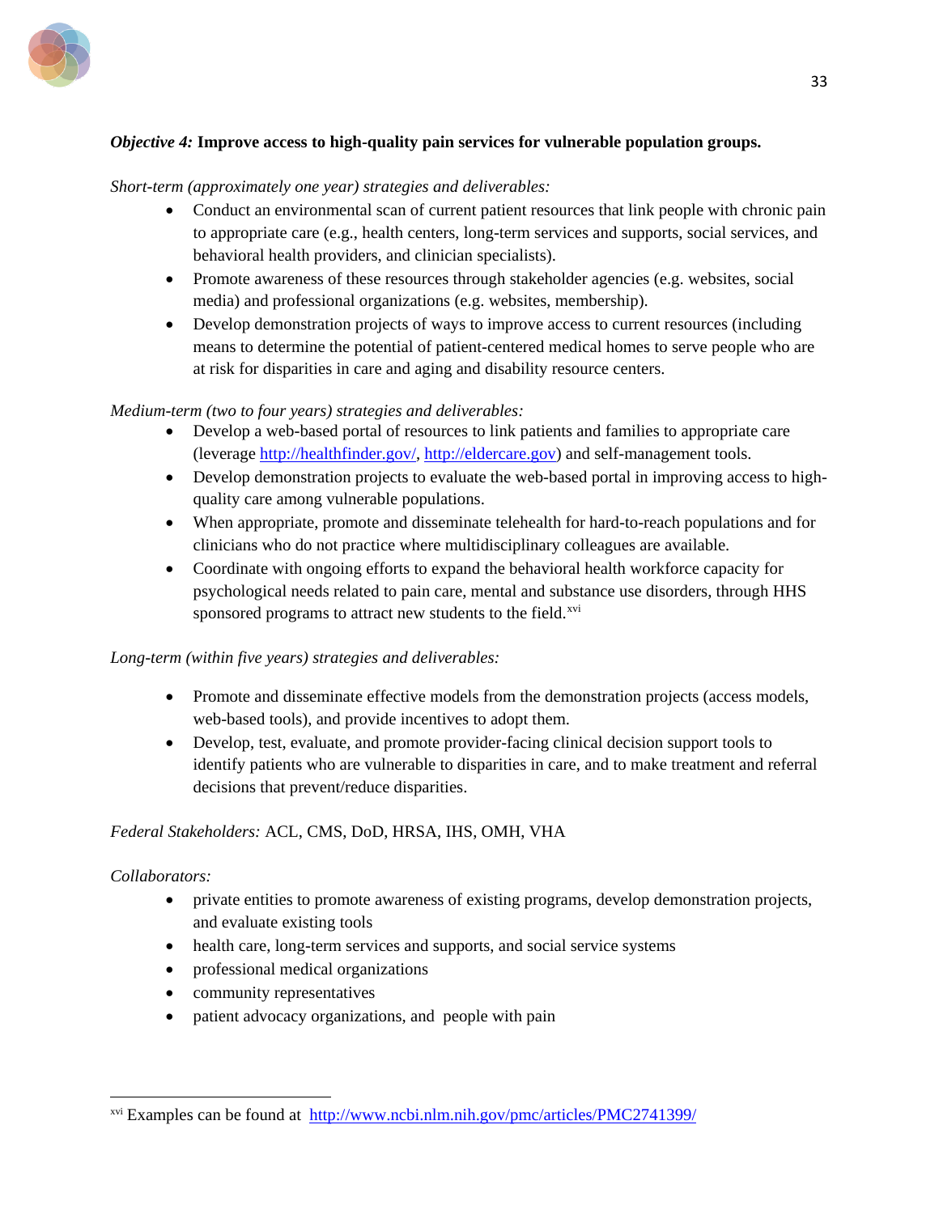***Objective 4:*** **Improve access to high-quality pain services for vulnerable population groups.**

*Short-term (approximately one year) strategies and deliverables:*

- Conduct an environmental scan of current patient resources that link people with chronic pain to appropriate care (e.g., health centers, long-term services and supports, social services, and behavioral health providers, and clinician specialists).
- Promote awareness of these resources through stakeholder agencies (e.g. websites, social media) and professional organizations (e.g. websites, membership).
- Develop demonstration projects of ways to improve access to current resources (including means to determine the potential of patient-centered medical homes to serve people who are at risk for disparities in care and aging and disability resource centers.

*Medium-term (two to four years) strategies and deliverables:*

- Develop a web-based portal of resources to link patients and families to appropriate care (leverage http://healthfinder.gov/, http://eldercare.gov) and self-management tools.
- Develop demonstration projects to evaluate the web-based portal in improving access to high-quality care among vulnerable populations.
- When appropriate, promote and disseminate telehealth for hard-to-reach populations and for clinicians who do not practice where multidisciplinary colleagues are available.
- Coordinate with ongoing efforts to expand the behavioral health workforce capacity for psychological needs related to pain care, mental and substance use disorders, through HHS sponsored programs to attract new students to the field.[xvi]

*Long-term (within five years) strategies and deliverables:*

- Promote and disseminate effective models from the demonstration projects (access models, web-based tools), and provide incentives to adopt them.
- Develop, test, evaluate, and promote provider-facing clinical decision support tools to identify patients who are vulnerable to disparities in care, and to make treatment and referral decisions that prevent/reduce disparities.

*Federal Stakeholders:* ACL, CMS, DoD, HRSA, IHS, OMH, VHA

*Collaborators:*

- private entities to promote awareness of existing programs, develop demonstration projects, and evaluate existing tools
- health care, long-term services and supports, and social service systems
- professional medical organizations
- community representatives
- patient advocacy organizations, and people with pain

---

[xvi] Examples can be found at http://www.ncbi.nlm.nih.gov/pmc/articles/PMC2741399/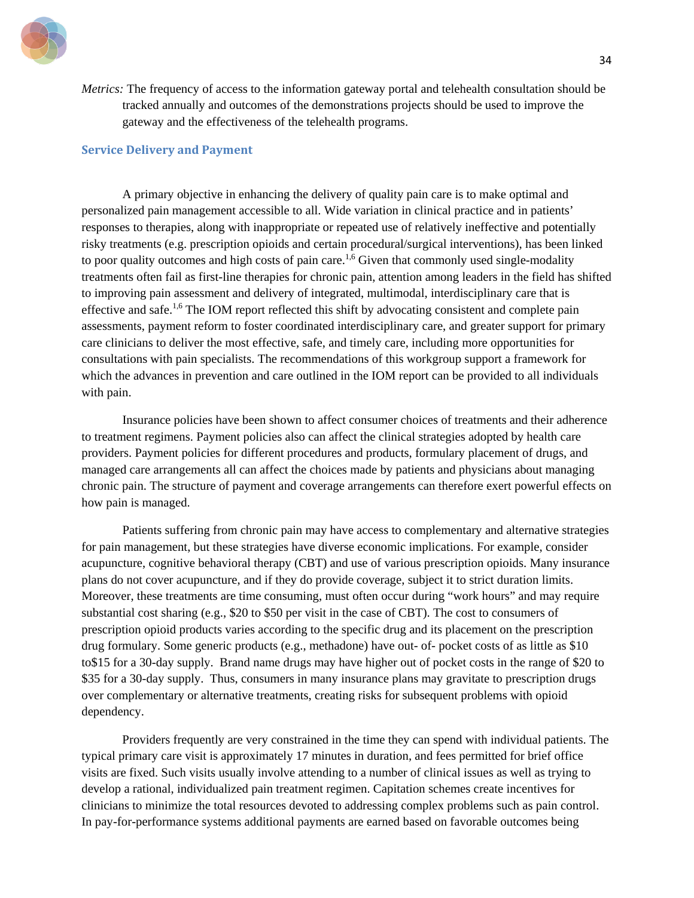*Metrics:* The frequency of access to the information gateway portal and telehealth consultation should be tracked annually and outcomes of the demonstrations projects should be used to improve the gateway and the effectiveness of the telehealth programs.

### Service Delivery and Payment

A primary objective in enhancing the delivery of quality pain care is to make optimal and personalized pain management accessible to all. Wide variation in clinical practice and in patients' responses to therapies, along with inappropriate or repeated use of relatively ineffective and potentially risky treatments (e.g. prescription opioids and certain procedural/surgical interventions), has been linked to poor quality outcomes and high costs of pain care.[1,6] Given that commonly used single-modality treatments often fail as first-line therapies for chronic pain, attention among leaders in the field has shifted to improving pain assessment and delivery of integrated, multimodal, interdisciplinary care that is effective and safe.[1,6] The IOM report reflected this shift by advocating consistent and complete pain assessments, payment reform to foster coordinated interdisciplinary care, and greater support for primary care clinicians to deliver the most effective, safe, and timely care, including more opportunities for consultations with pain specialists. The recommendations of this workgroup support a framework for which the advances in prevention and care outlined in the IOM report can be provided to all individuals with pain.

Insurance policies have been shown to affect consumer choices of treatments and their adherence to treatment regimens. Payment policies also can affect the clinical strategies adopted by health care providers. Payment policies for different procedures and products, formulary placement of drugs, and managed care arrangements all can affect the choices made by patients and physicians about managing chronic pain. The structure of payment and coverage arrangements can therefore exert powerful effects on how pain is managed.

Patients suffering from chronic pain may have access to complementary and alternative strategies for pain management, but these strategies have diverse economic implications. For example, consider acupuncture, cognitive behavioral therapy (CBT) and use of various prescription opioids. Many insurance plans do not cover acupuncture, and if they do provide coverage, subject it to strict duration limits. Moreover, these treatments are time consuming, must often occur during "work hours" and may require substantial cost sharing (e.g., $20 to $50 per visit in the case of CBT). The cost to consumers of prescription opioid products varies according to the specific drug and its placement on the prescription drug formulary. Some generic products (e.g., methadone) have out- of- pocket costs of as little as $10 to$15 for a 30-day supply. Brand name drugs may have higher out of pocket costs in the range of $20 to $35 for a 30-day supply. Thus, consumers in many insurance plans may gravitate to prescription drugs over complementary or alternative treatments, creating risks for subsequent problems with opioid dependency.

Providers frequently are very constrained in the time they can spend with individual patients. The typical primary care visit is approximately 17 minutes in duration, and fees permitted for brief office visits are fixed. Such visits usually involve attending to a number of clinical issues as well as trying to develop a rational, individualized pain treatment regimen. Capitation schemes create incentives for clinicians to minimize the total resources devoted to addressing complex problems such as pain control. In pay-for-performance systems additional payments are earned based on favorable outcomes being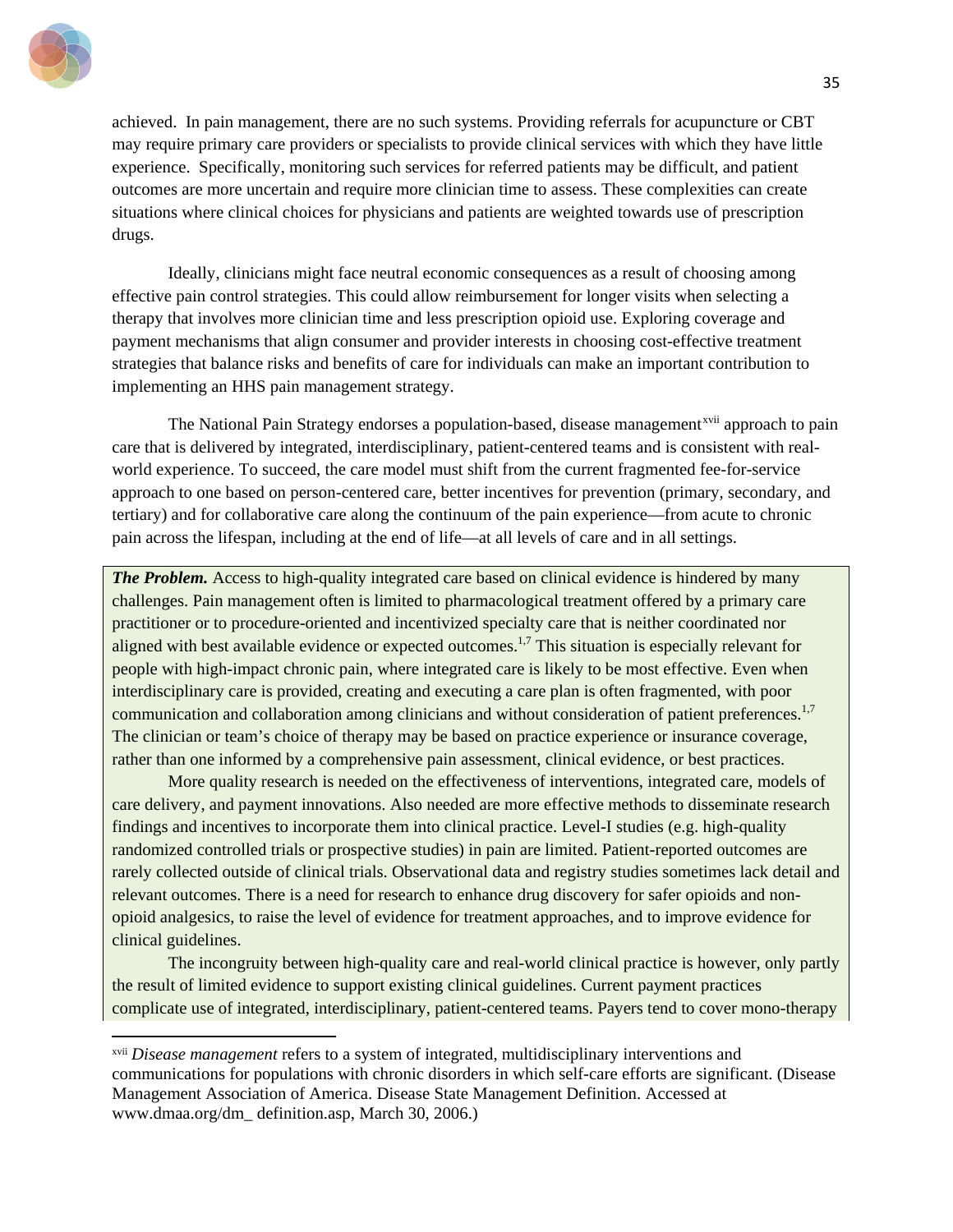achieved. In pain management, there are no such systems. Providing referrals for acupuncture or CBT may require primary care providers or specialists to provide clinical services with which they have little experience. Specifically, monitoring such services for referred patients may be difficult, and patient outcomes are more uncertain and require more clinician time to assess. These complexities can create situations where clinical choices for physicians and patients are weighted towards use of prescription drugs.

Ideally, clinicians might face neutral economic consequences as a result of choosing among effective pain control strategies. This could allow reimbursement for longer visits when selecting a therapy that involves more clinician time and less prescription opioid use. Exploring coverage and payment mechanisms that align consumer and provider interests in choosing cost-effective treatment strategies that balance risks and benefits of care for individuals can make an important contribution to implementing an HHS pain management strategy.

The National Pain Strategy endorses a population-based, disease management[xvii] approach to pain care that is delivered by integrated, interdisciplinary, patient-centered teams and is consistent with real-world experience. To succeed, the care model must shift from the current fragmented fee-for-service approach to one based on person-centered care, better incentives for prevention (primary, secondary, and tertiary) and for collaborative care along the continuum of the pain experience—from acute to chronic pain across the lifespan, including at the end of life—at all levels of care and in all settings.

***The Problem.*** Access to high-quality integrated care based on clinical evidence is hindered by many challenges. Pain management often is limited to pharmacological treatment offered by a primary care practitioner or to procedure-oriented and incentivized specialty care that is neither coordinated nor aligned with best available evidence or expected outcomes.[1,7] This situation is especially relevant for people with high-impact chronic pain, where integrated care is likely to be most effective. Even when interdisciplinary care is provided, creating and executing a care plan is often fragmented, with poor communication and collaboration among clinicians and without consideration of patient preferences.[1,7] The clinician or team's choice of therapy may be based on practice experience or insurance coverage, rather than one informed by a comprehensive pain assessment, clinical evidence, or best practices.

More quality research is needed on the effectiveness of interventions, integrated care, models of care delivery, and payment innovations. Also needed are more effective methods to disseminate research findings and incentives to incorporate them into clinical practice. Level-I studies (e.g. high-quality randomized controlled trials or prospective studies) in pain are limited. Patient-reported outcomes are rarely collected outside of clinical trials. Observational data and registry studies sometimes lack detail and relevant outcomes. There is a need for research to enhance drug discovery for safer opioids and non-opioid analgesics, to raise the level of evidence for treatment approaches, and to improve evidence for clinical guidelines.

The incongruity between high-quality care and real-world clinical practice is however, only partly the result of limited evidence to support existing clinical guidelines. Current payment practices complicate use of integrated, interdisciplinary, patient-centered teams. Payers tend to cover mono-therapy

---

[xvii] *Disease management* refers to a system of integrated, multidisciplinary interventions and communications for populations with chronic disorders in which self-care efforts are significant. (Disease Management Association of America. Disease State Management Definition. Accessed at www.dmaa.org/dm_ definition.asp, March 30, 2006.)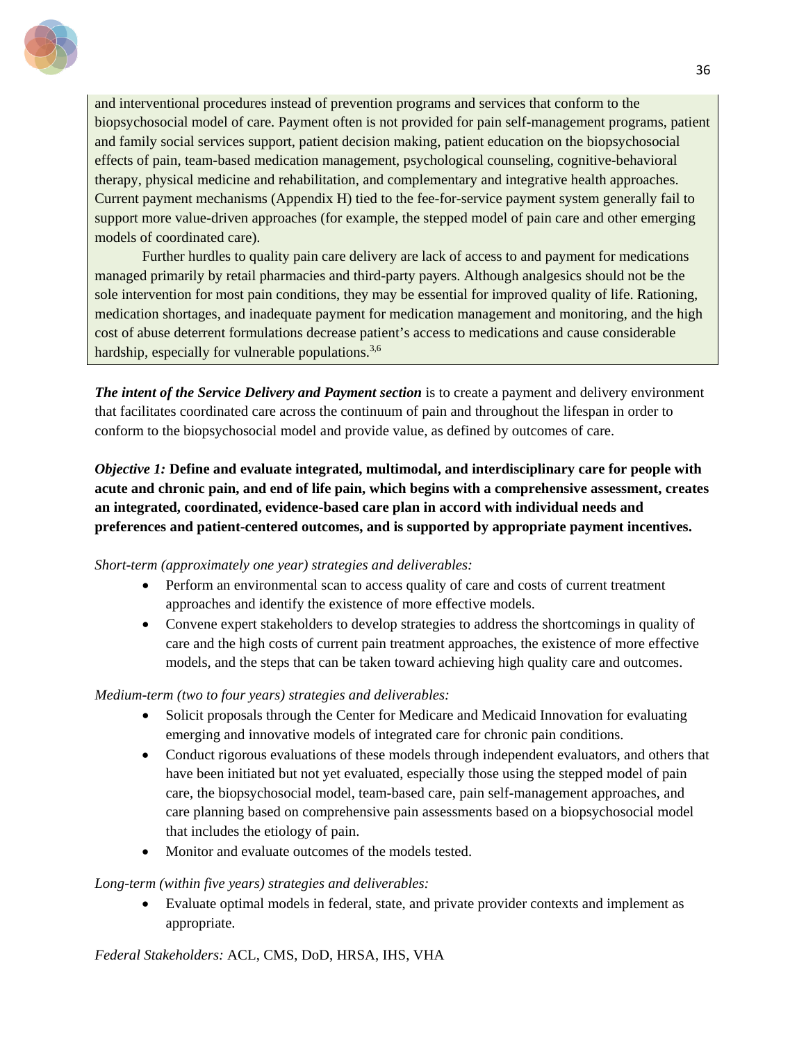and interventional procedures instead of prevention programs and services that conform to the biopsychosocial model of care. Payment often is not provided for pain self-management programs, patient and family social services support, patient decision making, patient education on the biopsychosocial effects of pain, team-based medication management, psychological counseling, cognitive-behavioral therapy, physical medicine and rehabilitation, and complementary and integrative health approaches. Current payment mechanisms (Appendix H) tied to the fee-for-service payment system generally fail to support more value-driven approaches (for example, the stepped model of pain care and other emerging models of coordinated care).

Further hurdles to quality pain care delivery are lack of access to and payment for medications managed primarily by retail pharmacies and third-party payers. Although analgesics should not be the sole intervention for most pain conditions, they may be essential for improved quality of life. Rationing, medication shortages, and inadequate payment for medication management and monitoring, and the high cost of abuse deterrent formulations decrease patient's access to medications and cause considerable hardship, especially for vulnerable populations.[3,6]

***The intent of the Service Delivery and Payment section*** is to create a payment and delivery environment that facilitates coordinated care across the continuum of pain and throughout the lifespan in order to conform to the biopsychosocial model and provide value, as defined by outcomes of care.

***Objective 1:*** **Define and evaluate integrated, multimodal, and interdisciplinary care for people with acute and chronic pain, and end of life pain, which begins with a comprehensive assessment, creates an integrated, coordinated, evidence-based care plan in accord with individual needs and preferences and patient-centered outcomes, and is supported by appropriate payment incentives.**

*Short-term (approximately one year) strategies and deliverables:*

- Perform an environmental scan to access quality of care and costs of current treatment approaches and identify the existence of more effective models.
- Convene expert stakeholders to develop strategies to address the shortcomings in quality of care and the high costs of current pain treatment approaches, the existence of more effective models, and the steps that can be taken toward achieving high quality care and outcomes.

*Medium-term (two to four years) strategies and deliverables:*

- Solicit proposals through the Center for Medicare and Medicaid Innovation for evaluating emerging and innovative models of integrated care for chronic pain conditions.
- Conduct rigorous evaluations of these models through independent evaluators, and others that have been initiated but not yet evaluated, especially those using the stepped model of pain care, the biopsychosocial model, team-based care, pain self-management approaches, and care planning based on comprehensive pain assessments based on a biopsychosocial model that includes the etiology of pain.
- Monitor and evaluate outcomes of the models tested.

*Long-term (within five years) strategies and deliverables:*

- Evaluate optimal models in federal, state, and private provider contexts and implement as appropriate.

*Federal Stakeholders:* ACL, CMS, DoD, HRSA, IHS, VHA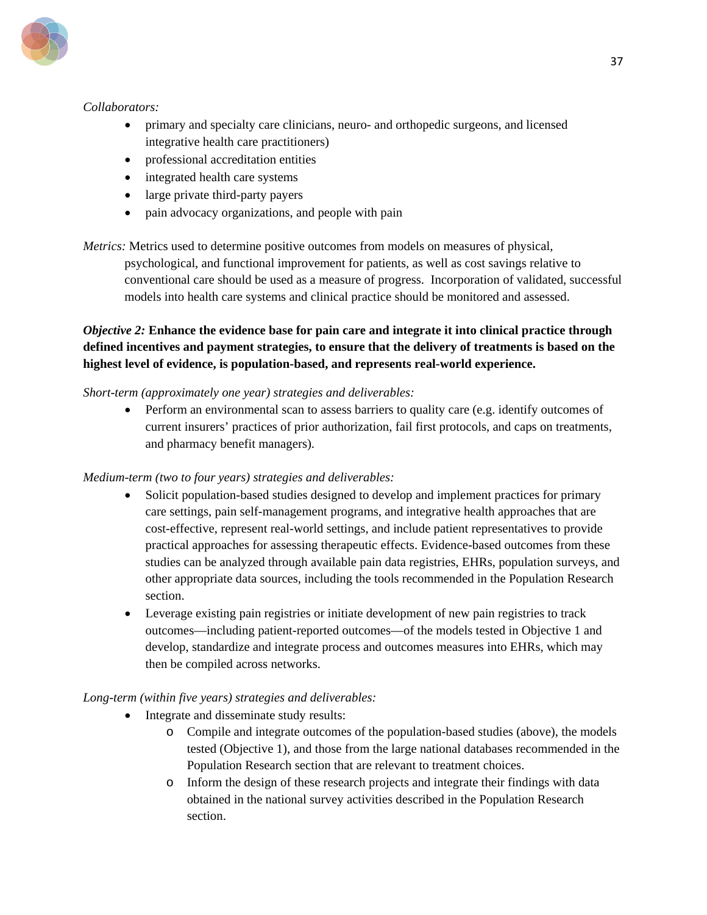*Collaborators:*

- primary and specialty care clinicians, neuro- and orthopedic surgeons, and licensed integrative health care practitioners)
- professional accreditation entities
- integrated health care systems
- large private third-party payers
- pain advocacy organizations, and people with pain

*Metrics:* Metrics used to determine positive outcomes from models on measures of physical, psychological, and functional improvement for patients, as well as cost savings relative to conventional care should be used as a measure of progress. Incorporation of validated, successful models into health care systems and clinical practice should be monitored and assessed.

***Objective 2:* Enhance the evidence base for pain care and integrate it into clinical practice through defined incentives and payment strategies, to ensure that the delivery of treatments is based on the highest level of evidence, is population-based, and represents real-world experience.**

*Short-term (approximately one year) strategies and deliverables:*

- Perform an environmental scan to assess barriers to quality care (e.g. identify outcomes of current insurers' practices of prior authorization, fail first protocols, and caps on treatments, and pharmacy benefit managers).

*Medium-term (two to four years) strategies and deliverables:*

- Solicit population-based studies designed to develop and implement practices for primary care settings, pain self-management programs, and integrative health approaches that are cost-effective, represent real-world settings, and include patient representatives to provide practical approaches for assessing therapeutic effects. Evidence-based outcomes from these studies can be analyzed through available pain data registries, EHRs, population surveys, and other appropriate data sources, including the tools recommended in the Population Research section.
- Leverage existing pain registries or initiate development of new pain registries to track outcomes—including patient-reported outcomes—of the models tested in Objective 1 and develop, standardize and integrate process and outcomes measures into EHRs, which may then be compiled across networks.

*Long-term (within five years) strategies and deliverables:*

- Integrate and disseminate study results:
    - Compile and integrate outcomes of the population-based studies (above), the models tested (Objective 1), and those from the large national databases recommended in the Population Research section that are relevant to treatment choices.
    - Inform the design of these research projects and integrate their findings with data obtained in the national survey activities described in the Population Research section.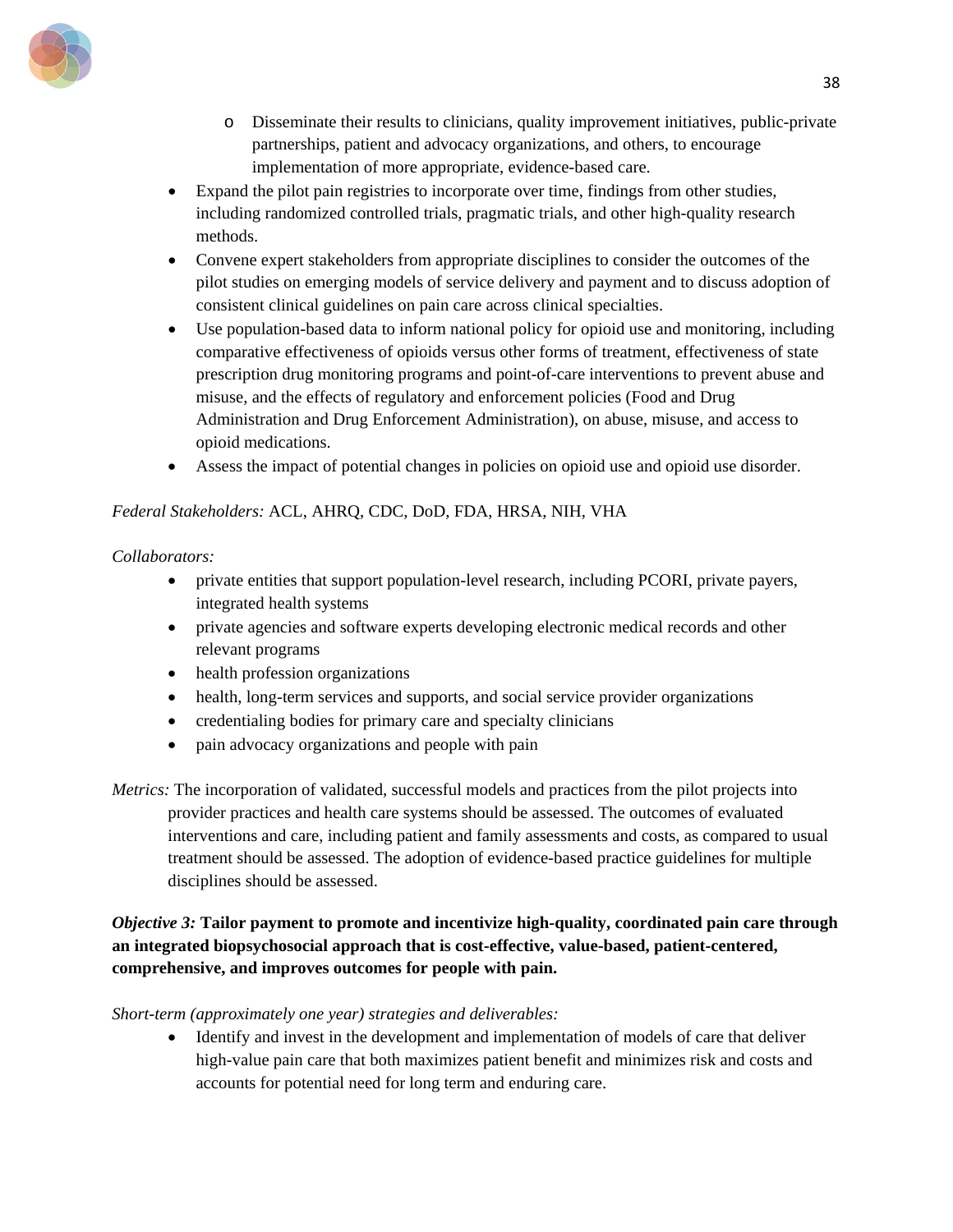- Disseminate their results to clinicians, quality improvement initiatives, public-private partnerships, patient and advocacy organizations, and others, to encourage implementation of more appropriate, evidence-based care.
- Expand the pilot pain registries to incorporate over time, findings from other studies, including randomized controlled trials, pragmatic trials, and other high-quality research methods.
- Convene expert stakeholders from appropriate disciplines to consider the outcomes of the pilot studies on emerging models of service delivery and payment and to discuss adoption of consistent clinical guidelines on pain care across clinical specialties.
- Use population-based data to inform national policy for opioid use and monitoring, including comparative effectiveness of opioids versus other forms of treatment, effectiveness of state prescription drug monitoring programs and point-of-care interventions to prevent abuse and misuse, and the effects of regulatory and enforcement policies (Food and Drug Administration and Drug Enforcement Administration), on abuse, misuse, and access to opioid medications.
- Assess the impact of potential changes in policies on opioid use and opioid use disorder.

*Federal Stakeholders:* ACL, AHRQ, CDC, DoD, FDA, HRSA, NIH, VHA

*Collaborators:*

- private entities that support population-level research, including PCORI, private payers, integrated health systems
- private agencies and software experts developing electronic medical records and other relevant programs
- health profession organizations
- health, long-term services and supports, and social service provider organizations
- credentialing bodies for primary care and specialty clinicians
- pain advocacy organizations and people with pain

*Metrics:* The incorporation of validated, successful models and practices from the pilot projects into provider practices and health care systems should be assessed. The outcomes of evaluated interventions and care, including patient and family assessments and costs, as compared to usual treatment should be assessed. The adoption of evidence-based practice guidelines for multiple disciplines should be assessed.

***Objective 3:* Tailor payment to promote and incentivize high-quality, coordinated pain care through an integrated biopsychosocial approach that is cost-effective, value-based, patient-centered, comprehensive, and improves outcomes for people with pain.**

*Short-term (approximately one year) strategies and deliverables:*

- Identify and invest in the development and implementation of models of care that deliver high-value pain care that both maximizes patient benefit and minimizes risk and costs and accounts for potential need for long term and enduring care.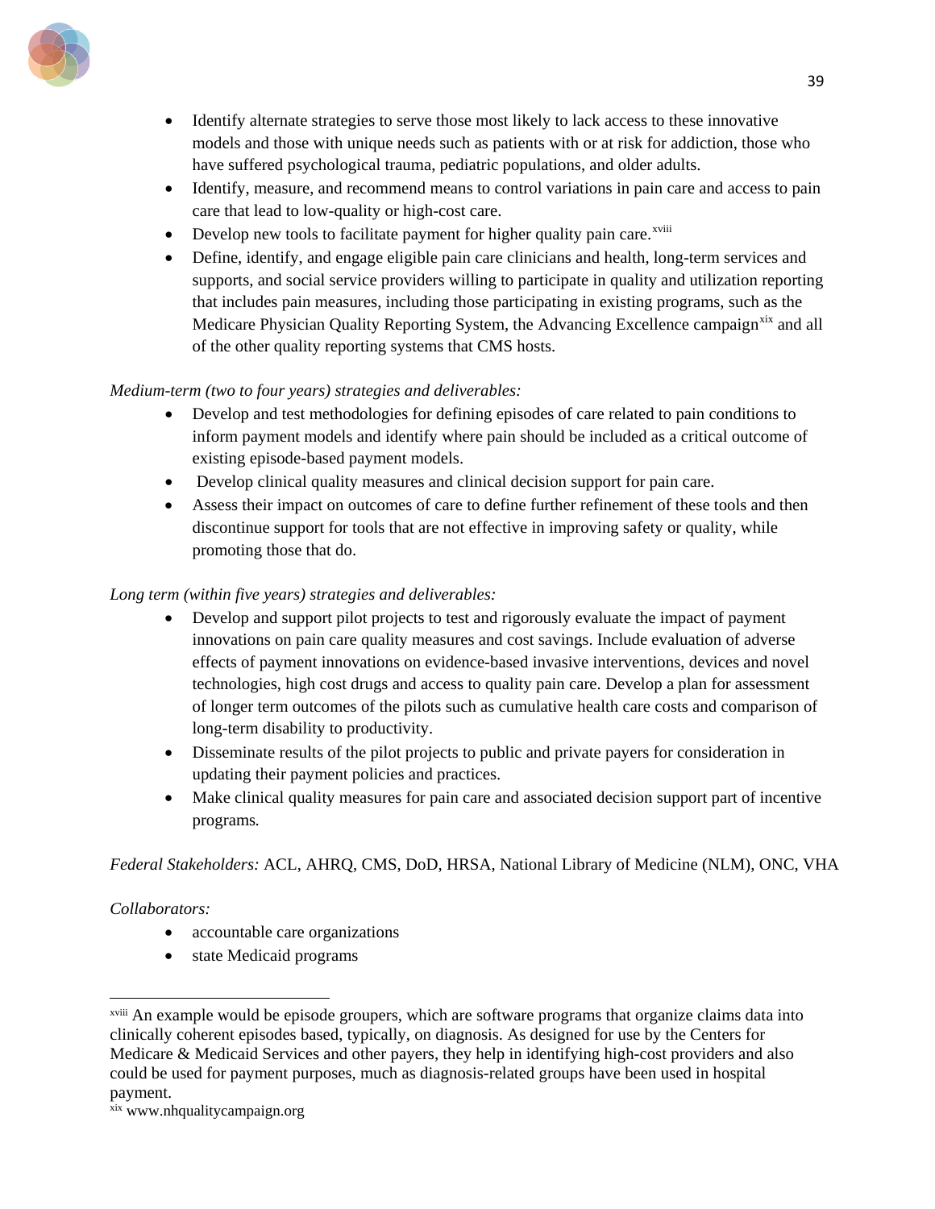- Identify alternate strategies to serve those most likely to lack access to these innovative models and those with unique needs such as patients with or at risk for addiction, those who have suffered psychological trauma, pediatric populations, and older adults.
- Identify, measure, and recommend means to control variations in pain care and access to pain care that lead to low-quality or high-cost care.
- Develop new tools to facilitate payment for higher quality pain care.[xviii]
- Define, identify, and engage eligible pain care clinicians and health, long-term services and supports, and social service providers willing to participate in quality and utilization reporting that includes pain measures, including those participating in existing programs, such as the Medicare Physician Quality Reporting System, the Advancing Excellence campaign[xix] and all of the other quality reporting systems that CMS hosts.

*Medium-term (two to four years) strategies and deliverables:*

- Develop and test methodologies for defining episodes of care related to pain conditions to inform payment models and identify where pain should be included as a critical outcome of existing episode-based payment models.
- Develop clinical quality measures and clinical decision support for pain care.
- Assess their impact on outcomes of care to define further refinement of these tools and then discontinue support for tools that are not effective in improving safety or quality, while promoting those that do.

*Long term (within five years) strategies and deliverables:*

- Develop and support pilot projects to test and rigorously evaluate the impact of payment innovations on pain care quality measures and cost savings. Include evaluation of adverse effects of payment innovations on evidence-based invasive interventions, devices and novel technologies, high cost drugs and access to quality pain care. Develop a plan for assessment of longer term outcomes of the pilots such as cumulative health care costs and comparison of long-term disability to productivity.
- Disseminate results of the pilot projects to public and private payers for consideration in updating their payment policies and practices.
- Make clinical quality measures for pain care and associated decision support part of incentive programs.

*Federal Stakeholders:* ACL, AHRQ, CMS, DoD, HRSA, National Library of Medicine (NLM), ONC, VHA

*Collaborators:*

- accountable care organizations
- state Medicaid programs

---

[xviii] An example would be episode groupers, which are software programs that organize claims data into clinically coherent episodes based, typically, on diagnosis. As designed for use by the Centers for Medicare & Medicaid Services and other payers, they help in identifying high-cost providers and also could be used for payment purposes, much as diagnosis-related groups have been used in hospital payment.

[xix] www.nhqualitycampaign.org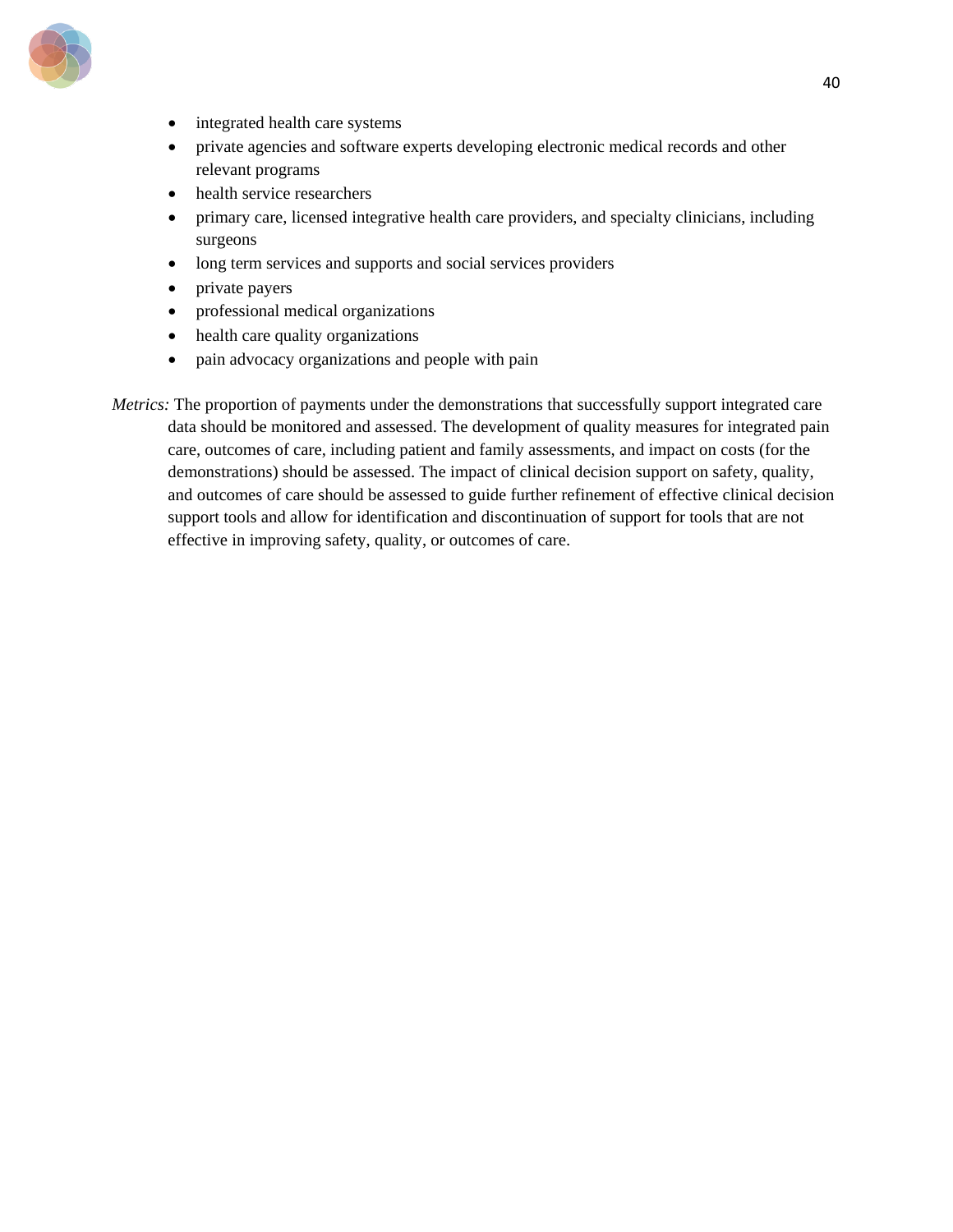- integrated health care systems
- private agencies and software experts developing electronic medical records and other relevant programs
- health service researchers
- primary care, licensed integrative health care providers, and specialty clinicians, including surgeons
- long term services and supports and social services providers
- private payers
- professional medical organizations
- health care quality organizations
- pain advocacy organizations and people with pain

*Metrics:* The proportion of payments under the demonstrations that successfully support integrated care data should be monitored and assessed. The development of quality measures for integrated pain care, outcomes of care, including patient and family assessments, and impact on costs (for the demonstrations) should be assessed. The impact of clinical decision support on safety, quality, and outcomes of care should be assessed to guide further refinement of effective clinical decision support tools and allow for identification and discontinuation of support for tools that are not effective in improving safety, quality, or outcomes of care.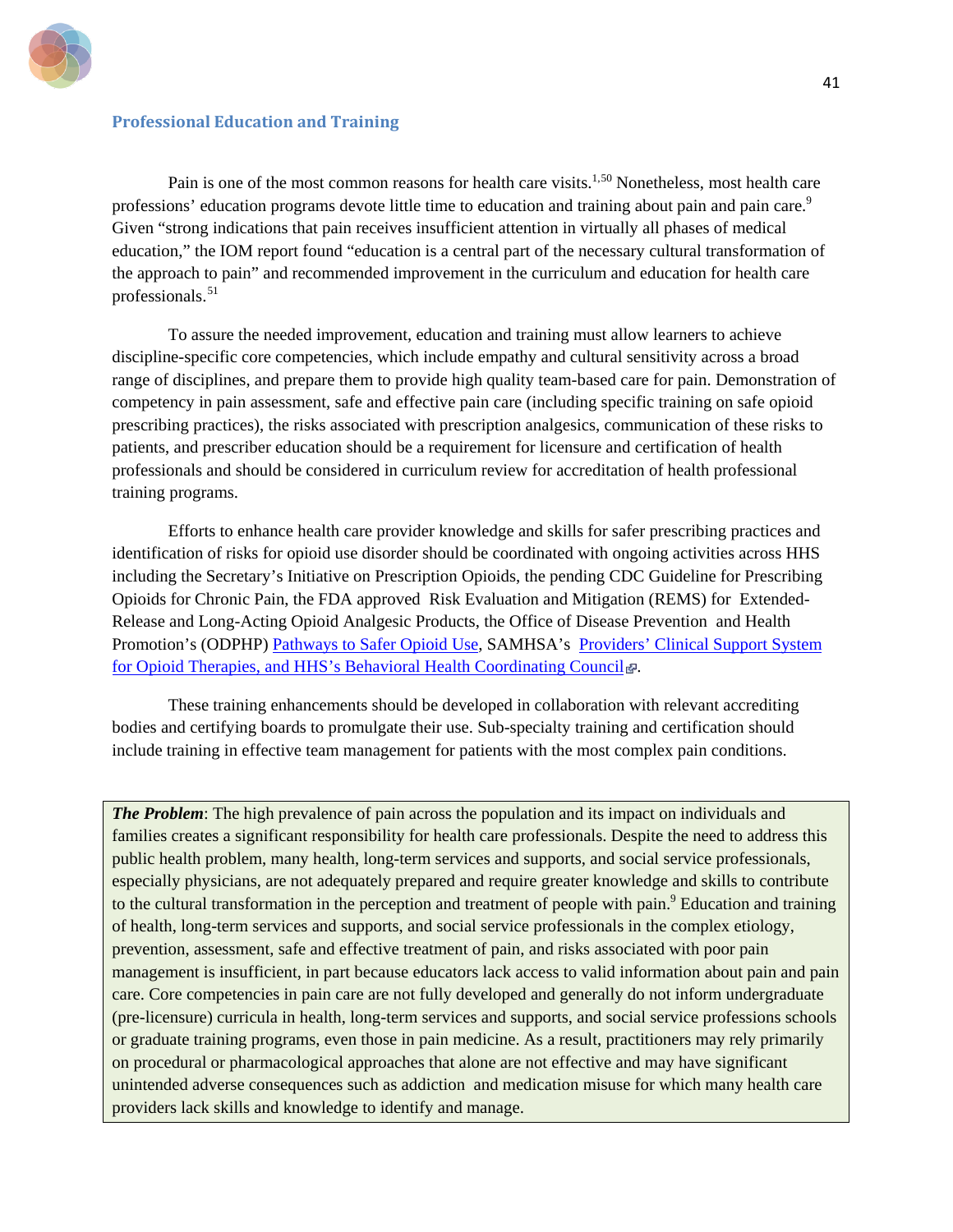## Professional Education and Training

Pain is one of the most common reasons for health care visits.[1,50] Nonetheless, most health care professions' education programs devote little time to education and training about pain and pain care.[9] Given "strong indications that pain receives insufficient attention in virtually all phases of medical education," the IOM report found "education is a central part of the necessary cultural transformation of the approach to pain" and recommended improvement in the curriculum and education for health care professionals.[51]

To assure the needed improvement, education and training must allow learners to achieve discipline-specific core competencies, which include empathy and cultural sensitivity across a broad range of disciplines, and prepare them to provide high quality team-based care for pain. Demonstration of competency in pain assessment, safe and effective pain care (including specific training on safe opioid prescribing practices), the risks associated with prescription analgesics, communication of these risks to patients, and prescriber education should be a requirement for licensure and certification of health professionals and should be considered in curriculum review for accreditation of health professional training programs.

Efforts to enhance health care provider knowledge and skills for safer prescribing practices and identification of risks for opioid use disorder should be coordinated with ongoing activities across HHS including the Secretary's Initiative on Prescription Opioids, the pending CDC Guideline for Prescribing Opioids for Chronic Pain, the FDA approved Risk Evaluation and Mitigation (REMS) for Extended-Release and Long-Acting Opioid Analgesic Products, the Office of Disease Prevention and Health Promotion's (ODPHP) Pathways to Safer Opioid Use, SAMHSA's Providers' Clinical Support System for Opioid Therapies, and HHS's Behavioral Health Coordinating Council.

These training enhancements should be developed in collaboration with relevant accrediting bodies and certifying boards to promulgate their use. Sub-specialty training and certification should include training in effective team management for patients with the most complex pain conditions.

***The Problem***: The high prevalence of pain across the population and its impact on individuals and families creates a significant responsibility for health care professionals. Despite the need to address this public health problem, many health, long-term services and supports, and social service professionals, especially physicians, are not adequately prepared and require greater knowledge and skills to contribute to the cultural transformation in the perception and treatment of people with pain.[9] Education and training of health, long-term services and supports, and social service professionals in the complex etiology, prevention, assessment, safe and effective treatment of pain, and risks associated with poor pain management is insufficient, in part because educators lack access to valid information about pain and pain care. Core competencies in pain care are not fully developed and generally do not inform undergraduate (pre-licensure) curricula in health, long-term services and supports, and social service professions schools or graduate training programs, even those in pain medicine. As a result, practitioners may rely primarily on procedural or pharmacological approaches that alone are not effective and may have significant unintended adverse consequences such as addiction and medication misuse for which many health care providers lack skills and knowledge to identify and manage.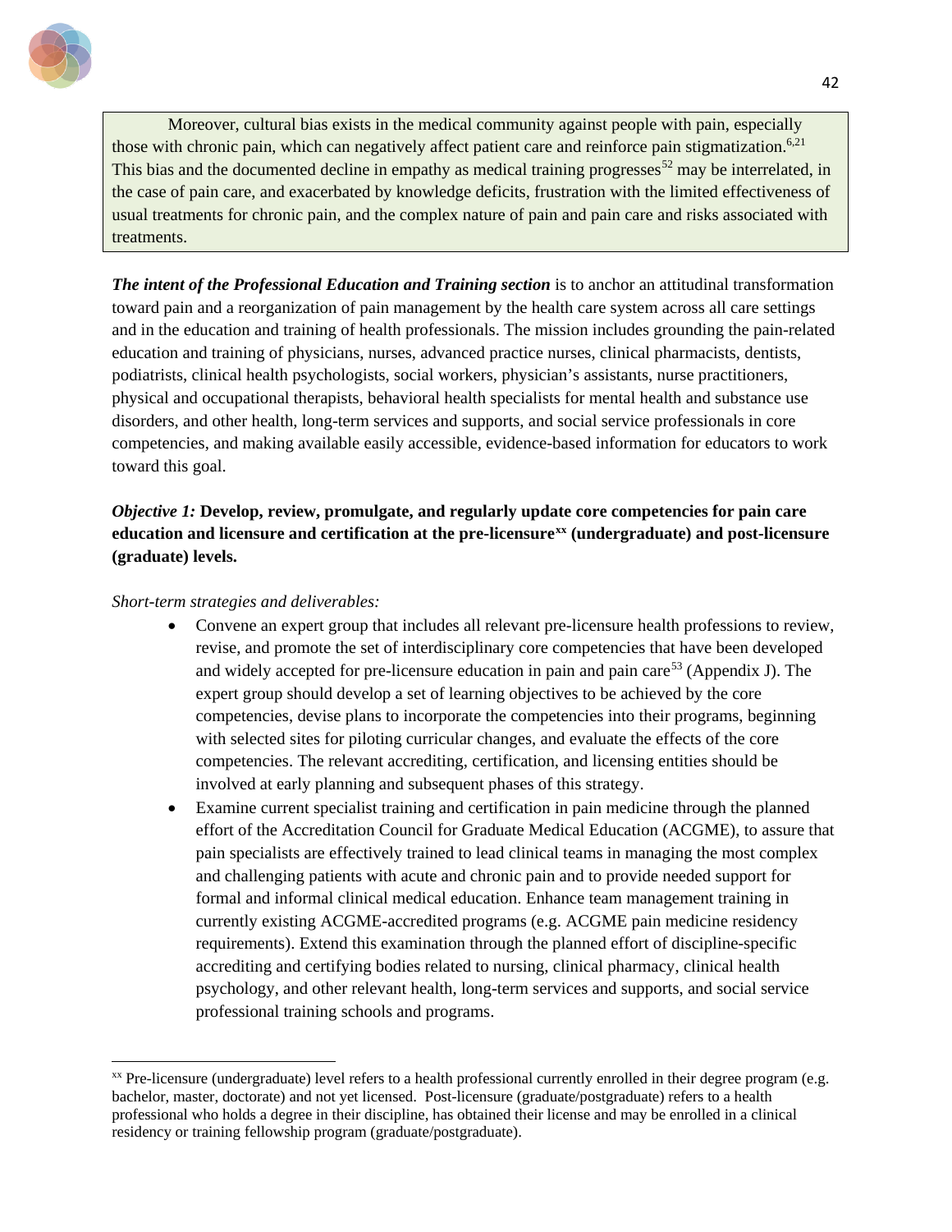Moreover, cultural bias exists in the medical community against people with pain, especially those with chronic pain, which can negatively affect patient care and reinforce pain stigmatization.[6,21] This bias and the documented decline in empathy as medical training progresses[52] may be interrelated, in the case of pain care, and exacerbated by knowledge deficits, frustration with the limited effectiveness of usual treatments for chronic pain, and the complex nature of pain and pain care and risks associated with treatments.

***The intent of the Professional Education and Training section*** is to anchor an attitudinal transformation toward pain and a reorganization of pain management by the health care system across all care settings and in the education and training of health professionals. The mission includes grounding the pain-related education and training of physicians, nurses, advanced practice nurses, clinical pharmacists, dentists, podiatrists, clinical health psychologists, social workers, physician's assistants, nurse practitioners, physical and occupational therapists, behavioral health specialists for mental health and substance use disorders, and other health, long-term services and supports, and social service professionals in core competencies, and making available easily accessible, evidence-based information for educators to work toward this goal.

*Objective 1:* **Develop, review, promulgate, and regularly update core competencies for pain care education and licensure and certification at the pre-licensure[xx] (undergraduate) and post-licensure (graduate) levels.**

*Short-term strategies and deliverables:*

- Convene an expert group that includes all relevant pre-licensure health professions to review, revise, and promote the set of interdisciplinary core competencies that have been developed and widely accepted for pre-licensure education in pain and pain care[53] (Appendix J). The expert group should develop a set of learning objectives to be achieved by the core competencies, devise plans to incorporate the competencies into their programs, beginning with selected sites for piloting curricular changes, and evaluate the effects of the core competencies. The relevant accrediting, certification, and licensing entities should be involved at early planning and subsequent phases of this strategy.
- Examine current specialist training and certification in pain medicine through the planned effort of the Accreditation Council for Graduate Medical Education (ACGME), to assure that pain specialists are effectively trained to lead clinical teams in managing the most complex and challenging patients with acute and chronic pain and to provide needed support for formal and informal clinical medical education. Enhance team management training in currently existing ACGME-accredited programs (e.g. ACGME pain medicine residency requirements). Extend this examination through the planned effort of discipline-specific accrediting and certifying bodies related to nursing, clinical pharmacy, clinical health psychology, and other relevant health, long-term services and supports, and social service professional training schools and programs.

---

[xx] Pre-licensure (undergraduate) level refers to a health professional currently enrolled in their degree program (e.g. bachelor, master, doctorate) and not yet licensed. Post-licensure (graduate/postgraduate) refers to a health professional who holds a degree in their discipline, has obtained their license and may be enrolled in a clinical residency or training fellowship program (graduate/postgraduate).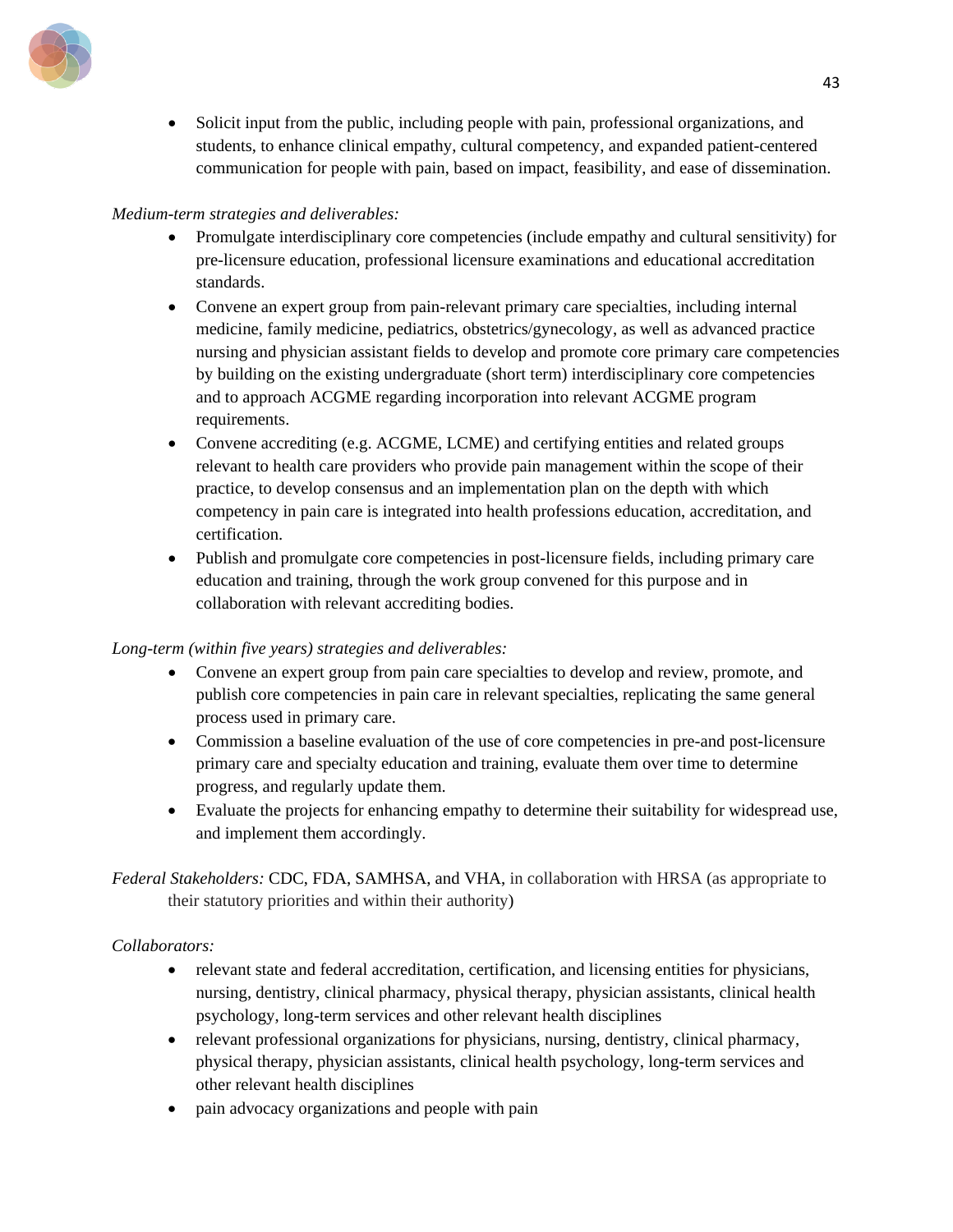- Solicit input from the public, including people with pain, professional organizations, and students, to enhance clinical empathy, cultural competency, and expanded patient-centered communication for people with pain, based on impact, feasibility, and ease of dissemination.

*Medium-term strategies and deliverables:*

- Promulgate interdisciplinary core competencies (include empathy and cultural sensitivity) for pre-licensure education, professional licensure examinations and educational accreditation standards.
- Convene an expert group from pain-relevant primary care specialties, including internal medicine, family medicine, pediatrics, obstetrics/gynecology, as well as advanced practice nursing and physician assistant fields to develop and promote core primary care competencies by building on the existing undergraduate (short term) interdisciplinary core competencies and to approach ACGME regarding incorporation into relevant ACGME program requirements.
- Convene accrediting (e.g. ACGME, LCME) and certifying entities and related groups relevant to health care providers who provide pain management within the scope of their practice, to develop consensus and an implementation plan on the depth with which competency in pain care is integrated into health professions education, accreditation, and certification.
- Publish and promulgate core competencies in post-licensure fields, including primary care education and training, through the work group convened for this purpose and in collaboration with relevant accrediting bodies.

*Long-term (within five years) strategies and deliverables:*

- Convene an expert group from pain care specialties to develop and review, promote, and publish core competencies in pain care in relevant specialties, replicating the same general process used in primary care.
- Commission a baseline evaluation of the use of core competencies in pre-and post-licensure primary care and specialty education and training, evaluate them over time to determine progress, and regularly update them.
- Evaluate the projects for enhancing empathy to determine their suitability for widespread use, and implement them accordingly.

*Federal Stakeholders:* CDC, FDA, SAMHSA, and VHA, in collaboration with HRSA (as appropriate to their statutory priorities and within their authority)

*Collaborators:*

- relevant state and federal accreditation, certification, and licensing entities for physicians, nursing, dentistry, clinical pharmacy, physical therapy, physician assistants, clinical health psychology, long-term services and other relevant health disciplines
- relevant professional organizations for physicians, nursing, dentistry, clinical pharmacy, physical therapy, physician assistants, clinical health psychology, long-term services and other relevant health disciplines
- pain advocacy organizations and people with pain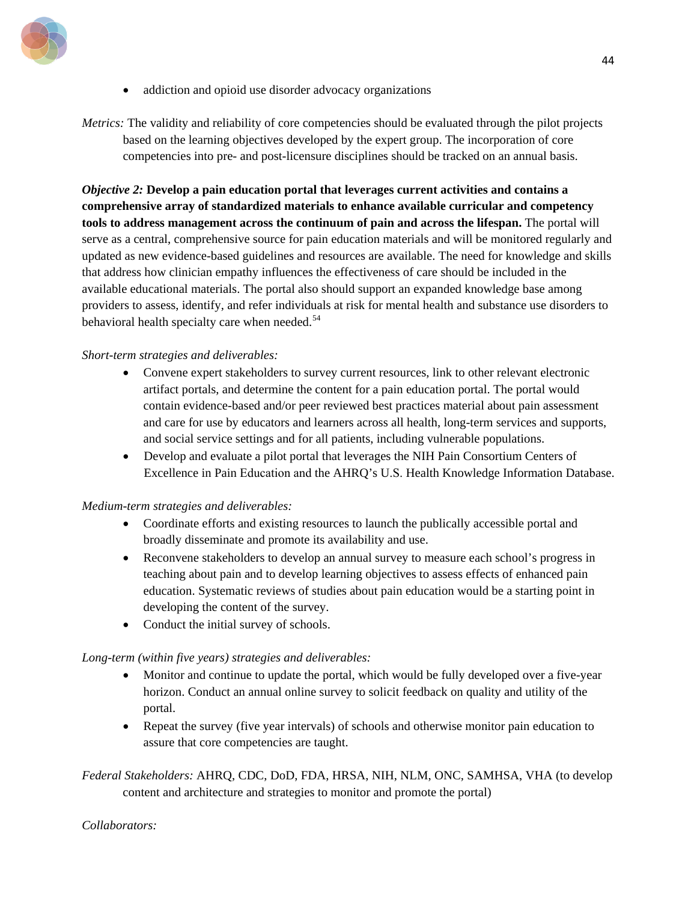- addiction and opioid use disorder advocacy organizations

*Metrics:* The validity and reliability of core competencies should be evaluated through the pilot projects based on the learning objectives developed by the expert group. The incorporation of core competencies into pre- and post-licensure disciplines should be tracked on an annual basis.

***Objective 2:*** **Develop a pain education portal that leverages current activities and contains a comprehensive array of standardized materials to enhance available curricular and competency tools to address management across the continuum of pain and across the lifespan.** The portal will serve as a central, comprehensive source for pain education materials and will be monitored regularly and updated as new evidence-based guidelines and resources are available. The need for knowledge and skills that address how clinician empathy influences the effectiveness of care should be included in the available educational materials. The portal also should support an expanded knowledge base among providers to assess, identify, and refer individuals at risk for mental health and substance use disorders to behavioral health specialty care when needed.[54]

*Short-term strategies and deliverables:*

- Convene expert stakeholders to survey current resources, link to other relevant electronic artifact portals, and determine the content for a pain education portal. The portal would contain evidence-based and/or peer reviewed best practices material about pain assessment and care for use by educators and learners across all health, long-term services and supports, and social service settings and for all patients, including vulnerable populations.
- Develop and evaluate a pilot portal that leverages the NIH Pain Consortium Centers of Excellence in Pain Education and the AHRQ's U.S. Health Knowledge Information Database.

*Medium-term strategies and deliverables:*

- Coordinate efforts and existing resources to launch the publically accessible portal and broadly disseminate and promote its availability and use.
- Reconvene stakeholders to develop an annual survey to measure each school's progress in teaching about pain and to develop learning objectives to assess effects of enhanced pain education. Systematic reviews of studies about pain education would be a starting point in developing the content of the survey.
- Conduct the initial survey of schools.

*Long-term (within five years) strategies and deliverables:*

- Monitor and continue to update the portal, which would be fully developed over a five-year horizon. Conduct an annual online survey to solicit feedback on quality and utility of the portal.
- Repeat the survey (five year intervals) of schools and otherwise monitor pain education to assure that core competencies are taught.

*Federal Stakeholders:* AHRQ, CDC, DoD, FDA, HRSA, NIH, NLM, ONC, SAMHSA, VHA (to develop content and architecture and strategies to monitor and promote the portal)

*Collaborators:*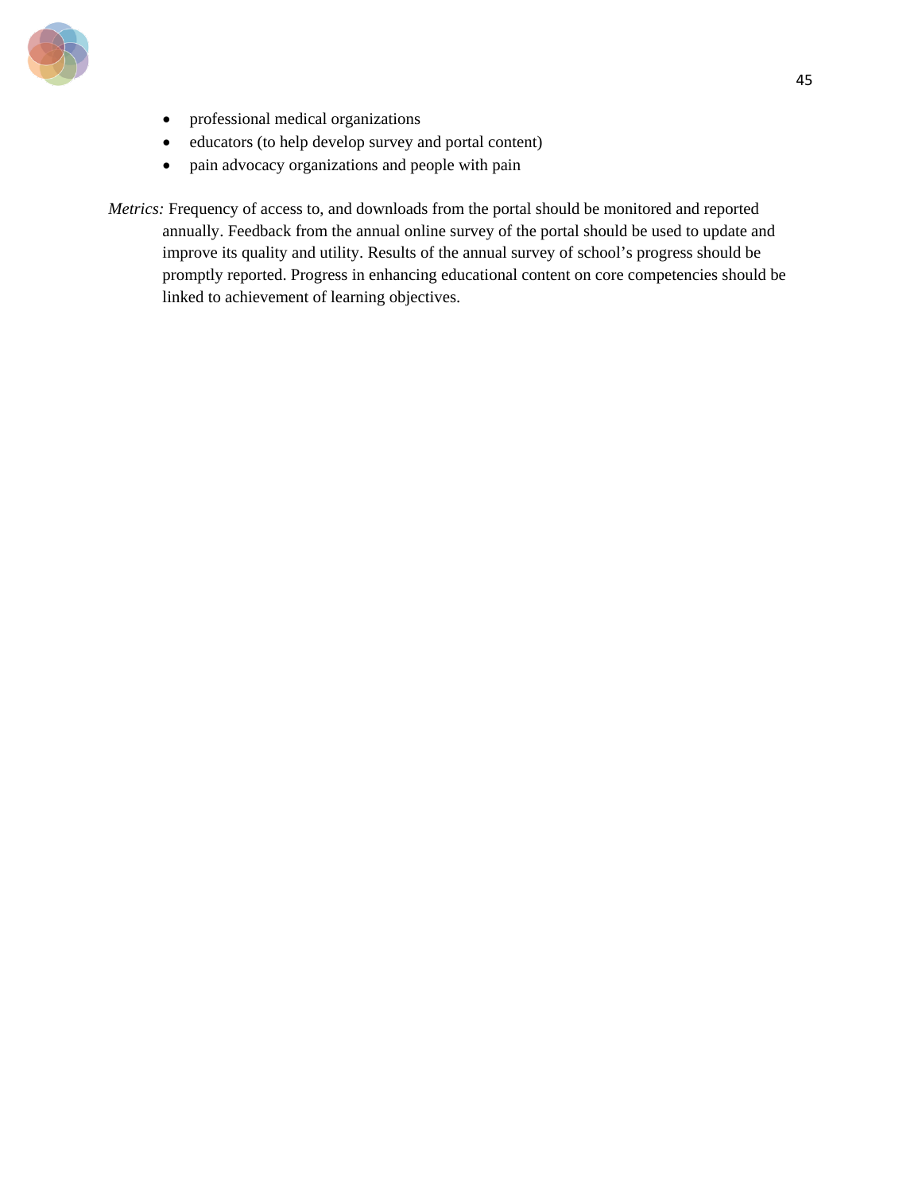- professional medical organizations
- educators (to help develop survey and portal content)
- pain advocacy organizations and people with pain

*Metrics:* Frequency of access to, and downloads from the portal should be monitored and reported annually. Feedback from the annual online survey of the portal should be used to update and improve its quality and utility. Results of the annual survey of school's progress should be promptly reported. Progress in enhancing educational content on core competencies should be linked to achievement of learning objectives.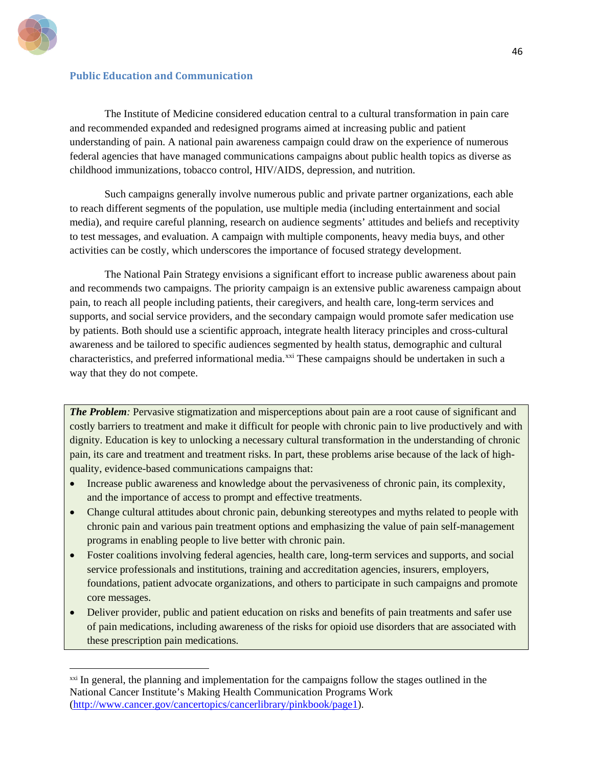## Public Education and Communication

The Institute of Medicine considered education central to a cultural transformation in pain care and recommended expanded and redesigned programs aimed at increasing public and patient understanding of pain. A national pain awareness campaign could draw on the experience of numerous federal agencies that have managed communications campaigns about public health topics as diverse as childhood immunizations, tobacco control, HIV/AIDS, depression, and nutrition.

Such campaigns generally involve numerous public and private partner organizations, each able to reach different segments of the population, use multiple media (including entertainment and social media), and require careful planning, research on audience segments' attitudes and beliefs and receptivity to test messages, and evaluation. A campaign with multiple components, heavy media buys, and other activities can be costly, which underscores the importance of focused strategy development.

The National Pain Strategy envisions a significant effort to increase public awareness about pain and recommends two campaigns. The priority campaign is an extensive public awareness campaign about pain, to reach all people including patients, their caregivers, and health care, long-term services and supports, and social service providers, and the secondary campaign would promote safer medication use by patients. Both should use a scientific approach, integrate health literacy principles and cross-cultural awareness and be tailored to specific audiences segmented by health status, demographic and cultural characteristics, and preferred informational media.[xxi] These campaigns should be undertaken in such a way that they do not compete.

***The Problem:*** Pervasive stigmatization and misperceptions about pain are a root cause of significant and costly barriers to treatment and make it difficult for people with chronic pain to live productively and with dignity. Education is key to unlocking a necessary cultural transformation in the understanding of chronic pain, its care and treatment and treatment risks. In part, these problems arise because of the lack of high-quality, evidence-based communications campaigns that:

- Increase public awareness and knowledge about the pervasiveness of chronic pain, its complexity, and the importance of access to prompt and effective treatments.
- Change cultural attitudes about chronic pain, debunking stereotypes and myths related to people with chronic pain and various pain treatment options and emphasizing the value of pain self-management programs in enabling people to live better with chronic pain.
- Foster coalitions involving federal agencies, health care, long-term services and supports, and social service professionals and institutions, training and accreditation agencies, insurers, employers, foundations, patient advocate organizations, and others to participate in such campaigns and promote core messages.
- Deliver provider, public and patient education on risks and benefits of pain treatments and safer use of pain medications, including awareness of the risks for opioid use disorders that are associated with these prescription pain medications.

---

[xxi] In general, the planning and implementation for the campaigns follow the stages outlined in the National Cancer Institute's Making Health Communication Programs Work (http://www.cancer.gov/cancertopics/cancerlibrary/pinkbook/page1).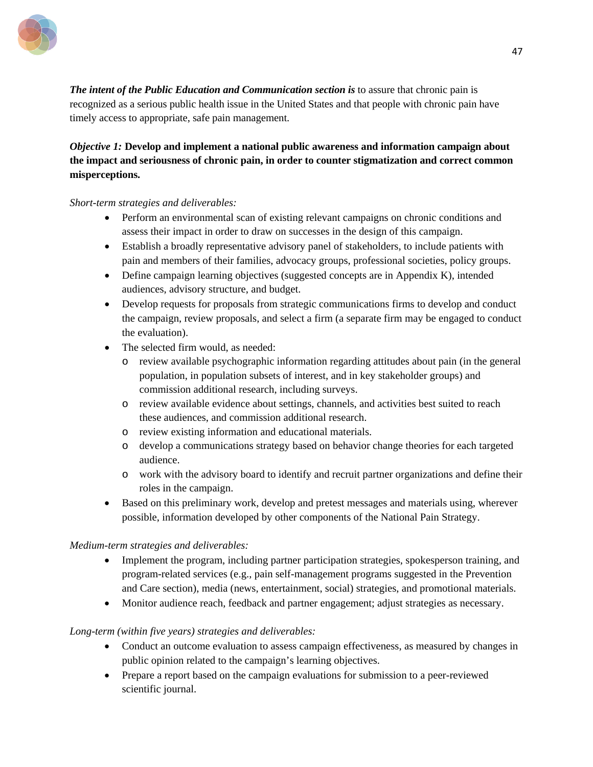***The intent of the Public Education and Communication section is*** to assure that chronic pain is recognized as a serious public health issue in the United States and that people with chronic pain have timely access to appropriate, safe pain management.

***Objective 1:*** **Develop and implement a national public awareness and information campaign about the impact and seriousness of chronic pain, in order to counter stigmatization and correct common misperceptions.**

*Short-term strategies and deliverables:*

- Perform an environmental scan of existing relevant campaigns on chronic conditions and assess their impact in order to draw on successes in the design of this campaign.
- Establish a broadly representative advisory panel of stakeholders, to include patients with pain and members of their families, advocacy groups, professional societies, policy groups.
- Define campaign learning objectives (suggested concepts are in Appendix K), intended audiences, advisory structure, and budget.
- Develop requests for proposals from strategic communications firms to develop and conduct the campaign, review proposals, and select a firm (a separate firm may be engaged to conduct the evaluation).
- The selected firm would, as needed:
  - review available psychographic information regarding attitudes about pain (in the general population, in population subsets of interest, and in key stakeholder groups) and commission additional research, including surveys.
  - review available evidence about settings, channels, and activities best suited to reach these audiences, and commission additional research.
  - review existing information and educational materials.
  - develop a communications strategy based on behavior change theories for each targeted audience.
  - work with the advisory board to identify and recruit partner organizations and define their roles in the campaign.
- Based on this preliminary work, develop and pretest messages and materials using, wherever possible, information developed by other components of the National Pain Strategy.

*Medium-term strategies and deliverables:*

- Implement the program, including partner participation strategies, spokesperson training, and program-related services (e.g., pain self-management programs suggested in the Prevention and Care section), media (news, entertainment, social) strategies, and promotional materials.
- Monitor audience reach, feedback and partner engagement; adjust strategies as necessary.

*Long-term (within five years) strategies and deliverables:*

- Conduct an outcome evaluation to assess campaign effectiveness, as measured by changes in public opinion related to the campaign's learning objectives.
- Prepare a report based on the campaign evaluations for submission to a peer-reviewed scientific journal.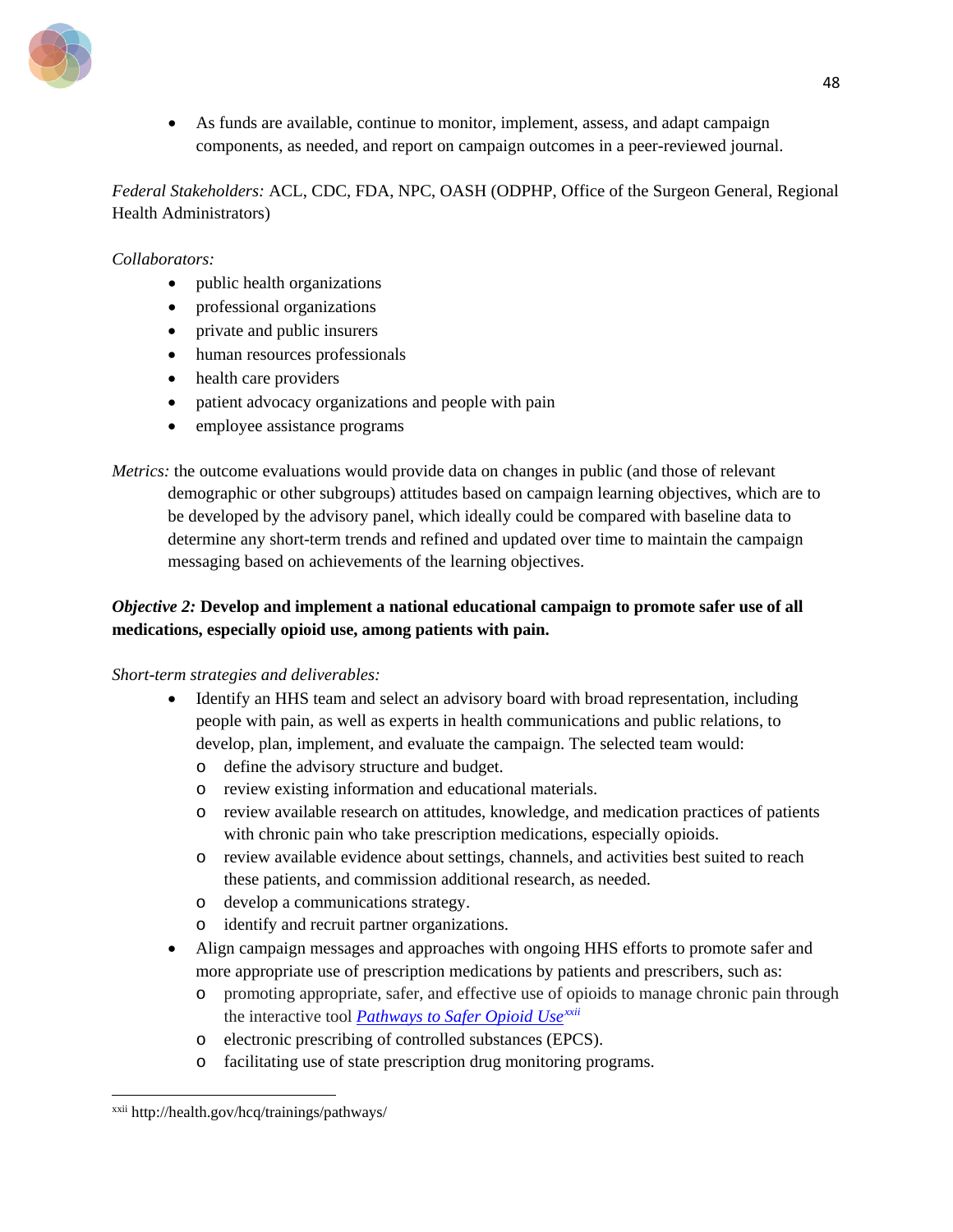- As funds are available, continue to monitor, implement, assess, and adapt campaign components, as needed, and report on campaign outcomes in a peer-reviewed journal.

*Federal Stakeholders:* ACL, CDC, FDA, NPC, OASH (ODPHP, Office of the Surgeon General, Regional Health Administrators)

*Collaborators:*

- public health organizations
- professional organizations
- private and public insurers
- human resources professionals
- health care providers
- patient advocacy organizations and people with pain
- employee assistance programs

*Metrics:* the outcome evaluations would provide data on changes in public (and those of relevant demographic or other subgroups) attitudes based on campaign learning objectives, which are to be developed by the advisory panel, which ideally could be compared with baseline data to determine any short-term trends and refined and updated over time to maintain the campaign messaging based on achievements of the learning objectives.

***Objective 2:* Develop and implement a national educational campaign to promote safer use of all medications, especially opioid use, among patients with pain.**

*Short-term strategies and deliverables:*

- Identify an HHS team and select an advisory board with broad representation, including people with pain, as well as experts in health communications and public relations, to develop, plan, implement, and evaluate the campaign. The selected team would:
  - define the advisory structure and budget.
  - review existing information and educational materials.
  - review available research on attitudes, knowledge, and medication practices of patients with chronic pain who take prescription medications, especially opioids.
  - review available evidence about settings, channels, and activities best suited to reach these patients, and commission additional research, as needed.
  - develop a communications strategy.
  - identify and recruit partner organizations.
- Align campaign messages and approaches with ongoing HHS efforts to promote safer and more appropriate use of prescription medications by patients and prescribers, such as:
  - promoting appropriate, safer, and effective use of opioids to manage chronic pain through the interactive tool *Pathways to Safer Opioid Use*[xxii]
  - electronic prescribing of controlled substances (EPCS).
  - facilitating use of state prescription drug monitoring programs.

[xxii] http://health.gov/hcq/trainings/pathways/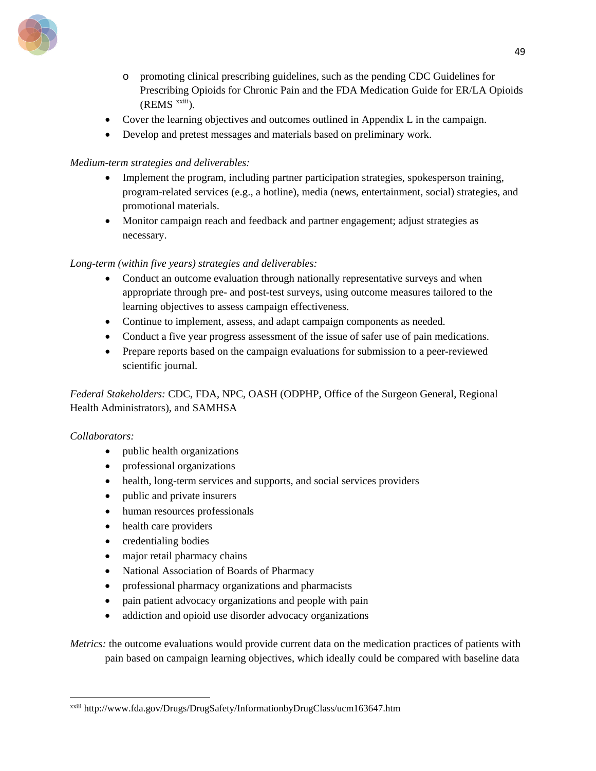- promoting clinical prescribing guidelines, such as the pending CDC Guidelines for Prescribing Opioids for Chronic Pain and the FDA Medication Guide for ER/LA Opioids (REMS [xxiii]).
- Cover the learning objectives and outcomes outlined in Appendix L in the campaign.
- Develop and pretest messages and materials based on preliminary work.

*Medium-term strategies and deliverables:*

- Implement the program, including partner participation strategies, spokesperson training, program-related services (e.g., a hotline), media (news, entertainment, social) strategies, and promotional materials.
- Monitor campaign reach and feedback and partner engagement; adjust strategies as necessary.

*Long-term (within five years) strategies and deliverables:*

- Conduct an outcome evaluation through nationally representative surveys and when appropriate through pre- and post-test surveys, using outcome measures tailored to the learning objectives to assess campaign effectiveness.
- Continue to implement, assess, and adapt campaign components as needed.
- Conduct a five year progress assessment of the issue of safer use of pain medications.
- Prepare reports based on the campaign evaluations for submission to a peer-reviewed scientific journal.

*Federal Stakeholders:* CDC, FDA, NPC, OASH (ODPHP, Office of the Surgeon General, Regional Health Administrators), and SAMHSA

*Collaborators:*

- public health organizations
- professional organizations
- health, long-term services and supports, and social services providers
- public and private insurers
- human resources professionals
- health care providers
- credentialing bodies
- major retail pharmacy chains
- National Association of Boards of Pharmacy
- professional pharmacy organizations and pharmacists
- pain patient advocacy organizations and people with pain
- addiction and opioid use disorder advocacy organizations

*Metrics:* the outcome evaluations would provide current data on the medication practices of patients with pain based on campaign learning objectives, which ideally could be compared with baseline data

---

[xxiii] http://www.fda.gov/Drugs/DrugSafety/InformationbyDrugClass/ucm163647.htm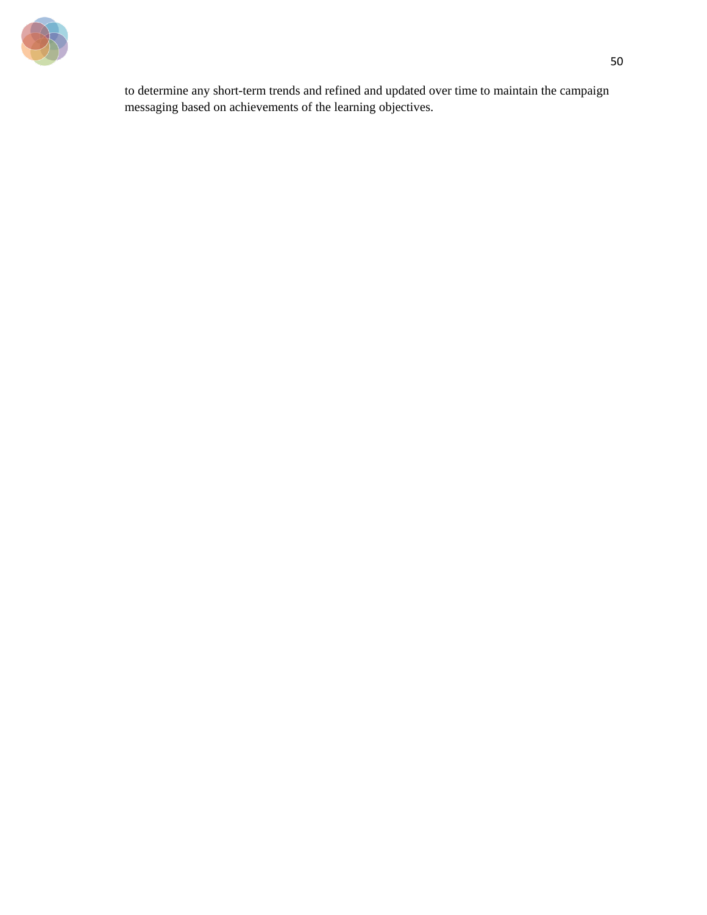to determine any short-term trends and refined and updated over time to maintain the campaign messaging based on achievements of the learning objectives.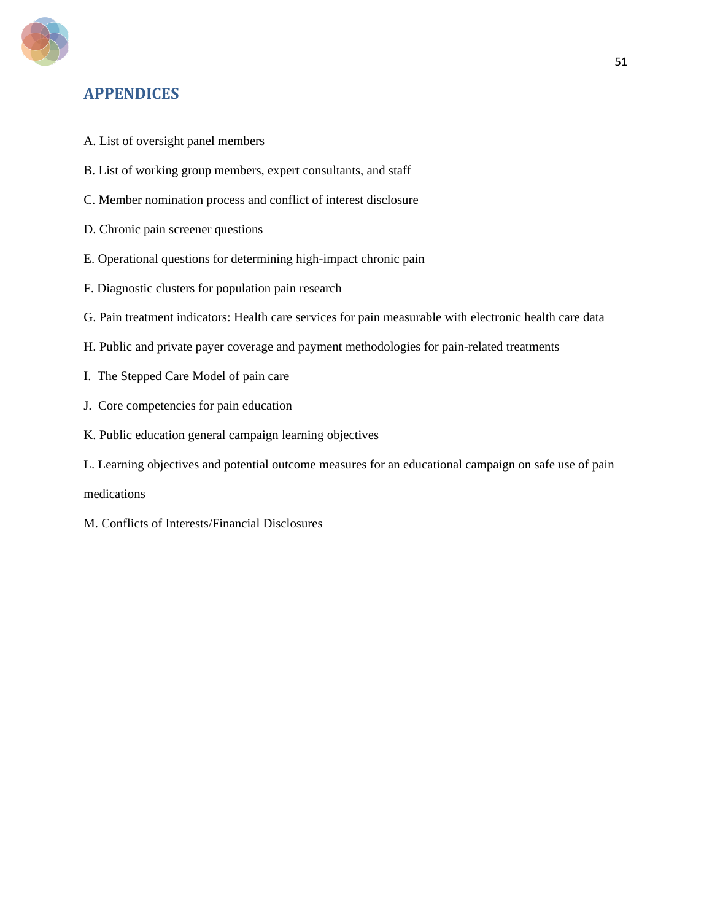# APPENDICES

A. List of oversight panel members

B. List of working group members, expert consultants, and staff

C. Member nomination process and conflict of interest disclosure

D. Chronic pain screener questions

E. Operational questions for determining high-impact chronic pain

F. Diagnostic clusters for population pain research

G. Pain treatment indicators: Health care services for pain measurable with electronic health care data

H. Public and private payer coverage and payment methodologies for pain-related treatments

I. The Stepped Care Model of pain care

J. Core competencies for pain education

K. Public education general campaign learning objectives

L. Learning objectives and potential outcome measures for an educational campaign on safe use of pain medications

M. Conflicts of Interests/Financial Disclosures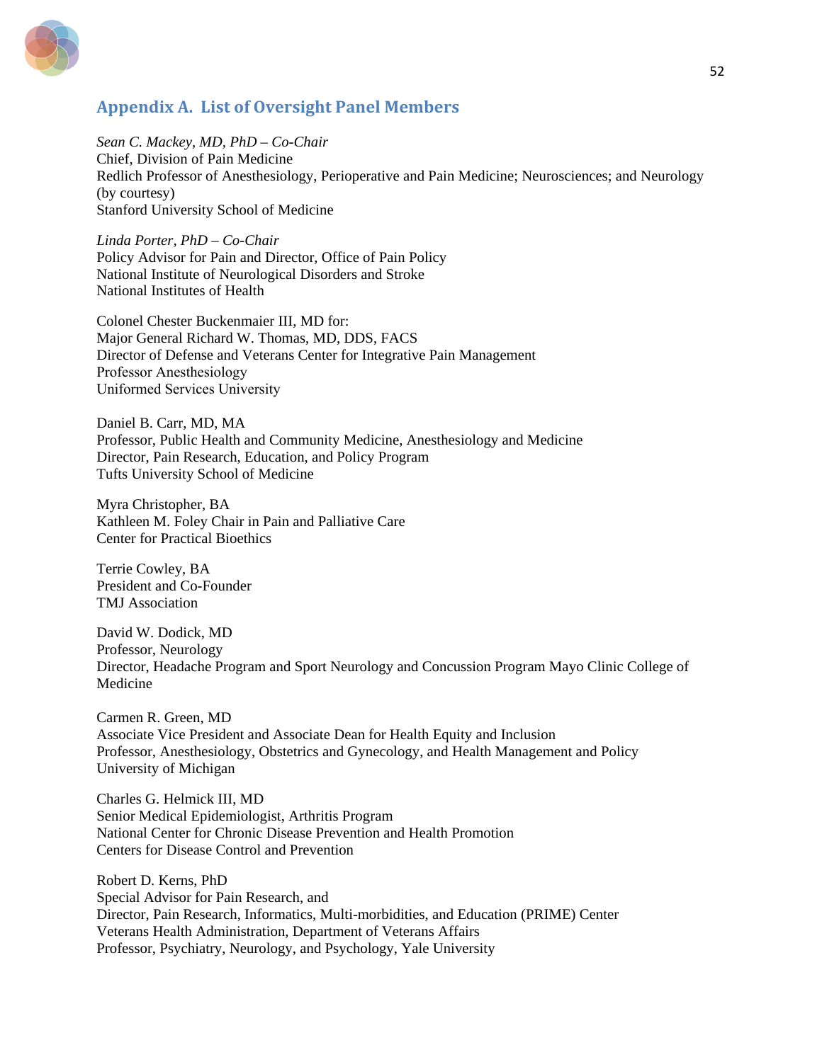## Appendix A. List of Oversight Panel Members

*Sean C. Mackey, MD, PhD – Co-Chair*
Chief, Division of Pain Medicine
Redlich Professor of Anesthesiology, Perioperative and Pain Medicine; Neurosciences; and Neurology (by courtesy)
Stanford University School of Medicine

*Linda Porter, PhD – Co-Chair*
Policy Advisor for Pain and Director, Office of Pain Policy
National Institute of Neurological Disorders and Stroke
National Institutes of Health

Colonel Chester Buckenmaier III, MD for:
Major General Richard W. Thomas, MD, DDS, FACS
Director of Defense and Veterans Center for Integrative Pain Management
Professor Anesthesiology
Uniformed Services University

Daniel B. Carr, MD, MA
Professor, Public Health and Community Medicine, Anesthesiology and Medicine
Director, Pain Research, Education, and Policy Program
Tufts University School of Medicine

Myra Christopher, BA
Kathleen M. Foley Chair in Pain and Palliative Care
Center for Practical Bioethics

Terrie Cowley, BA
President and Co-Founder
TMJ Association

David W. Dodick, MD
Professor, Neurology
Director, Headache Program and Sport Neurology and Concussion Program Mayo Clinic College of Medicine

Carmen R. Green, MD
Associate Vice President and Associate Dean for Health Equity and Inclusion
Professor, Anesthesiology, Obstetrics and Gynecology, and Health Management and Policy
University of Michigan

Charles G. Helmick III, MD
Senior Medical Epidemiologist, Arthritis Program
National Center for Chronic Disease Prevention and Health Promotion
Centers for Disease Control and Prevention

Robert D. Kerns, PhD
Special Advisor for Pain Research, and
Director, Pain Research, Informatics, Multi-morbidities, and Education (PRIME) Center
Veterans Health Administration, Department of Veterans Affairs
Professor, Psychiatry, Neurology, and Psychology, Yale University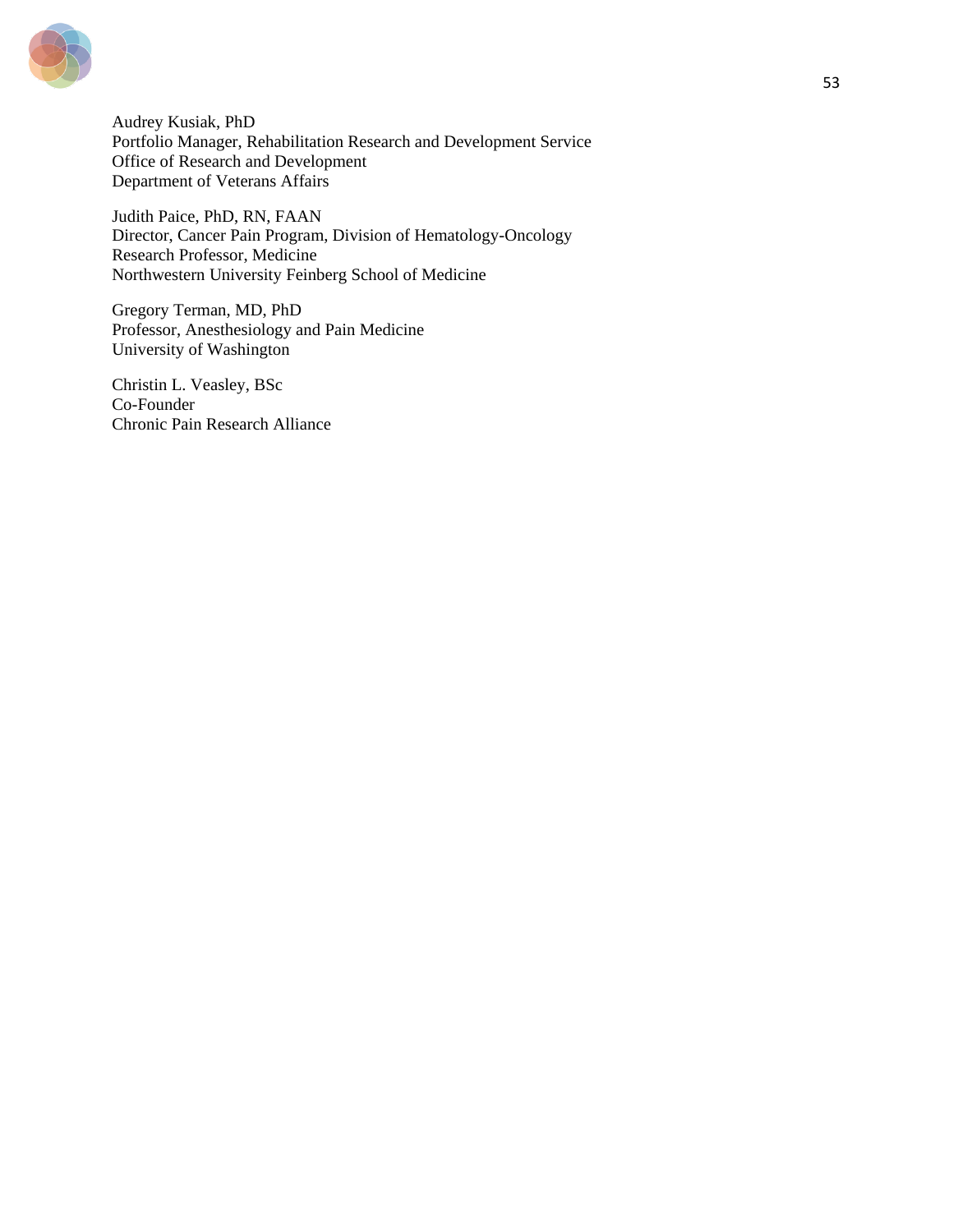Audrey Kusiak, PhD
Portfolio Manager, Rehabilitation Research and Development Service
Office of Research and Development
Department of Veterans Affairs

Judith Paice, PhD, RN, FAAN
Director, Cancer Pain Program, Division of Hematology-Oncology
Research Professor, Medicine
Northwestern University Feinberg School of Medicine

Gregory Terman, MD, PhD
Professor, Anesthesiology and Pain Medicine
University of Washington

Christin L. Veasley, BSc
Co-Founder
Chronic Pain Research Alliance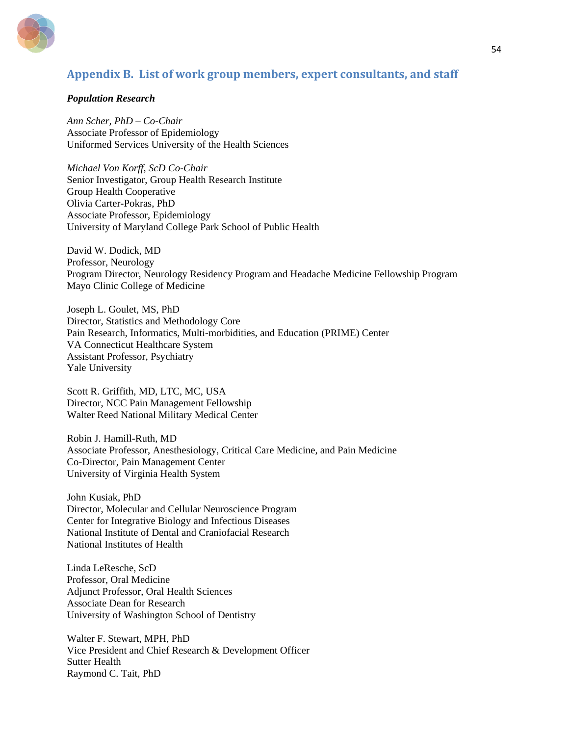## Appendix B. List of work group members, expert consultants, and staff

***Population Research***

*Ann Scher, PhD – Co-Chair*
Associate Professor of Epidemiology
Uniformed Services University of the Health Sciences

*Michael Von Korff, ScD Co-Chair*
Senior Investigator, Group Health Research Institute
Group Health Cooperative
Olivia Carter-Pokras, PhD
Associate Professor, Epidemiology
University of Maryland College Park School of Public Health

David W. Dodick, MD
Professor, Neurology
Program Director, Neurology Residency Program and Headache Medicine Fellowship Program
Mayo Clinic College of Medicine

Joseph L. Goulet, MS, PhD
Director, Statistics and Methodology Core
Pain Research, Informatics, Multi-morbidities, and Education (PRIME) Center
VA Connecticut Healthcare System
Assistant Professor, Psychiatry
Yale University

Scott R. Griffith, MD, LTC, MC, USA
Director, NCC Pain Management Fellowship
Walter Reed National Military Medical Center

Robin J. Hamill-Ruth, MD
Associate Professor, Anesthesiology, Critical Care Medicine, and Pain Medicine
Co-Director, Pain Management Center
University of Virginia Health System

John Kusiak, PhD
Director, Molecular and Cellular Neuroscience Program
Center for Integrative Biology and Infectious Diseases
National Institute of Dental and Craniofacial Research
National Institutes of Health

Linda LeResche, ScD
Professor, Oral Medicine
Adjunct Professor, Oral Health Sciences
Associate Dean for Research
University of Washington School of Dentistry

Walter F. Stewart, MPH, PhD
Vice President and Chief Research & Development Officer
Sutter Health
Raymond C. Tait, PhD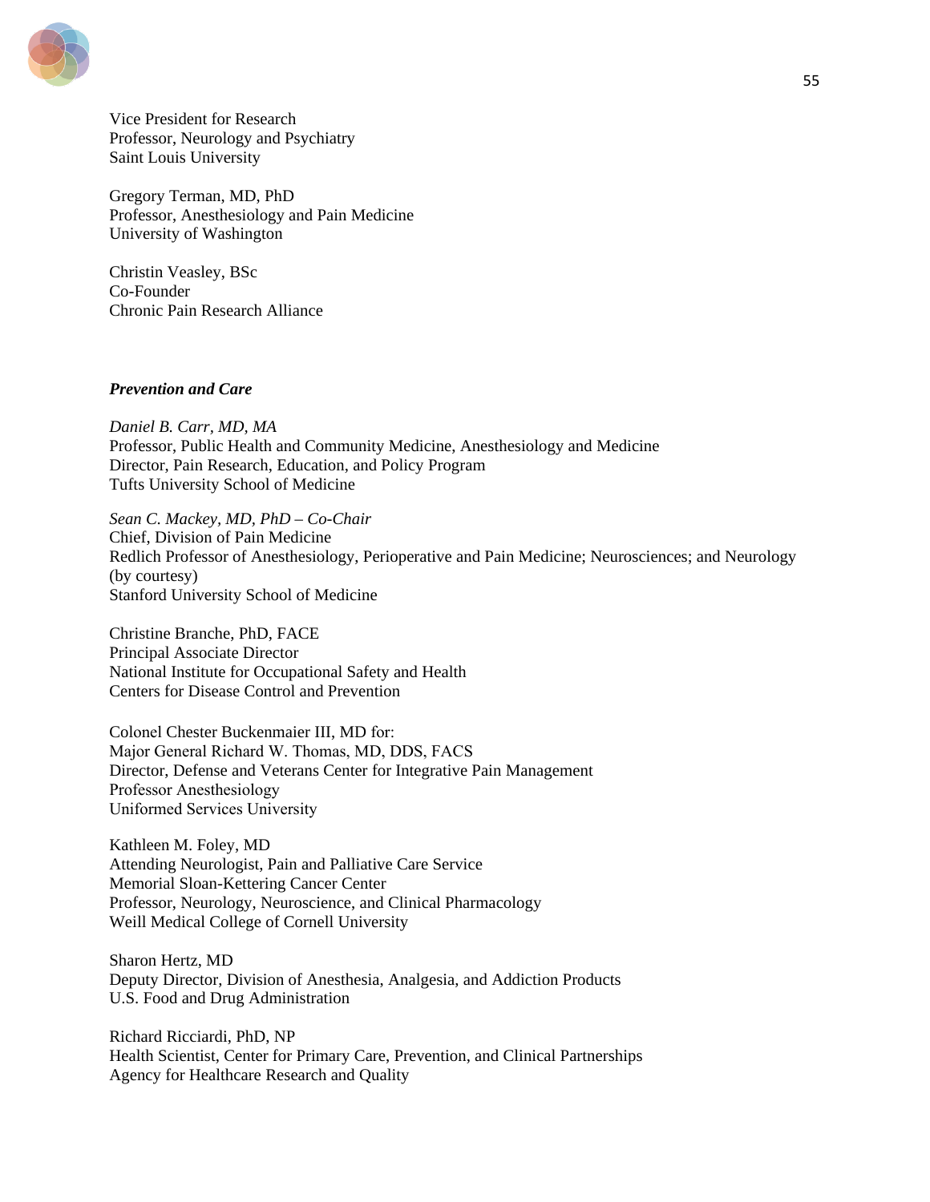Vice President for Research
Professor, Neurology and Psychiatry
Saint Louis University

Gregory Terman, MD, PhD
Professor, Anesthesiology and Pain Medicine
University of Washington

Christin Veasley, BSc
Co-Founder
Chronic Pain Research Alliance

***Prevention and Care***

*Daniel B. Carr, MD, MA*
Professor, Public Health and Community Medicine, Anesthesiology and Medicine
Director, Pain Research, Education, and Policy Program
Tufts University School of Medicine

*Sean C. Mackey, MD, PhD – Co-Chair*
Chief, Division of Pain Medicine
Redlich Professor of Anesthesiology, Perioperative and Pain Medicine; Neurosciences; and Neurology (by courtesy)
Stanford University School of Medicine

Christine Branche, PhD, FACE
Principal Associate Director
National Institute for Occupational Safety and Health
Centers for Disease Control and Prevention

Colonel Chester Buckenmaier III, MD for:
Major General Richard W. Thomas, MD, DDS, FACS
Director, Defense and Veterans Center for Integrative Pain Management
Professor Anesthesiology
Uniformed Services University

Kathleen M. Foley, MD
Attending Neurologist, Pain and Palliative Care Service
Memorial Sloan-Kettering Cancer Center
Professor, Neurology, Neuroscience, and Clinical Pharmacology
Weill Medical College of Cornell University

Sharon Hertz, MD
Deputy Director, Division of Anesthesia, Analgesia, and Addiction Products
U.S. Food and Drug Administration

Richard Ricciardi, PhD, NP
Health Scientist, Center for Primary Care, Prevention, and Clinical Partnerships
Agency for Healthcare Research and Quality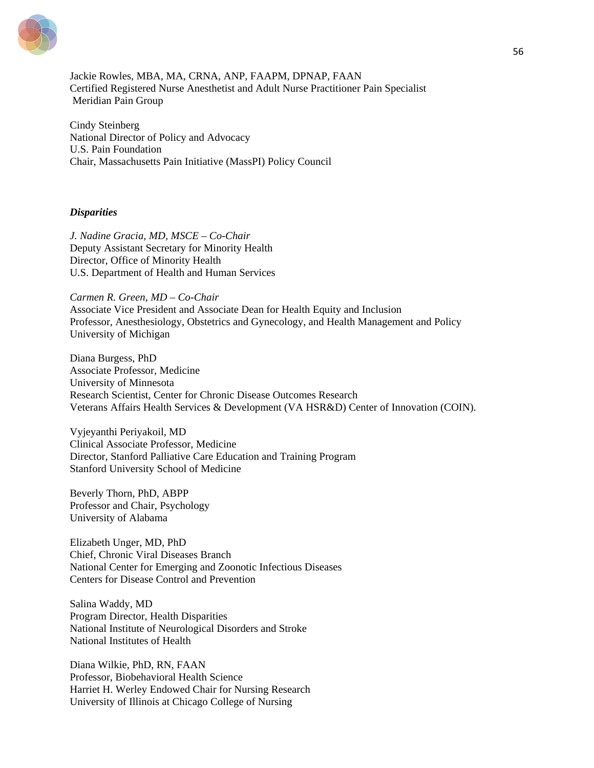Jackie Rowles, MBA, MA, CRNA, ANP, FAAPM, DPNAP, FAAN
Certified Registered Nurse Anesthetist and Adult Nurse Practitioner Pain Specialist
Meridian Pain Group

Cindy Steinberg
National Director of Policy and Advocacy
U.S. Pain Foundation
Chair, Massachusetts Pain Initiative (MassPI) Policy Council

***Disparities***

*J. Nadine Gracia, MD, MSCE – Co-Chair*
Deputy Assistant Secretary for Minority Health
Director, Office of Minority Health
U.S. Department of Health and Human Services

*Carmen R. Green, MD – Co-Chair*
Associate Vice President and Associate Dean for Health Equity and Inclusion
Professor, Anesthesiology, Obstetrics and Gynecology, and Health Management and Policy
University of Michigan

Diana Burgess, PhD
Associate Professor, Medicine
University of Minnesota
Research Scientist, Center for Chronic Disease Outcomes Research
Veterans Affairs Health Services & Development (VA HSR&D) Center of Innovation (COIN).

Vyjeyanthi Periyakoil, MD
Clinical Associate Professor, Medicine
Director, Stanford Palliative Care Education and Training Program
Stanford University School of Medicine

Beverly Thorn, PhD, ABPP
Professor and Chair, Psychology
University of Alabama

Elizabeth Unger, MD, PhD
Chief, Chronic Viral Diseases Branch
National Center for Emerging and Zoonotic Infectious Diseases
Centers for Disease Control and Prevention

Salina Waddy, MD
Program Director, Health Disparities
National Institute of Neurological Disorders and Stroke
National Institutes of Health

Diana Wilkie, PhD, RN, FAAN
Professor, Biobehavioral Health Science
Harriet H. Werley Endowed Chair for Nursing Research
University of Illinois at Chicago College of Nursing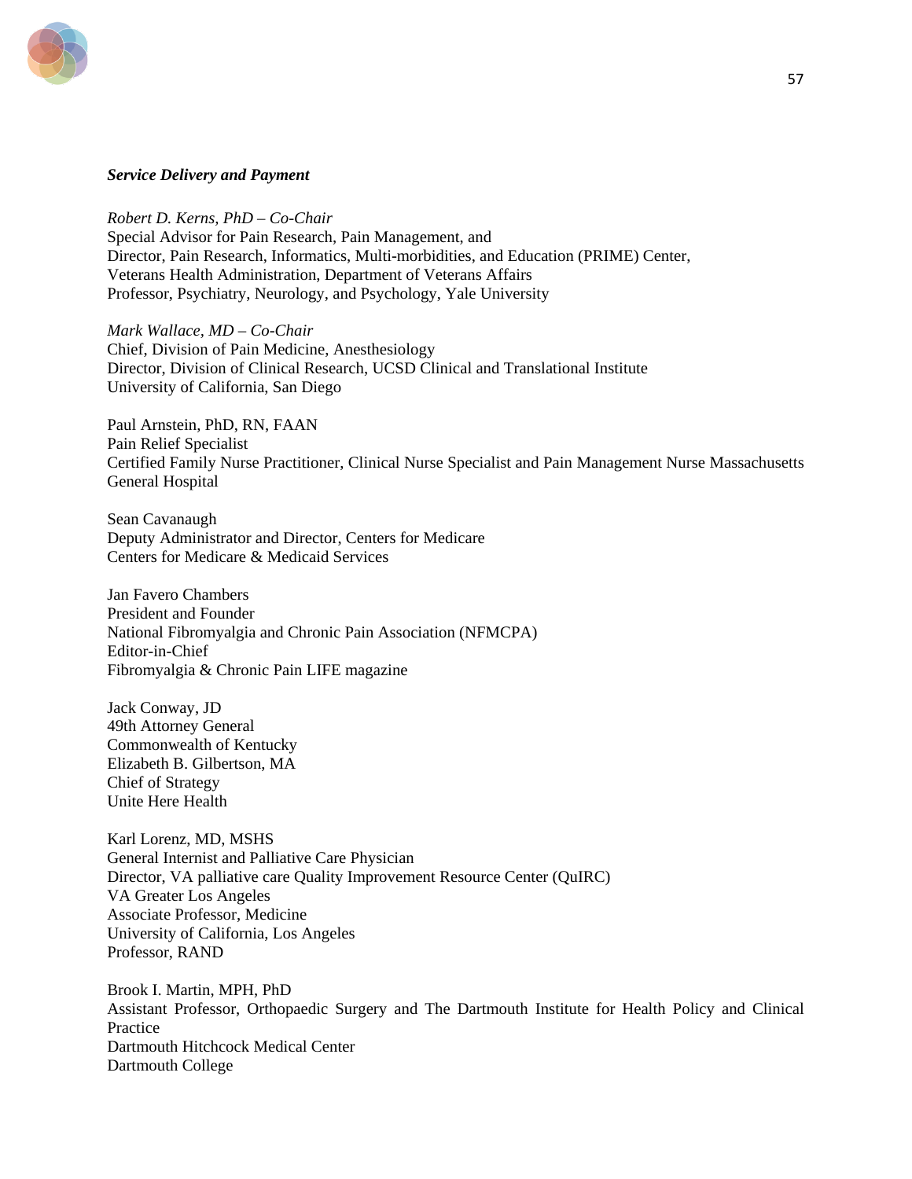***Service Delivery and Payment***

*Robert D. Kerns, PhD – Co-Chair*
Special Advisor for Pain Research, Pain Management, and
Director, Pain Research, Informatics, Multi-morbidities, and Education (PRIME) Center,
Veterans Health Administration, Department of Veterans Affairs
Professor, Psychiatry, Neurology, and Psychology, Yale University

*Mark Wallace, MD – Co-Chair*
Chief, Division of Pain Medicine, Anesthesiology
Director, Division of Clinical Research, UCSD Clinical and Translational Institute
University of California, San Diego

Paul Arnstein, PhD, RN, FAAN
Pain Relief Specialist
Certified Family Nurse Practitioner, Clinical Nurse Specialist and Pain Management Nurse Massachusetts General Hospital

Sean Cavanaugh
Deputy Administrator and Director, Centers for Medicare
Centers for Medicare & Medicaid Services

Jan Favero Chambers
President and Founder
National Fibromyalgia and Chronic Pain Association (NFMCPA)
Editor-in-Chief
Fibromyalgia & Chronic Pain LIFE magazine

Jack Conway, JD
49th Attorney General
Commonwealth of Kentucky
Elizabeth B. Gilbertson, MA
Chief of Strategy
Unite Here Health

Karl Lorenz, MD, MSHS
General Internist and Palliative Care Physician
Director, VA palliative care Quality Improvement Resource Center (QuIRC)
VA Greater Los Angeles
Associate Professor, Medicine
University of California, Los Angeles
Professor, RAND

Brook I. Martin, MPH, PhD
Assistant Professor, Orthopaedic Surgery and The Dartmouth Institute for Health Policy and Clinical Practice
Dartmouth Hitchcock Medical Center
Dartmouth College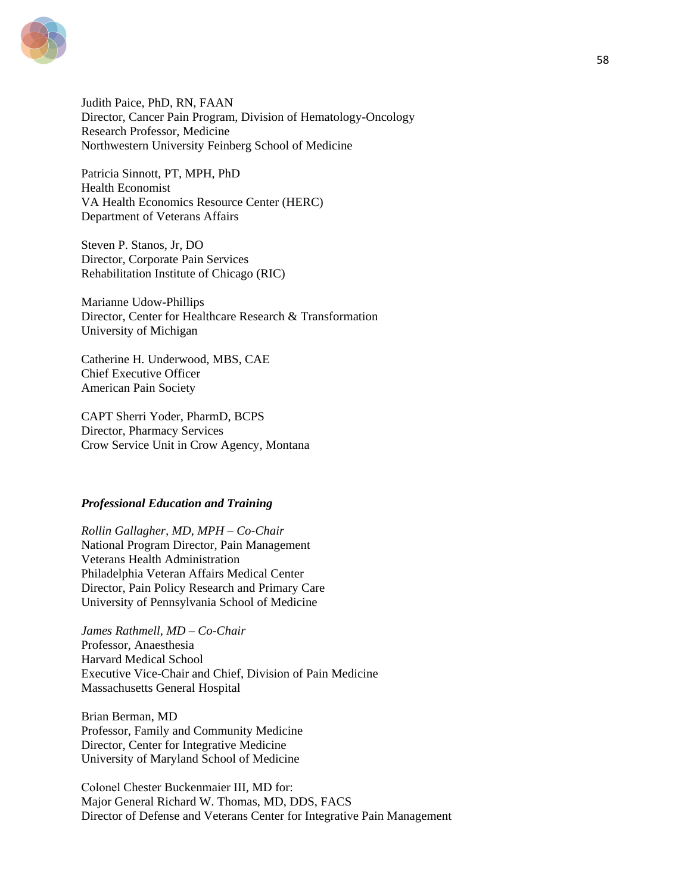Judith Paice, PhD, RN, FAAN
Director, Cancer Pain Program, Division of Hematology-Oncology
Research Professor, Medicine
Northwestern University Feinberg School of Medicine

Patricia Sinnott, PT, MPH, PhD
Health Economist
VA Health Economics Resource Center (HERC)
Department of Veterans Affairs

Steven P. Stanos, Jr, DO
Director, Corporate Pain Services
Rehabilitation Institute of Chicago (RIC)

Marianne Udow-Phillips
Director, Center for Healthcare Research & Transformation
University of Michigan

Catherine H. Underwood, MBS, CAE
Chief Executive Officer
American Pain Society

CAPT Sherri Yoder, PharmD, BCPS
Director, Pharmacy Services
Crow Service Unit in Crow Agency, Montana

***Professional Education and Training***

*Rollin Gallagher, MD, MPH – Co-Chair*
National Program Director, Pain Management
Veterans Health Administration
Philadelphia Veteran Affairs Medical Center
Director, Pain Policy Research and Primary Care
University of Pennsylvania School of Medicine

*James Rathmell, MD – Co-Chair*
Professor, Anaesthesia
Harvard Medical School
Executive Vice-Chair and Chief, Division of Pain Medicine
Massachusetts General Hospital

Brian Berman, MD
Professor, Family and Community Medicine
Director, Center for Integrative Medicine
University of Maryland School of Medicine

Colonel Chester Buckenmaier III, MD for:
Major General Richard W. Thomas, MD, DDS, FACS
Director of Defense and Veterans Center for Integrative Pain Management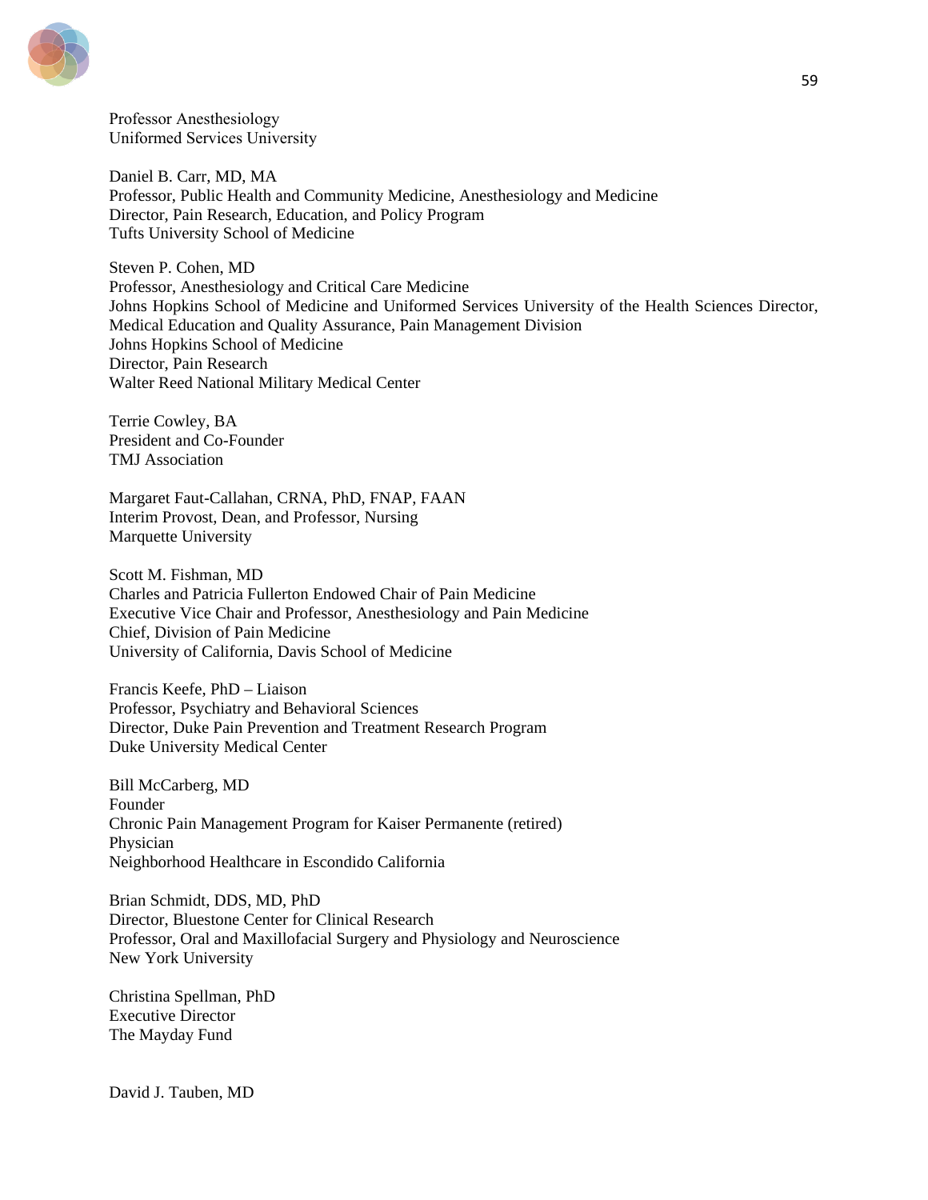Professor Anesthesiology
Uniformed Services University

Daniel B. Carr, MD, MA
Professor, Public Health and Community Medicine, Anesthesiology and Medicine
Director, Pain Research, Education, and Policy Program
Tufts University School of Medicine

Steven P. Cohen, MD
Professor, Anesthesiology and Critical Care Medicine
Johns Hopkins School of Medicine and Uniformed Services University of the Health Sciences Director, Medical Education and Quality Assurance, Pain Management Division
Johns Hopkins School of Medicine
Director, Pain Research
Walter Reed National Military Medical Center

Terrie Cowley, BA
President and Co-Founder
TMJ Association

Margaret Faut-Callahan, CRNA, PhD, FNAP, FAAN
Interim Provost, Dean, and Professor, Nursing
Marquette University

Scott M. Fishman, MD
Charles and Patricia Fullerton Endowed Chair of Pain Medicine
Executive Vice Chair and Professor, Anesthesiology and Pain Medicine
Chief, Division of Pain Medicine
University of California, Davis School of Medicine

Francis Keefe, PhD – Liaison
Professor, Psychiatry and Behavioral Sciences
Director, Duke Pain Prevention and Treatment Research Program
Duke University Medical Center

Bill McCarberg, MD
Founder
Chronic Pain Management Program for Kaiser Permanente (retired)
Physician
Neighborhood Healthcare in Escondido California

Brian Schmidt, DDS, MD, PhD
Director, Bluestone Center for Clinical Research
Professor, Oral and Maxillofacial Surgery and Physiology and Neuroscience
New York University

Christina Spellman, PhD
Executive Director
The Mayday Fund

David J. Tauben, MD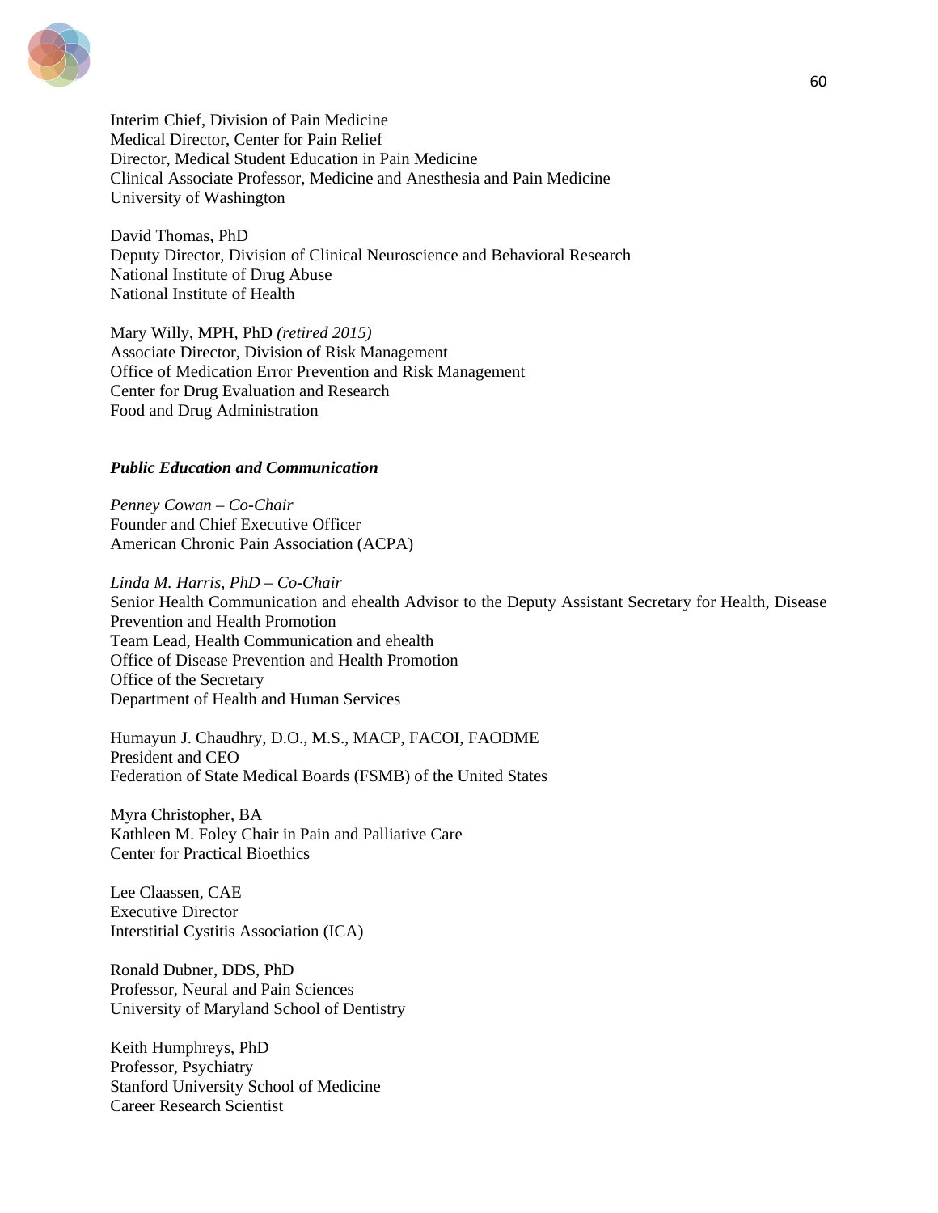Interim Chief, Division of Pain Medicine
Medical Director, Center for Pain Relief
Director, Medical Student Education in Pain Medicine
Clinical Associate Professor, Medicine and Anesthesia and Pain Medicine
University of Washington

David Thomas, PhD
Deputy Director, Division of Clinical Neuroscience and Behavioral Research
National Institute of Drug Abuse
National Institute of Health

Mary Willy, MPH, PhD *(retired 2015)*
Associate Director, Division of Risk Management
Office of Medication Error Prevention and Risk Management
Center for Drug Evaluation and Research
Food and Drug Administration

***Public Education and Communication***

*Penney Cowan – Co-Chair*
Founder and Chief Executive Officer
American Chronic Pain Association (ACPA)

*Linda M. Harris, PhD – Co-Chair*
Senior Health Communication and ehealth Advisor to the Deputy Assistant Secretary for Health, Disease Prevention and Health Promotion
Team Lead, Health Communication and ehealth
Office of Disease Prevention and Health Promotion
Office of the Secretary
Department of Health and Human Services

Humayun J. Chaudhry, D.O., M.S., MACP, FACOI, FAODME
President and CEO
Federation of State Medical Boards (FSMB) of the United States

Myra Christopher, BA
Kathleen M. Foley Chair in Pain and Palliative Care
Center for Practical Bioethics

Lee Claassen, CAE
Executive Director
Interstitial Cystitis Association (ICA)

Ronald Dubner, DDS, PhD
Professor, Neural and Pain Sciences
University of Maryland School of Dentistry

Keith Humphreys, PhD
Professor, Psychiatry
Stanford University School of Medicine
Career Research Scientist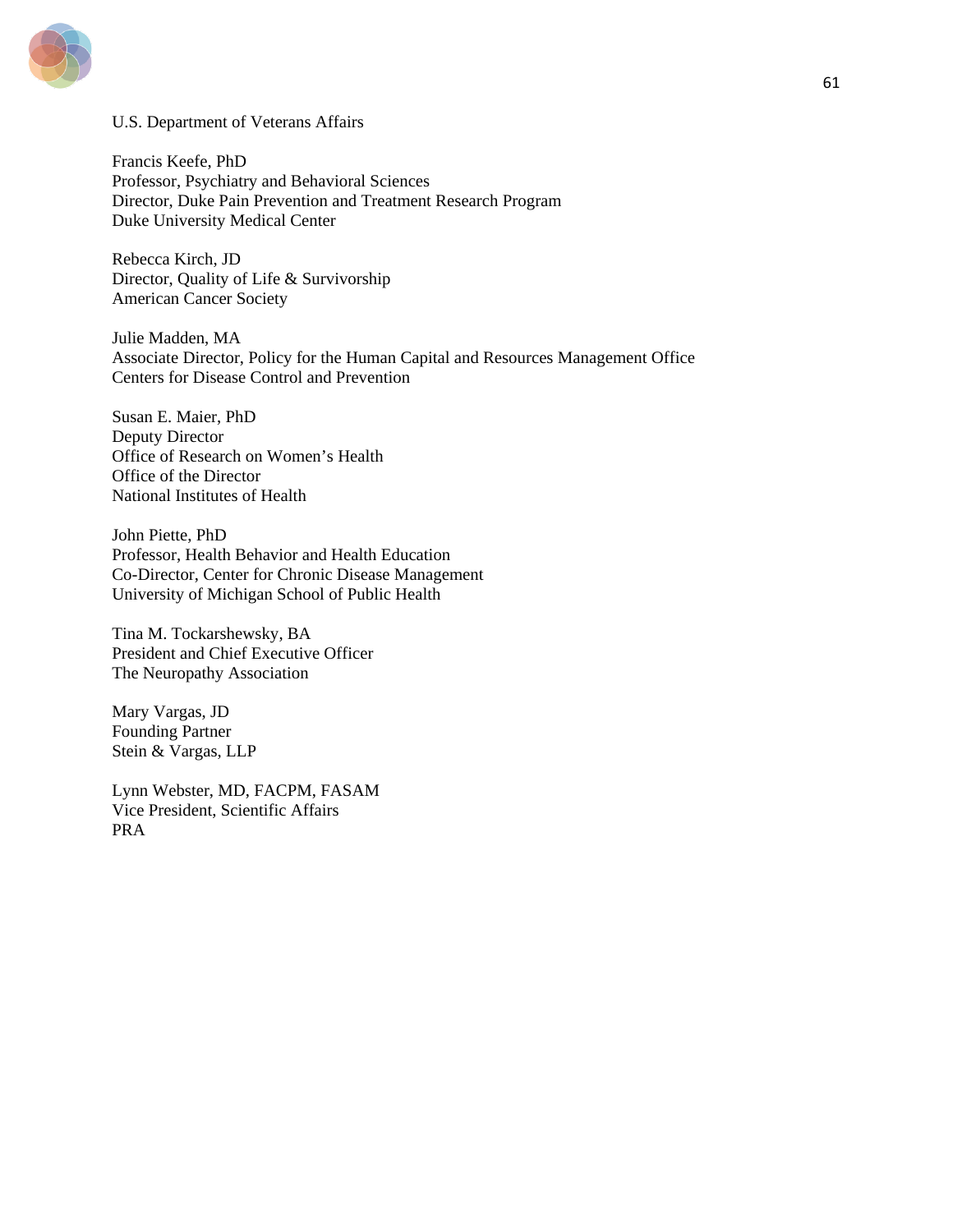U.S. Department of Veterans Affairs

Francis Keefe, PhD
Professor, Psychiatry and Behavioral Sciences
Director, Duke Pain Prevention and Treatment Research Program
Duke University Medical Center

Rebecca Kirch, JD
Director, Quality of Life & Survivorship
American Cancer Society

Julie Madden, MA
Associate Director, Policy for the Human Capital and Resources Management Office
Centers for Disease Control and Prevention

Susan E. Maier, PhD
Deputy Director
Office of Research on Women's Health
Office of the Director
National Institutes of Health

John Piette, PhD
Professor, Health Behavior and Health Education
Co-Director, Center for Chronic Disease Management
University of Michigan School of Public Health

Tina M. Tockarshewsky, BA
President and Chief Executive Officer
The Neuropathy Association

Mary Vargas, JD
Founding Partner
Stein & Vargas, LLP

Lynn Webster, MD, FACPM, FASAM
Vice President, Scientific Affairs
PRA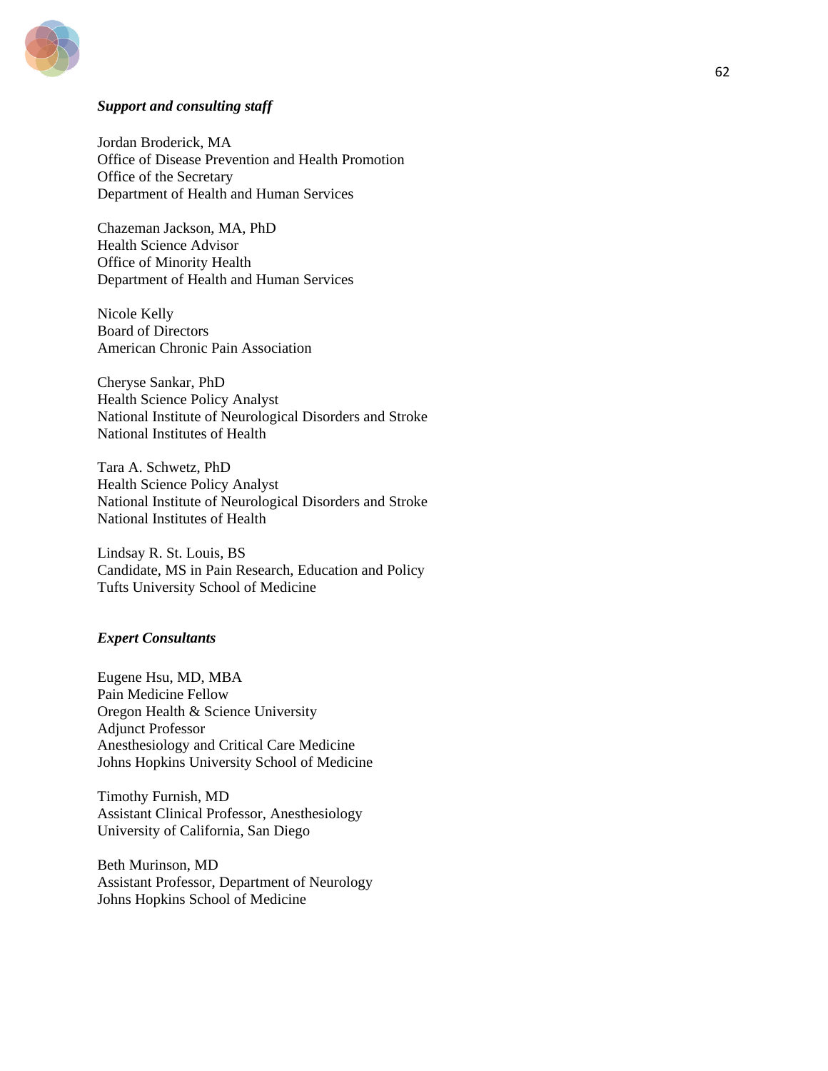***Support and consulting staff***

Jordan Broderick, MA
Office of Disease Prevention and Health Promotion
Office of the Secretary
Department of Health and Human Services

Chazeman Jackson, MA, PhD
Health Science Advisor
Office of Minority Health
Department of Health and Human Services

Nicole Kelly
Board of Directors
American Chronic Pain Association

Cheryse Sankar, PhD
Health Science Policy Analyst
National Institute of Neurological Disorders and Stroke
National Institutes of Health

Tara A. Schwetz, PhD
Health Science Policy Analyst
National Institute of Neurological Disorders and Stroke
National Institutes of Health

Lindsay R. St. Louis, BS
Candidate, MS in Pain Research, Education and Policy
Tufts University School of Medicine

***Expert Consultants***

Eugene Hsu, MD, MBA
Pain Medicine Fellow
Oregon Health & Science University
Adjunct Professor
Anesthesiology and Critical Care Medicine
Johns Hopkins University School of Medicine

Timothy Furnish, MD
Assistant Clinical Professor, Anesthesiology
University of California, San Diego

Beth Murinson, MD
Assistant Professor, Department of Neurology
Johns Hopkins School of Medicine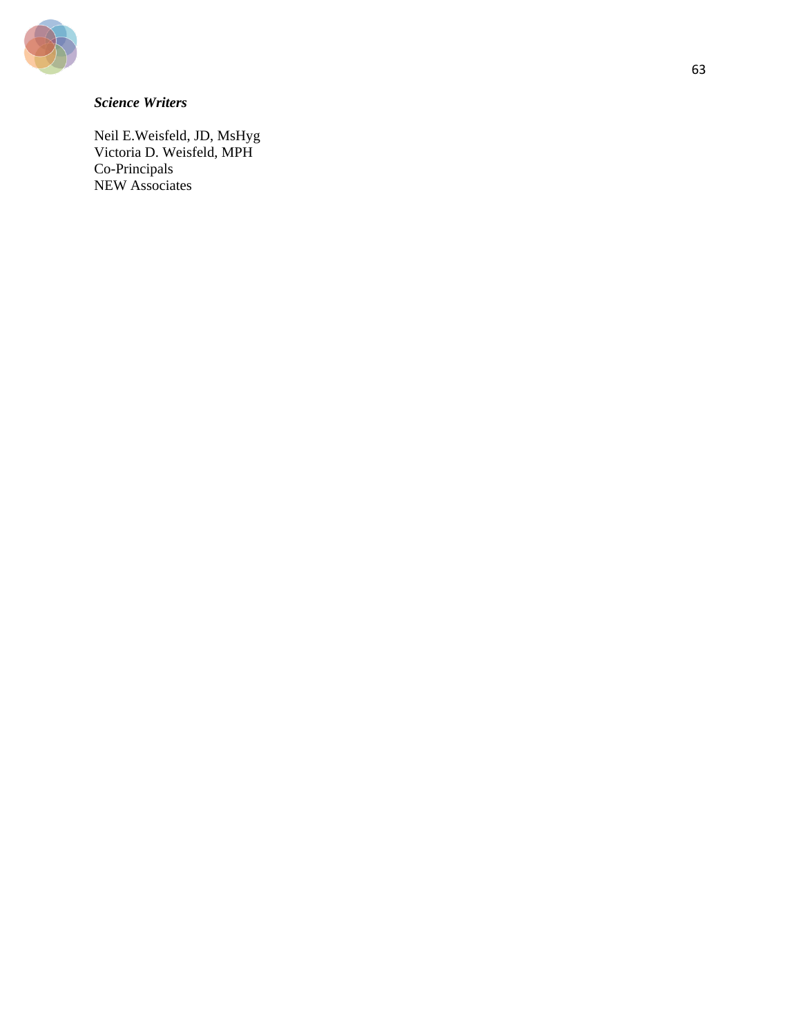***Science Writers***

Neil E.Weisfeld, JD, MsHyg
Victoria D. Weisfeld, MPH
Co-Principals
NEW Associates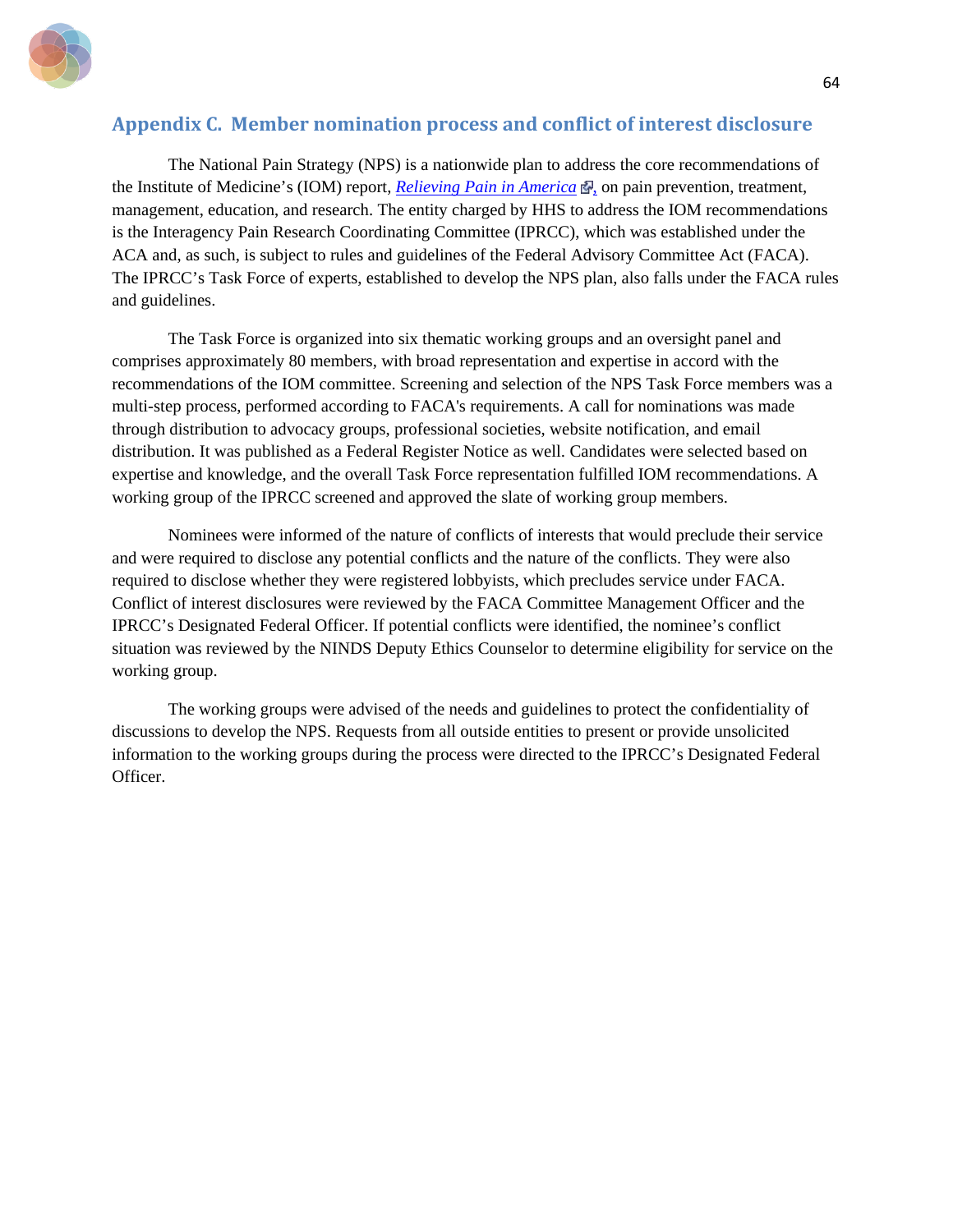## Appendix C. Member nomination process and conflict of interest disclosure

The National Pain Strategy (NPS) is a nationwide plan to address the core recommendations of the Institute of Medicine's (IOM) report, *Relieving Pain in America*, on pain prevention, treatment, management, education, and research. The entity charged by HHS to address the IOM recommendations is the Interagency Pain Research Coordinating Committee (IPRCC), which was established under the ACA and, as such, is subject to rules and guidelines of the Federal Advisory Committee Act (FACA). The IPRCC's Task Force of experts, established to develop the NPS plan, also falls under the FACA rules and guidelines.

The Task Force is organized into six thematic working groups and an oversight panel and comprises approximately 80 members, with broad representation and expertise in accord with the recommendations of the IOM committee. Screening and selection of the NPS Task Force members was a multi-step process, performed according to FACA's requirements. A call for nominations was made through distribution to advocacy groups, professional societies, website notification, and email distribution. It was published as a Federal Register Notice as well. Candidates were selected based on expertise and knowledge, and the overall Task Force representation fulfilled IOM recommendations. A working group of the IPRCC screened and approved the slate of working group members.

Nominees were informed of the nature of conflicts of interests that would preclude their service and were required to disclose any potential conflicts and the nature of the conflicts. They were also required to disclose whether they were registered lobbyists, which precludes service under FACA. Conflict of interest disclosures were reviewed by the FACA Committee Management Officer and the IPRCC's Designated Federal Officer. If potential conflicts were identified, the nominee's conflict situation was reviewed by the NINDS Deputy Ethics Counselor to determine eligibility for service on the working group.

The working groups were advised of the needs and guidelines to protect the confidentiality of discussions to develop the NPS. Requests from all outside entities to present or provide unsolicited information to the working groups during the process were directed to the IPRCC's Designated Federal Officer.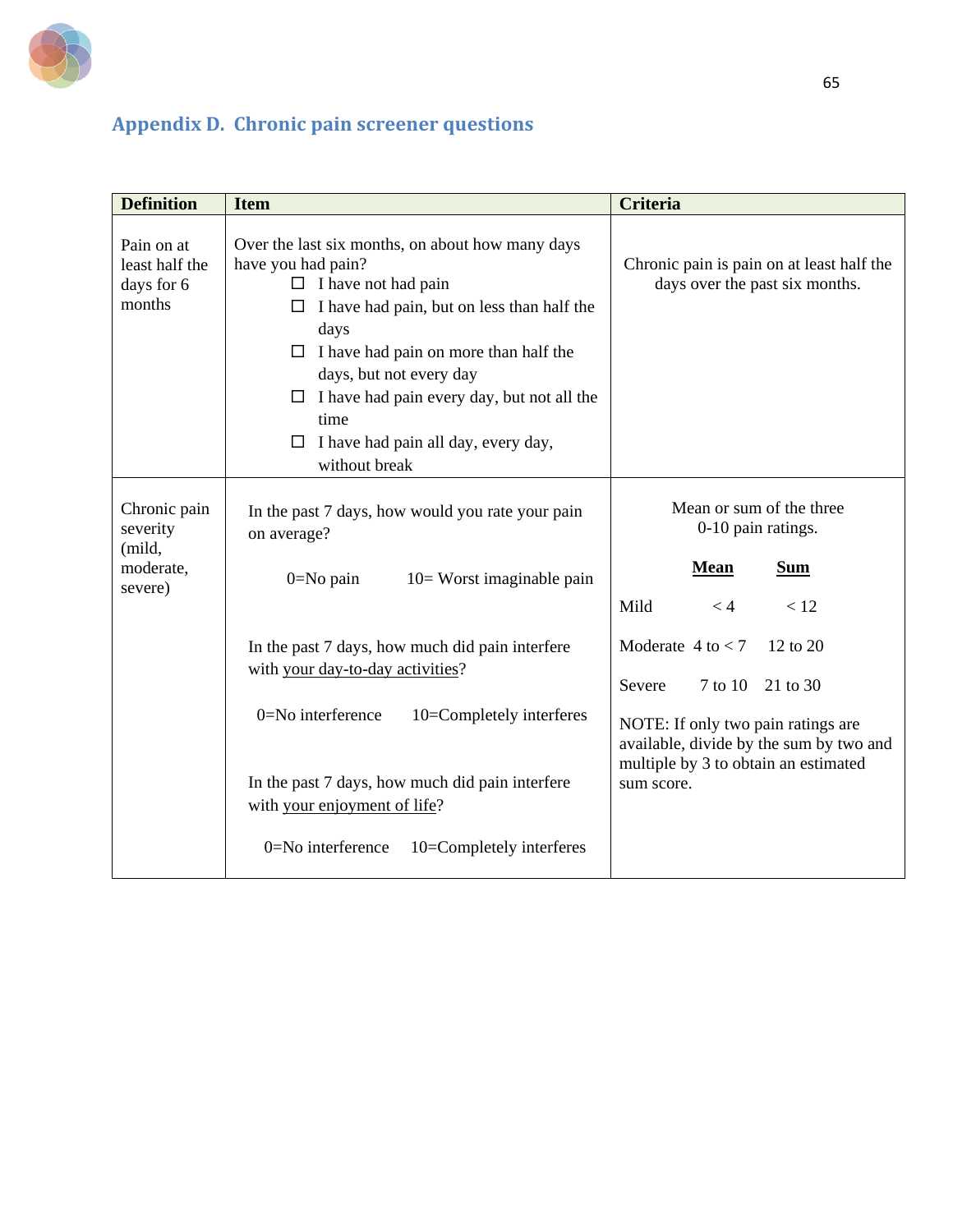## Appendix D. Chronic pain screener questions

| Definition | Item | Criteria |
|---|---|---|
| Pain on at least half the days for 6 months | Over the last six months, on about how many days have you had pain?<br>☐ I have not had pain<br>☐ I have had pain, but on less than half the days<br>☐ I have had pain on more than half the days, but not every day<br>☐ I have had pain every day, but not all the time<br>☐ I have had pain all day, every day, without break | Chronic pain is pain on at least half the days over the past six months. |
| Chronic pain severity (mild, moderate, severe) | In the past 7 days, how would you rate your pain on average?<br>0=No pain 10= Worst imaginable pain<br><br>In the past 7 days, how much did pain interfere with <u>your day-to-day activities</u>?<br>0=No interference 10=Completely interferes<br><br>In the past 7 days, how much did pain interfere with <u>your enjoyment of life</u>?<br>0=No interference 10=Completely interferes | Mean or sum of the three 0-10 pain ratings.<br><br>**Mean** / **Sum**<br>Mild: < 4 / < 12<br>Moderate: 4 to < 7 / 12 to 20<br>Severe: 7 to 10 / 21 to 30<br><br>NOTE: If only two pain ratings are available, divide by the sum by two and multiple by 3 to obtain an estimated sum score. |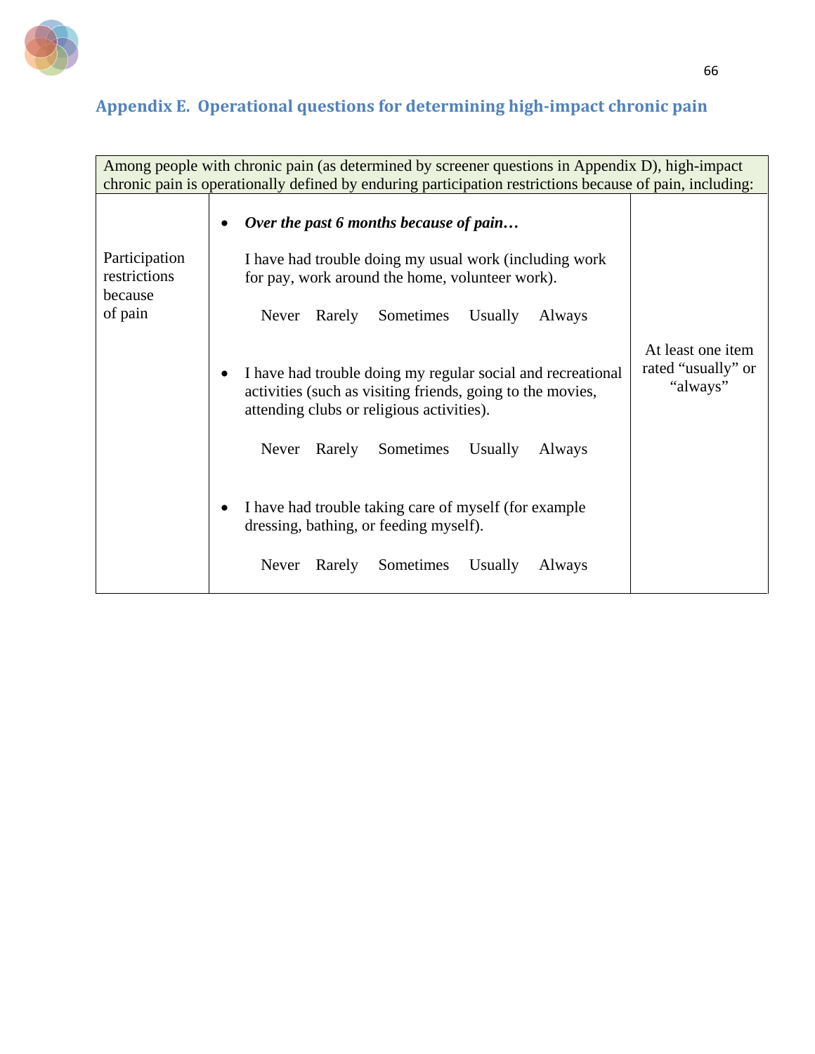## Appendix E. Operational questions for determining high-impact chronic pain

| Among people with chronic pain (as determined by screener questions in Appendix D), high-impact chronic pain is operationally defined by enduring participation restrictions because of pain, including: | | |
|---|---|---|
| Participation restrictions because of pain | • ***Over the past 6 months because of pain…*** <br><br> I have had trouble doing my usual work (including work for pay, work around the home, volunteer work). <br><br> Never Rarely Sometimes Usually Always <br><br> • I have had trouble doing my regular social and recreational activities (such as visiting friends, going to the movies, attending clubs or religious activities). <br><br> Never Rarely Sometimes Usually Always <br><br> • I have had trouble taking care of myself (for example dressing, bathing, or feeding myself). <br><br> Never Rarely Sometimes Usually Always | At least one item rated "usually" or "always" |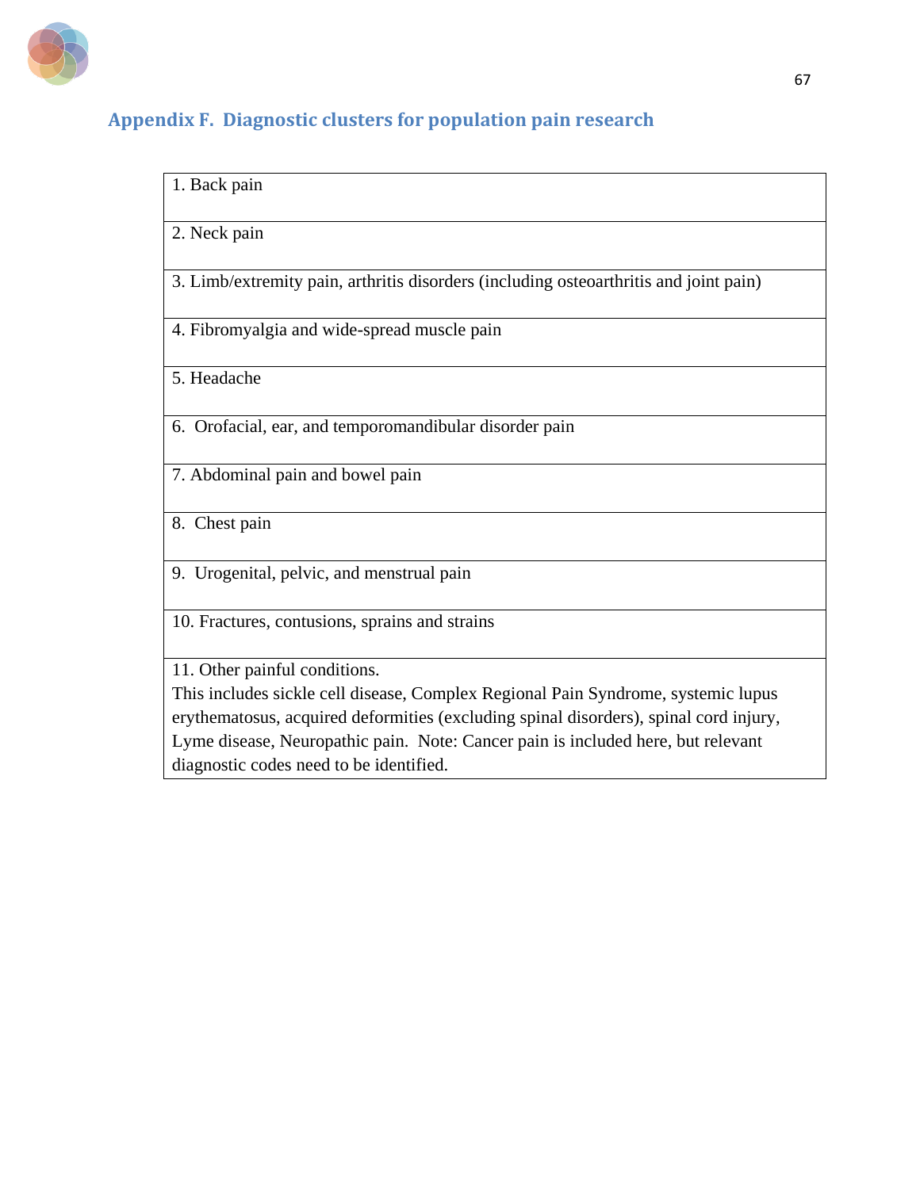## Appendix F. Diagnostic clusters for population pain research

| 1. Back pain |
|---|
| 2. Neck pain |
| 3. Limb/extremity pain, arthritis disorders (including osteoarthritis and joint pain) |
| 4. Fibromyalgia and wide-spread muscle pain |
| 5. Headache |
| 6. Orofacial, ear, and temporomandibular disorder pain |
| 7. Abdominal pain and bowel pain |
| 8. Chest pain |
| 9. Urogenital, pelvic, and menstrual pain |
| 10. Fractures, contusions, sprains and strains |
| 11. Other painful conditions. This includes sickle cell disease, Complex Regional Pain Syndrome, systemic lupus erythematosus, acquired deformities (excluding spinal disorders), spinal cord injury, Lyme disease, Neuropathic pain. Note: Cancer pain is included here, but relevant diagnostic codes need to be identified. |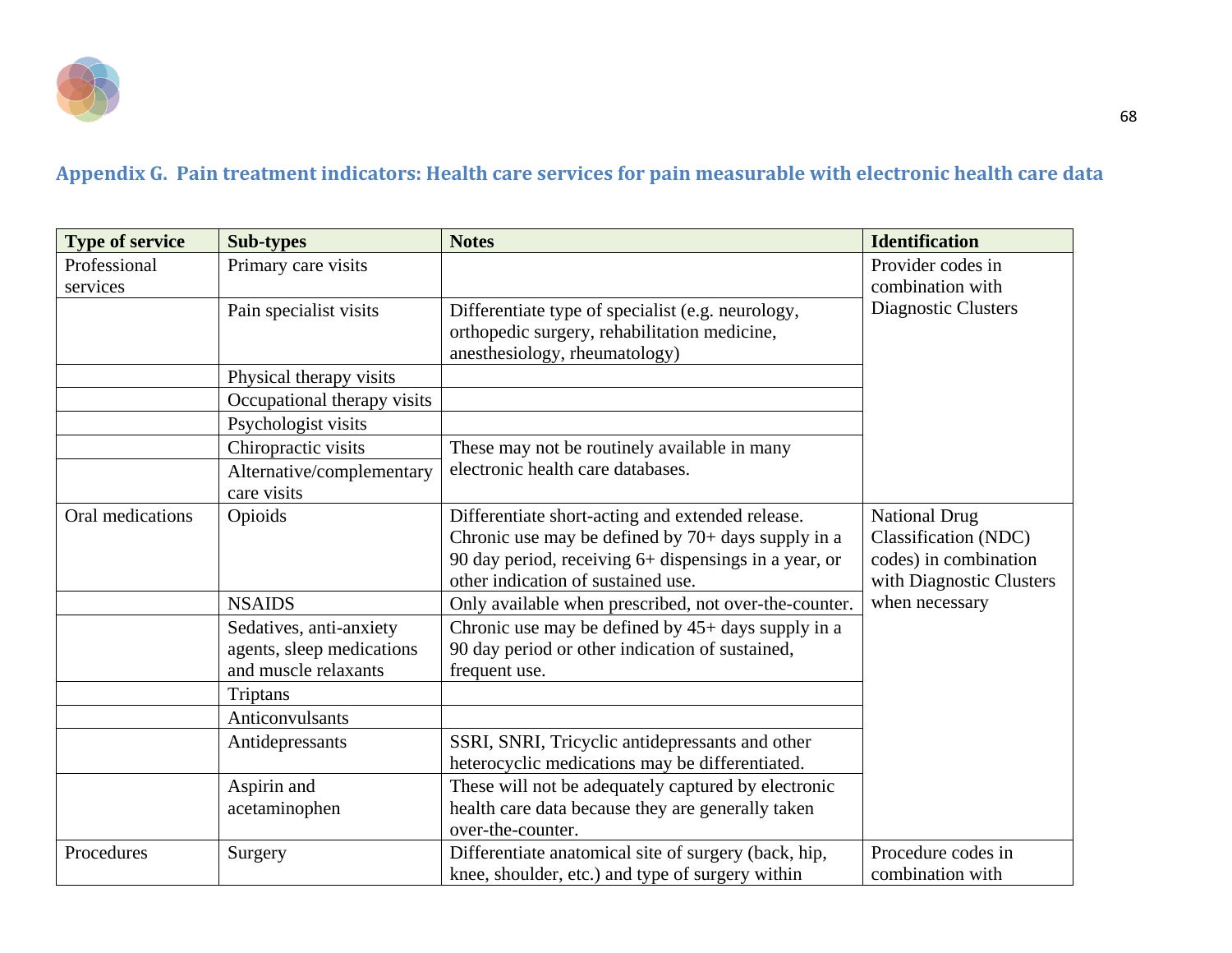## Appendix G. Pain treatment indicators: Health care services for pain measurable with electronic health care data

| Type of service | Sub-types | Notes | Identification |
|---|---|---|---|
| Professional services | Primary care visits | | Provider codes in combination with Diagnostic Clusters |
| | Pain specialist visits | Differentiate type of specialist (e.g. neurology, orthopedic surgery, rehabilitation medicine, anesthesiology, rheumatology) | |
| | Physical therapy visits | | |
| | Occupational therapy visits | | |
| | Psychologist visits | | |
| | Chiropractic visits | These may not be routinely available in many electronic health care databases. | |
| | Alternative/complementary care visits | | |
| Oral medications | Opioids | Differentiate short-acting and extended release. Chronic use may be defined by 70+ days supply in a 90 day period, receiving 6+ dispensings in a year, or other indication of sustained use. | National Drug Classification (NDC) codes) in combination with Diagnostic Clusters when necessary |
| | NSAIDS | Only available when prescribed, not over-the-counter. | |
| | Sedatives, anti-anxiety agents, sleep medications and muscle relaxants | Chronic use may be defined by 45+ days supply in a 90 day period or other indication of sustained, frequent use. | |
| | Triptans | | |
| | Anticonvulsants | | |
| | Antidepressants | SSRI, SNRI, Tricyclic antidepressants and other heterocyclic medications may be differentiated. | |
| | Aspirin and acetaminophen | These will not be adequately captured by electronic health care data because they are generally taken over-the-counter. | |
| Procedures | Surgery | Differentiate anatomical site of surgery (back, hip, knee, shoulder, etc.) and type of surgery within | Procedure codes in combination with |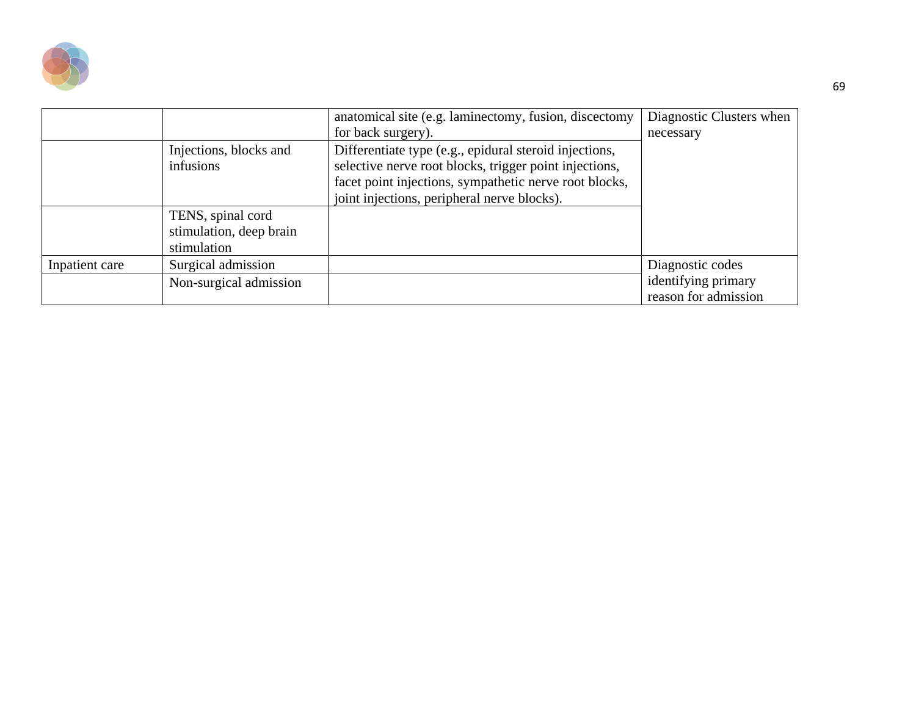| | | | |
|---|---|---|---|
| | | anatomical site (e.g. laminectomy, fusion, discectomy for back surgery). | Diagnostic Clusters when necessary |
| | Injections, blocks and infusions | Differentiate type (e.g., epidural steroid injections, selective nerve root blocks, trigger point injections, facet point injections, sympathetic nerve root blocks, joint injections, peripheral nerve blocks). | |
| | TENS, spinal cord stimulation, deep brain stimulation | | |
| Inpatient care | Surgical admission | | Diagnostic codes identifying primary reason for admission |
| | Non-surgical admission | | |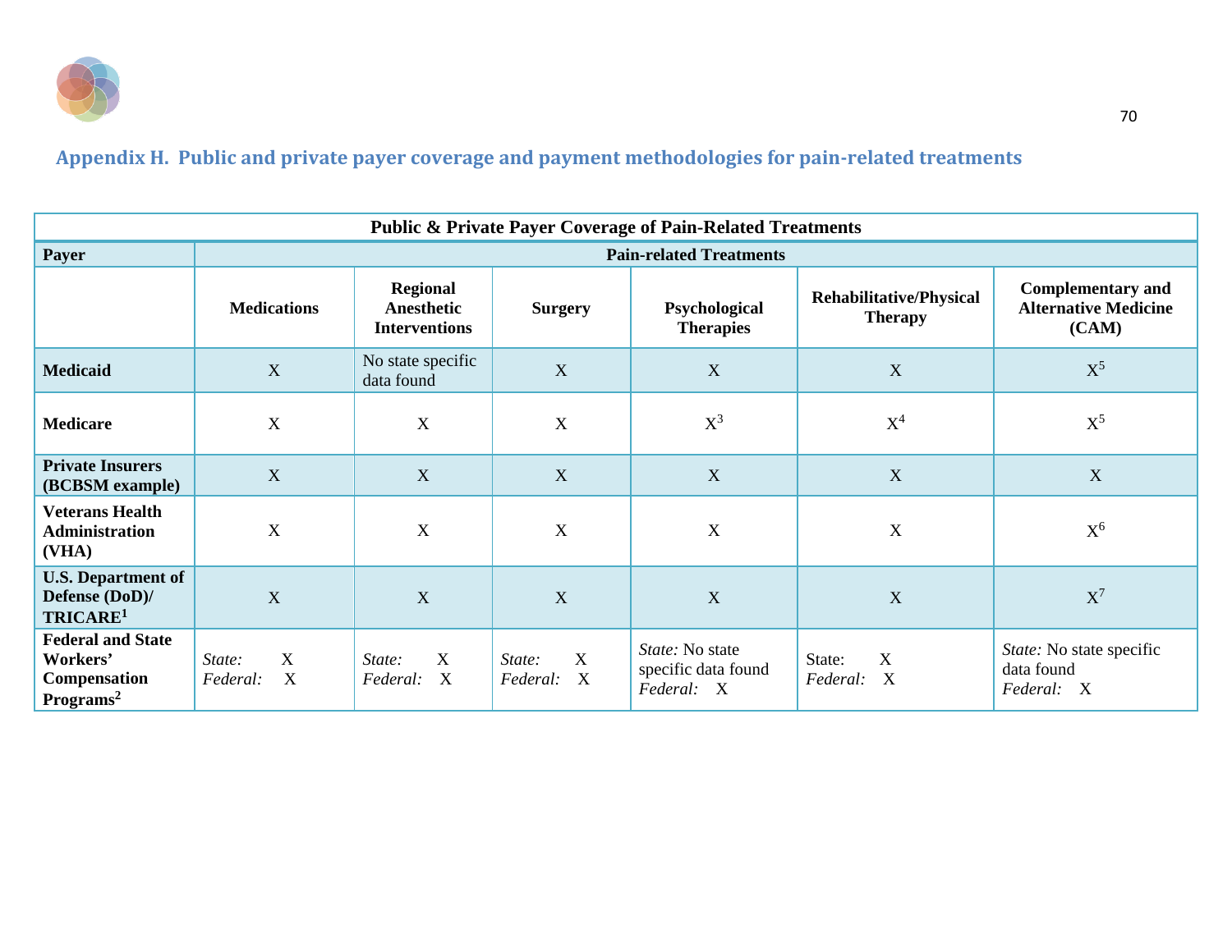## Appendix H. Public and private payer coverage and payment methodologies for pain-related treatments

| Public & Private Payer Coverage of Pain-Related Treatments | | | | | | |
|---|---|---|---|---|---|---|
| **Payer** | **Pain-related Treatments** | | | | | |
| | **Medications** | **Regional Anesthetic Interventions** | **Surgery** | **Psychological Therapies** | **Rehabilitative/Physical Therapy** | **Complementary and Alternative Medicine (CAM)** |
| **Medicaid** | X | No state specific data found | X | X | X | X[5] |
| **Medicare** | X | X | X | X[3] | X[4] | X[5] |
| **Private Insurers (BCBSM example)** | X | X | X | X | X | X |
| **Veterans Health Administration (VHA)** | X | X | X | X | X | X[6] |
| **U.S. Department of Defense (DoD)/ TRICARE[1]** | X | X | X | X | X | X[7] |
| **Federal and State Workers' Compensation Programs[2]** | *State:* X *Federal:* X | *State:* X *Federal:* X | *State:* X *Federal:* X | *State:* No state specific data found *Federal:* X | State: X *Federal:* X | *State:* No state specific data found *Federal:* X |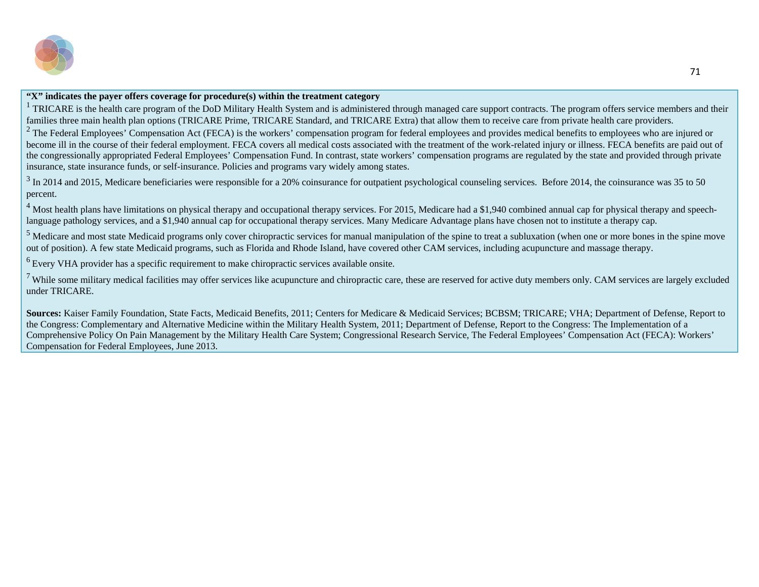**“X” indicates the payer offers coverage for procedure(s) within the treatment category**

[1] TRICARE is the health care program of the DoD Military Health System and is administered through managed care support contracts. The program offers service members and their families three main health plan options (TRICARE Prime, TRICARE Standard, and TRICARE Extra) that allow them to receive care from private health care providers.

[2] The Federal Employees’ Compensation Act (FECA) is the workers’ compensation program for federal employees and provides medical benefits to employees who are injured or become ill in the course of their federal employment. FECA covers all medical costs associated with the treatment of the work-related injury or illness. FECA benefits are paid out of the congressionally appropriated Federal Employees’ Compensation Fund. In contrast, state workers’ compensation programs are regulated by the state and provided through private insurance, state insurance funds, or self-insurance. Policies and programs vary widely among states.

[3] In 2014 and 2015, Medicare beneficiaries were responsible for a 20% coinsurance for outpatient psychological counseling services. Before 2014, the coinsurance was 35 to 50 percent.

[4] Most health plans have limitations on physical therapy and occupational therapy services. For 2015, Medicare had a $1,940 combined annual cap for physical therapy and speech-language pathology services, and a $1,940 annual cap for occupational therapy services. Many Medicare Advantage plans have chosen not to institute a therapy cap.

[5] Medicare and most state Medicaid programs only cover chiropractic services for manual manipulation of the spine to treat a subluxation (when one or more bones in the spine move out of position). A few state Medicaid programs, such as Florida and Rhode Island, have covered other CAM services, including acupuncture and massage therapy.

[6] Every VHA provider has a specific requirement to make chiropractic services available onsite.

[7] While some military medical facilities may offer services like acupuncture and chiropractic care, these are reserved for active duty members only. CAM services are largely excluded under TRICARE.

**Sources:** Kaiser Family Foundation, State Facts, Medicaid Benefits, 2011; Centers for Medicare & Medicaid Services; BCBSM; TRICARE; VHA; Department of Defense, Report to the Congress: Complementary and Alternative Medicine within the Military Health System, 2011; Department of Defense, Report to the Congress: The Implementation of a Comprehensive Policy On Pain Management by the Military Health Care System; Congressional Research Service, The Federal Employees’ Compensation Act (FECA): Workers’ Compensation for Federal Employees, June 2013.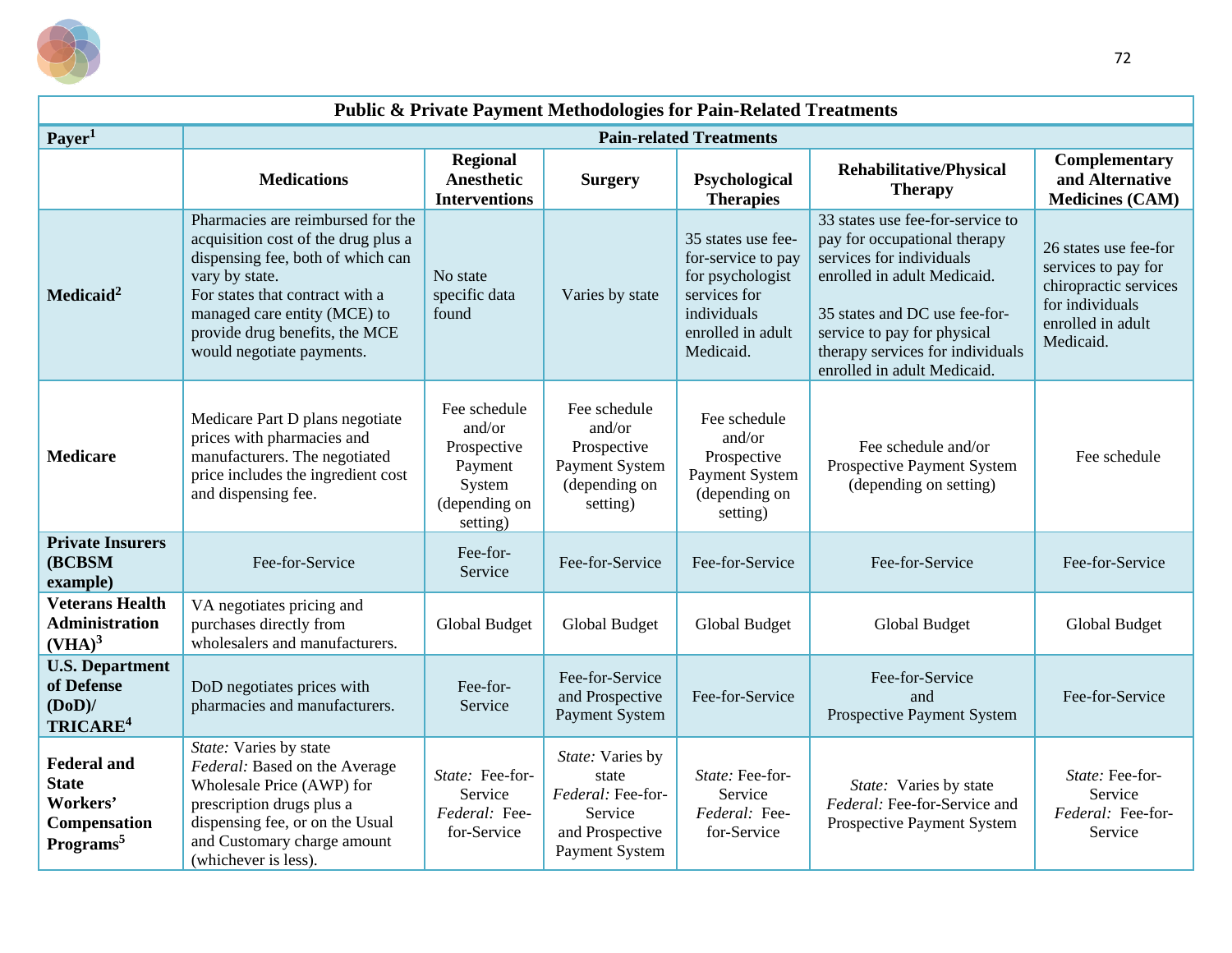| **Public & Private Payment Methodologies for Pain-Related Treatments** | | | | | | |
|---|---|---|---|---|---|---|
| **Payer[1]** | **Pain-related Treatments** | | | | | |
| | **Medications** | **Regional Anesthetic Interventions** | **Surgery** | **Psychological Therapies** | **Rehabilitative/Physical Therapy** | **Complementary and Alternative Medicines (CAM)** |
| **Medicaid[2]** | Pharmacies are reimbursed for the acquisition cost of the drug plus a dispensing fee, both of which can vary by state.<br>For states that contract with a managed care entity (MCE) to provide drug benefits, the MCE would negotiate payments. | No state specific data found | Varies by state | 35 states use fee-for-service to pay for psychologist services for individuals enrolled in adult Medicaid. | 33 states use fee-for-service to pay for occupational therapy services for individuals enrolled in adult Medicaid.<br><br>35 states and DC use fee-for-service to pay for physical therapy services for individuals enrolled in adult Medicaid. | 26 states use fee-for services to pay for chiropractic services for individuals enrolled in adult Medicaid. |
| **Medicare** | Medicare Part D plans negotiate prices with pharmacies and manufacturers. The negotiated price includes the ingredient cost and dispensing fee. | Fee schedule and/or Prospective Payment System (depending on setting) | Fee schedule and/or Prospective Payment System (depending on setting) | Fee schedule and/or Prospective Payment System (depending on setting) | Fee schedule and/or Prospective Payment System (depending on setting) | Fee schedule |
| **Private Insurers (BCBSM example)** | Fee-for-Service | Fee-for-Service | Fee-for-Service | Fee-for-Service | Fee-for-Service | Fee-for-Service |
| **Veterans Health Administration (VHA)[3]** | VA negotiates pricing and purchases directly from wholesalers and manufacturers. | Global Budget | Global Budget | Global Budget | Global Budget | Global Budget |
| **U.S. Department of Defense (DoD)/ TRICARE[4]** | DoD negotiates prices with pharmacies and manufacturers. | Fee-for-Service | Fee-for-Service and Prospective Payment System | Fee-for-Service | Fee-for-Service and Prospective Payment System | Fee-for-Service |
| **Federal and State Workers' Compensation Programs[5]** | *State:* Varies by state<br>*Federal:* Based on the Average Wholesale Price (AWP) for prescription drugs plus a dispensing fee, or on the Usual and Customary charge amount (whichever is less). | *State:* Fee-for-Service<br>*Federal:* Fee-for-Service | *State:* Varies by state<br>*Federal:* Fee-for-Service and Prospective Payment System | *State:* Fee-for-Service<br>*Federal:* Fee-for-Service | *State:* Varies by state<br>*Federal:* Fee-for-Service and Prospective Payment System | *State:* Fee-for-Service<br>*Federal:* Fee-for-Service |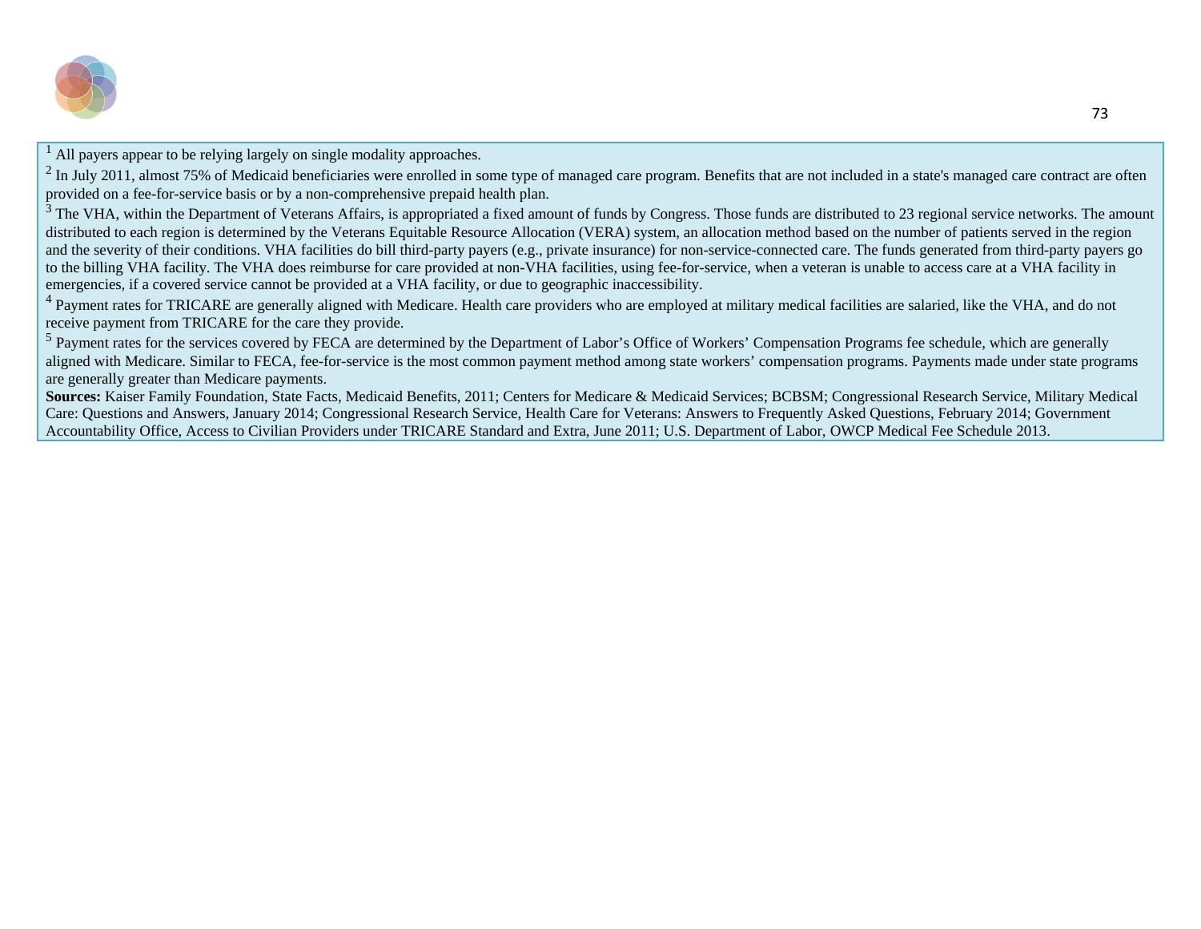[1] All payers appear to be relying largely on single modality approaches.

[2] In July 2011, almost 75% of Medicaid beneficiaries were enrolled in some type of managed care program. Benefits that are not included in a state's managed care contract are often provided on a fee-for-service basis or by a non-comprehensive prepaid health plan.

[3] The VHA, within the Department of Veterans Affairs, is appropriated a fixed amount of funds by Congress. Those funds are distributed to 23 regional service networks. The amount distributed to each region is determined by the Veterans Equitable Resource Allocation (VERA) system, an allocation method based on the number of patients served in the region and the severity of their conditions. VHA facilities do bill third-party payers (e.g., private insurance) for non-service-connected care. The funds generated from third-party payers go to the billing VHA facility. The VHA does reimburse for care provided at non-VHA facilities, using fee-for-service, when a veteran is unable to access care at a VHA facility in emergencies, if a covered service cannot be provided at a VHA facility, or due to geographic inaccessibility.

[4] Payment rates for TRICARE are generally aligned with Medicare. Health care providers who are employed at military medical facilities are salaried, like the VHA, and do not receive payment from TRICARE for the care they provide.

[5] Payment rates for the services covered by FECA are determined by the Department of Labor's Office of Workers' Compensation Programs fee schedule, which are generally aligned with Medicare. Similar to FECA, fee-for-service is the most common payment method among state workers' compensation programs. Payments made under state programs are generally greater than Medicare payments.

**Sources:** Kaiser Family Foundation, State Facts, Medicaid Benefits, 2011; Centers for Medicare & Medicaid Services; BCBSM; Congressional Research Service, Military Medical Care: Questions and Answers, January 2014; Congressional Research Service, Health Care for Veterans: Answers to Frequently Asked Questions, February 2014; Government Accountability Office, Access to Civilian Providers under TRICARE Standard and Extra, June 2011; U.S. Department of Labor, OWCP Medical Fee Schedule 2013.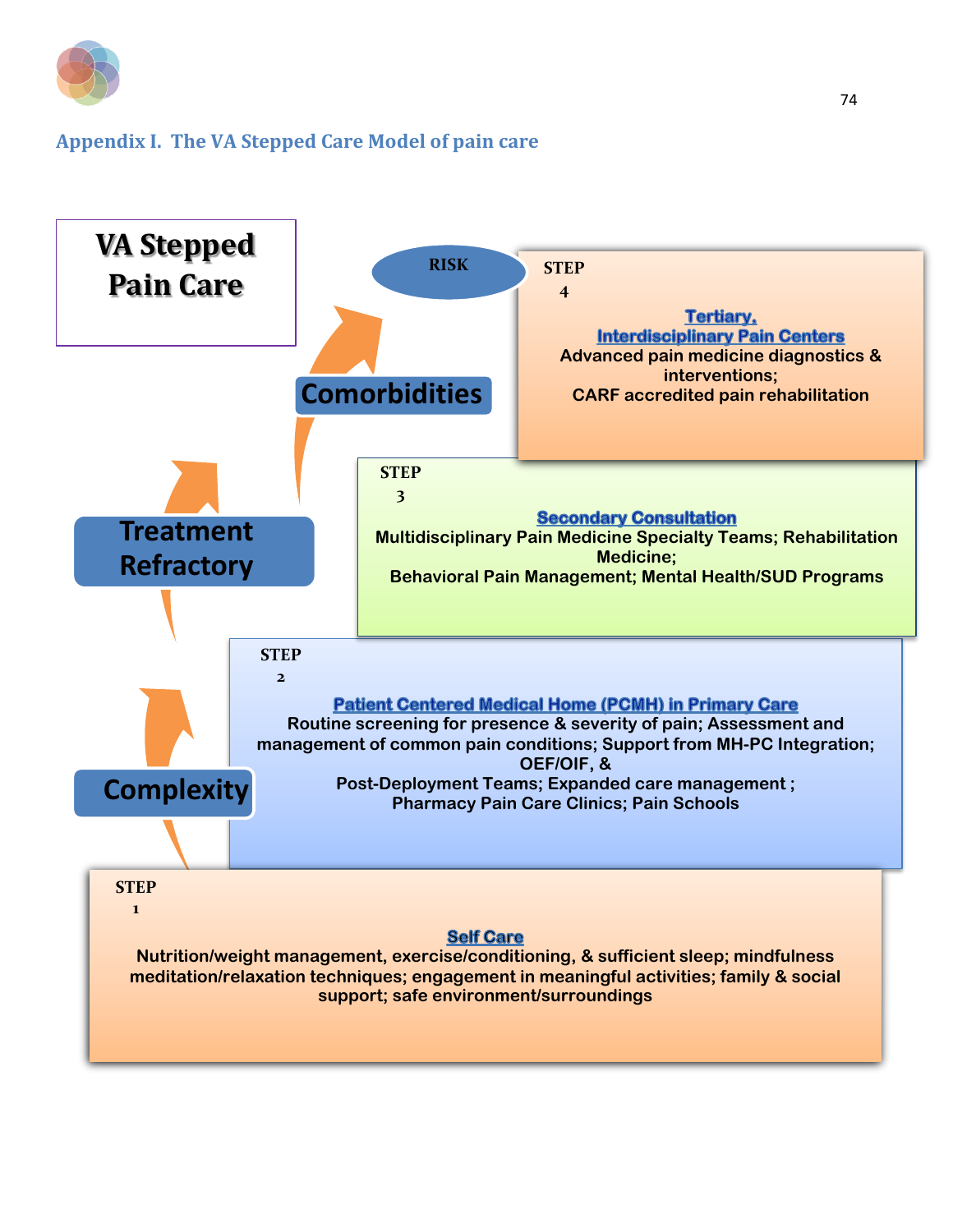## Appendix I. The VA Stepped Care Model of pain care

**VA Stepped Pain Care**

RISK

Comorbidities

Treatment Refractory

Complexity

**STEP 4**

**Tertiary, Interdisciplinary Pain Centers**

Advanced pain medicine diagnostics & interventions;
CARF accredited pain rehabilitation

**STEP 3**

**Secondary Consultation**

Multidisciplinary Pain Medicine Specialty Teams; Rehabilitation Medicine;
Behavioral Pain Management; Mental Health/SUD Programs

**STEP 2**

**Patient Centered Medical Home (PCMH) in Primary Care**

Routine screening for presence & severity of pain; Assessment and management of common pain conditions; Support from MH-PC Integration; OEF/OIF, &
Post-Deployment Teams; Expanded care management ;
Pharmacy Pain Care Clinics; Pain Schools

**STEP 1**

**Self Care**

Nutrition/weight management, exercise/conditioning, & sufficient sleep; mindfulness meditation/relaxation techniques; engagement in meaningful activities; family & social support; safe environment/surroundings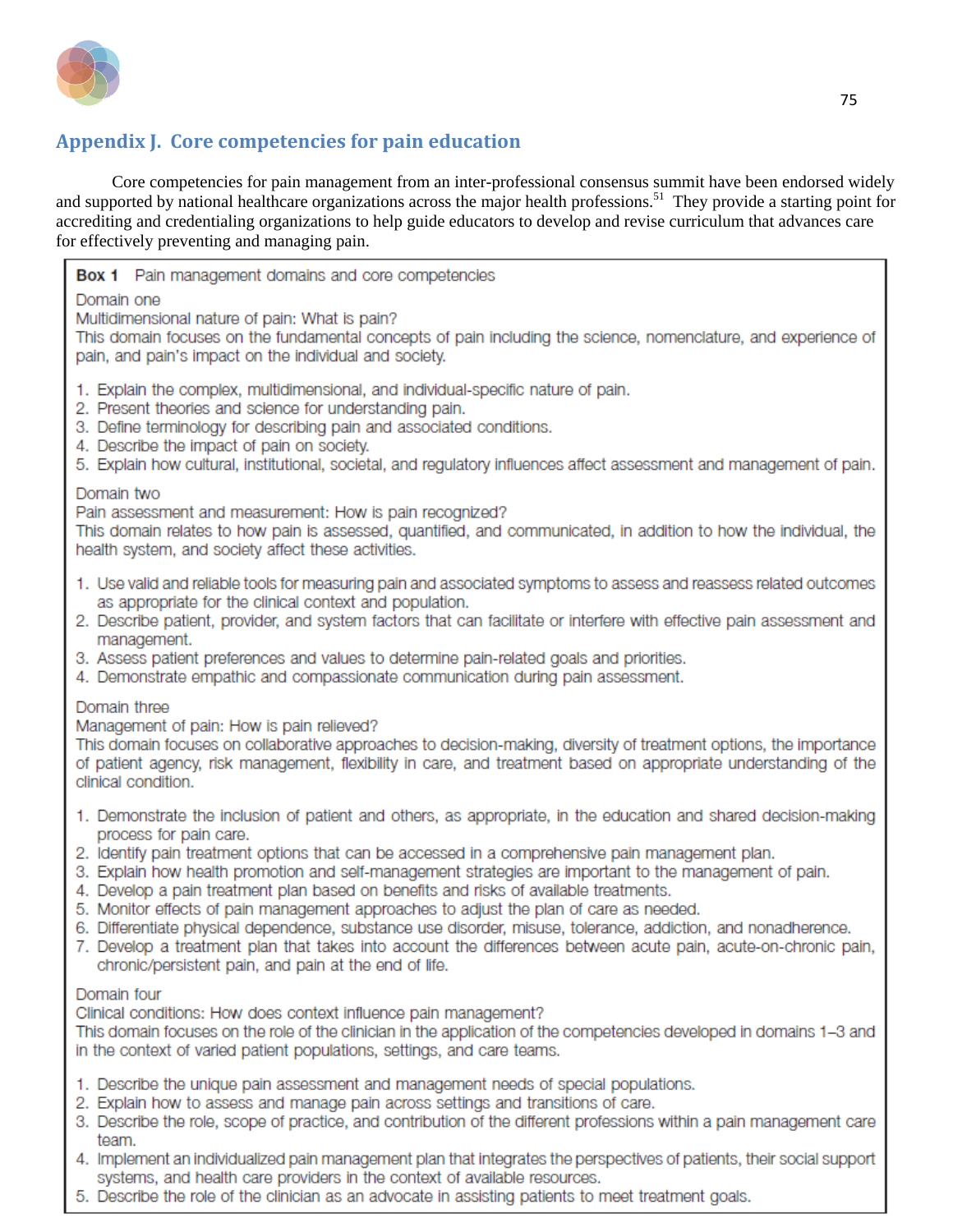## Appendix J. Core competencies for pain education

Core competencies for pain management from an inter-professional consensus summit have been endorsed widely and supported by national healthcare organizations across the major health professions.[51] They provide a starting point for accrediting and credentialing organizations to help guide educators to develop and revise curriculum that advances care for effectively preventing and managing pain.

**Box 1** Pain management domains and core competencies

Domain one

Multidimensional nature of pain: What is pain?

This domain focuses on the fundamental concepts of pain including the science, nomenclature, and experience of pain, and pain's impact on the individual and society.

1. Explain the complex, multidimensional, and individual-specific nature of pain.
2. Present theories and science for understanding pain.
3. Define terminology for describing pain and associated conditions.
4. Describe the impact of pain on society.
5. Explain how cultural, institutional, societal, and regulatory influences affect assessment and management of pain.

Domain two

Pain assessment and measurement: How is pain recognized?

This domain relates to how pain is assessed, quantified, and communicated, in addition to how the individual, the health system, and society affect these activities.

1. Use valid and reliable tools for measuring pain and associated symptoms to assess and reassess related outcomes as appropriate for the clinical context and population.
2. Describe patient, provider, and system factors that can facilitate or interfere with effective pain assessment and management.
3. Assess patient preferences and values to determine pain-related goals and priorities.
4. Demonstrate empathic and compassionate communication during pain assessment.

Domain three

Management of pain: How is pain relieved?

This domain focuses on collaborative approaches to decision-making, diversity of treatment options, the importance of patient agency, risk management, flexibility in care, and treatment based on appropriate understanding of the clinical condition.

1. Demonstrate the inclusion of patient and others, as appropriate, in the education and shared decision-making process for pain care.
2. Identify pain treatment options that can be accessed in a comprehensive pain management plan.
3. Explain how health promotion and self-management strategies are important to the management of pain.
4. Develop a pain treatment plan based on benefits and risks of available treatments.
5. Monitor effects of pain management approaches to adjust the plan of care as needed.
6. Differentiate physical dependence, substance use disorder, misuse, tolerance, addiction, and nonadherence.
7. Develop a treatment plan that takes into account the differences between acute pain, acute-on-chronic pain, chronic/persistent pain, and pain at the end of life.

Domain four

Clinical conditions: How does context influence pain management?

This domain focuses on the role of the clinician in the application of the competencies developed in domains 1–3 and in the context of varied patient populations, settings, and care teams.

1. Describe the unique pain assessment and management needs of special populations.
2. Explain how to assess and manage pain across settings and transitions of care.
3. Describe the role, scope of practice, and contribution of the different professions within a pain management care team.
4. Implement an individualized pain management plan that integrates the perspectives of patients, their social support systems, and health care providers in the context of available resources.
5. Describe the role of the clinician as an advocate in assisting patients to meet treatment goals.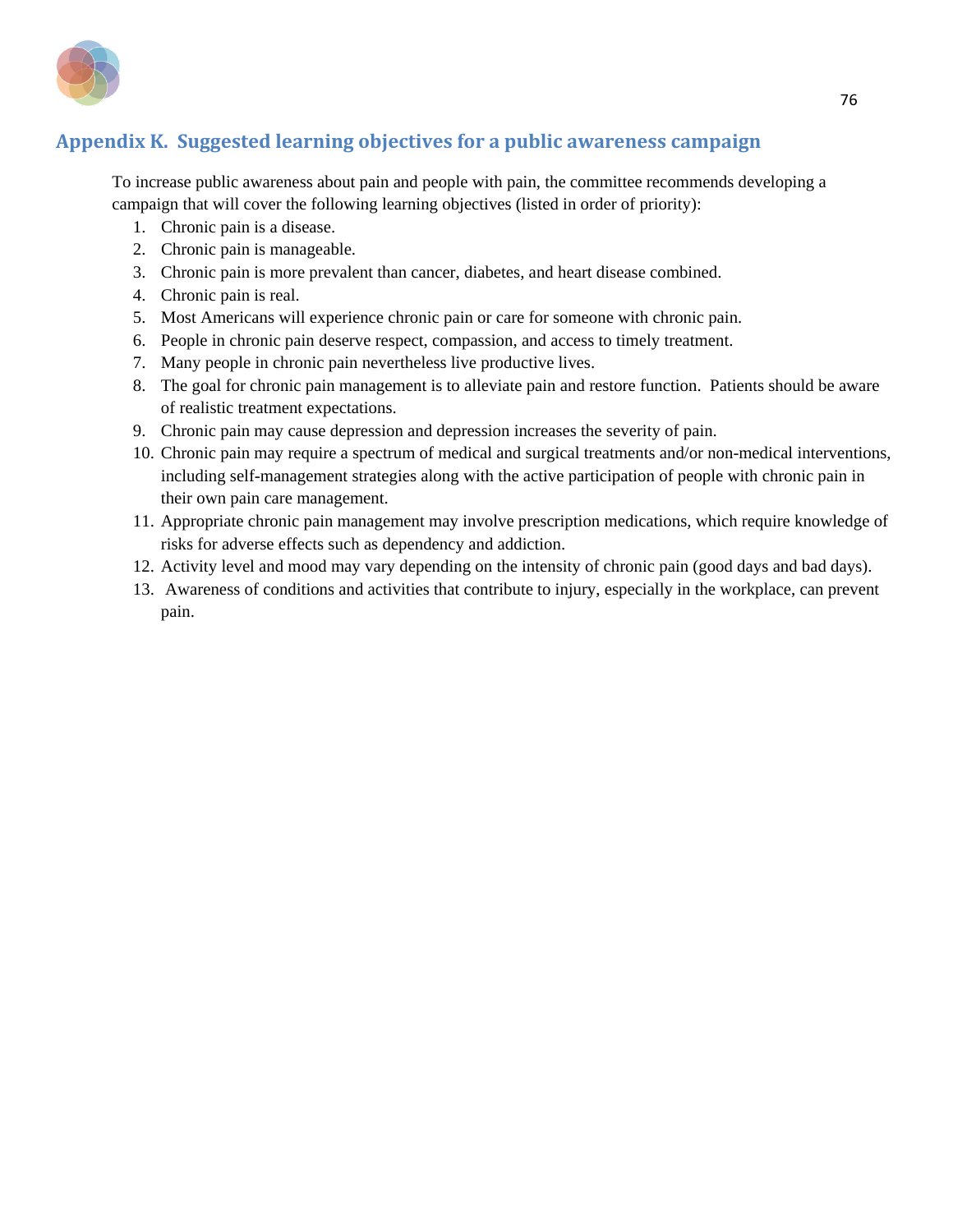## Appendix K. Suggested learning objectives for a public awareness campaign

To increase public awareness about pain and people with pain, the committee recommends developing a campaign that will cover the following learning objectives (listed in order of priority):

1. Chronic pain is a disease.
2. Chronic pain is manageable.
3. Chronic pain is more prevalent than cancer, diabetes, and heart disease combined.
4. Chronic pain is real.
5. Most Americans will experience chronic pain or care for someone with chronic pain.
6. People in chronic pain deserve respect, compassion, and access to timely treatment.
7. Many people in chronic pain nevertheless live productive lives.
8. The goal for chronic pain management is to alleviate pain and restore function. Patients should be aware of realistic treatment expectations.
9. Chronic pain may cause depression and depression increases the severity of pain.
10. Chronic pain may require a spectrum of medical and surgical treatments and/or non-medical interventions, including self-management strategies along with the active participation of people with chronic pain in their own pain care management.
11. Appropriate chronic pain management may involve prescription medications, which require knowledge of risks for adverse effects such as dependency and addiction.
12. Activity level and mood may vary depending on the intensity of chronic pain (good days and bad days).
13. Awareness of conditions and activities that contribute to injury, especially in the workplace, can prevent pain.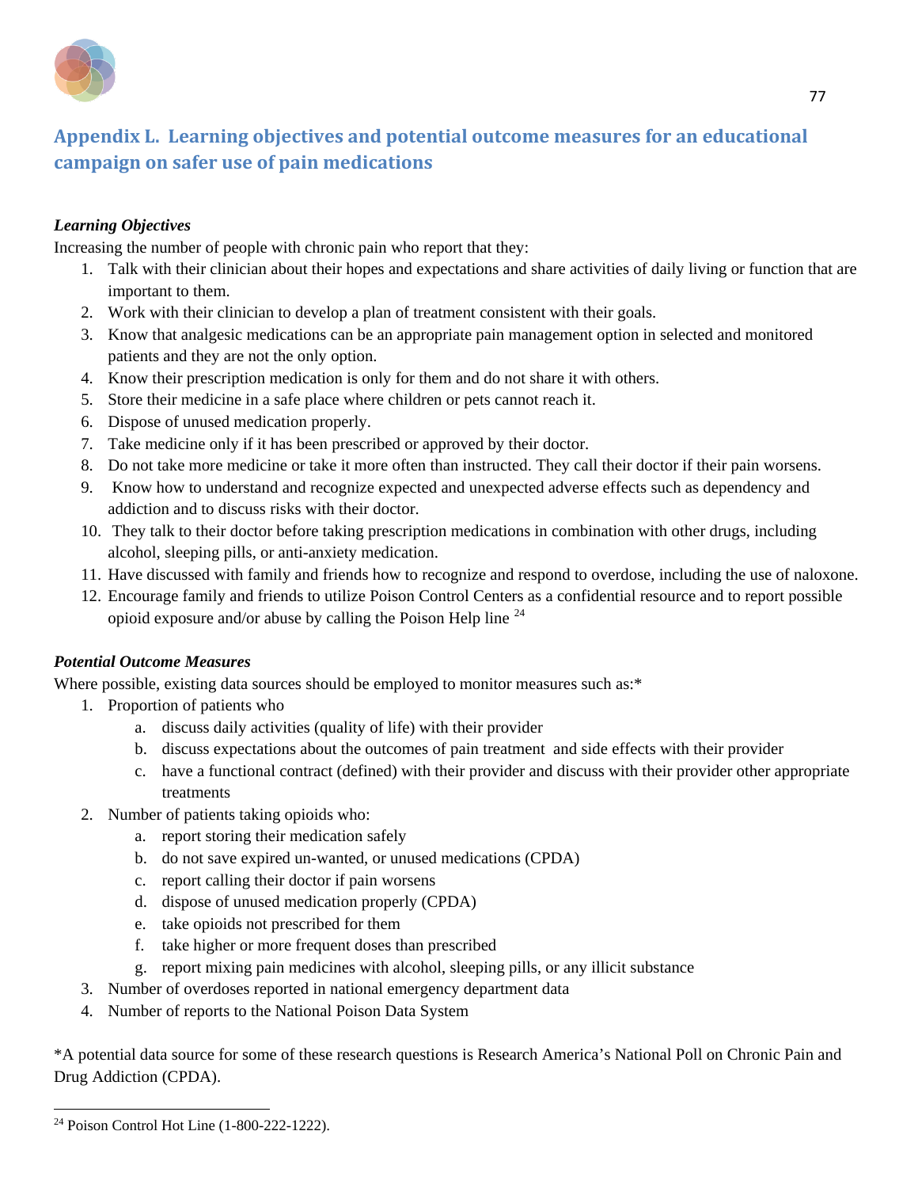## Appendix L. Learning objectives and potential outcome measures for an educational campaign on safer use of pain medications

***Learning Objectives***

Increasing the number of people with chronic pain who report that they:

1. Talk with their clinician about their hopes and expectations and share activities of daily living or function that are important to them.
2. Work with their clinician to develop a plan of treatment consistent with their goals.
3. Know that analgesic medications can be an appropriate pain management option in selected and monitored patients and they are not the only option.
4. Know their prescription medication is only for them and do not share it with others.
5. Store their medicine in a safe place where children or pets cannot reach it.
6. Dispose of unused medication properly.
7. Take medicine only if it has been prescribed or approved by their doctor.
8. Do not take more medicine or take it more often than instructed. They call their doctor if their pain worsens.
9. Know how to understand and recognize expected and unexpected adverse effects such as dependency and addiction and to discuss risks with their doctor.
10. They talk to their doctor before taking prescription medications in combination with other drugs, including alcohol, sleeping pills, or anti-anxiety medication.
11. Have discussed with family and friends how to recognize and respond to overdose, including the use of naloxone.
12. Encourage family and friends to utilize Poison Control Centers as a confidential resource and to report possible opioid exposure and/or abuse by calling the Poison Help line [24]

***Potential Outcome Measures***

Where possible, existing data sources should be employed to monitor measures such as:*

1. Proportion of patients who
   a. discuss daily activities (quality of life) with their provider
   b. discuss expectations about the outcomes of pain treatment and side effects with their provider
   c. have a functional contract (defined) with their provider and discuss with their provider other appropriate treatments
2. Number of patients taking opioids who:
   a. report storing their medication safely
   b. do not save expired un-wanted, or unused medications (CPDA)
   c. report calling their doctor if pain worsens
   d. dispose of unused medication properly (CPDA)
   e. take opioids not prescribed for them
   f. take higher or more frequent doses than prescribed
   g. report mixing pain medicines with alcohol, sleeping pills, or any illicit substance
3. Number of overdoses reported in national emergency department data
4. Number of reports to the National Poison Data System

*A potential data source for some of these research questions is Research America's National Poll on Chronic Pain and Drug Addiction (CPDA).

[24] Poison Control Hot Line (1-800-222-1222).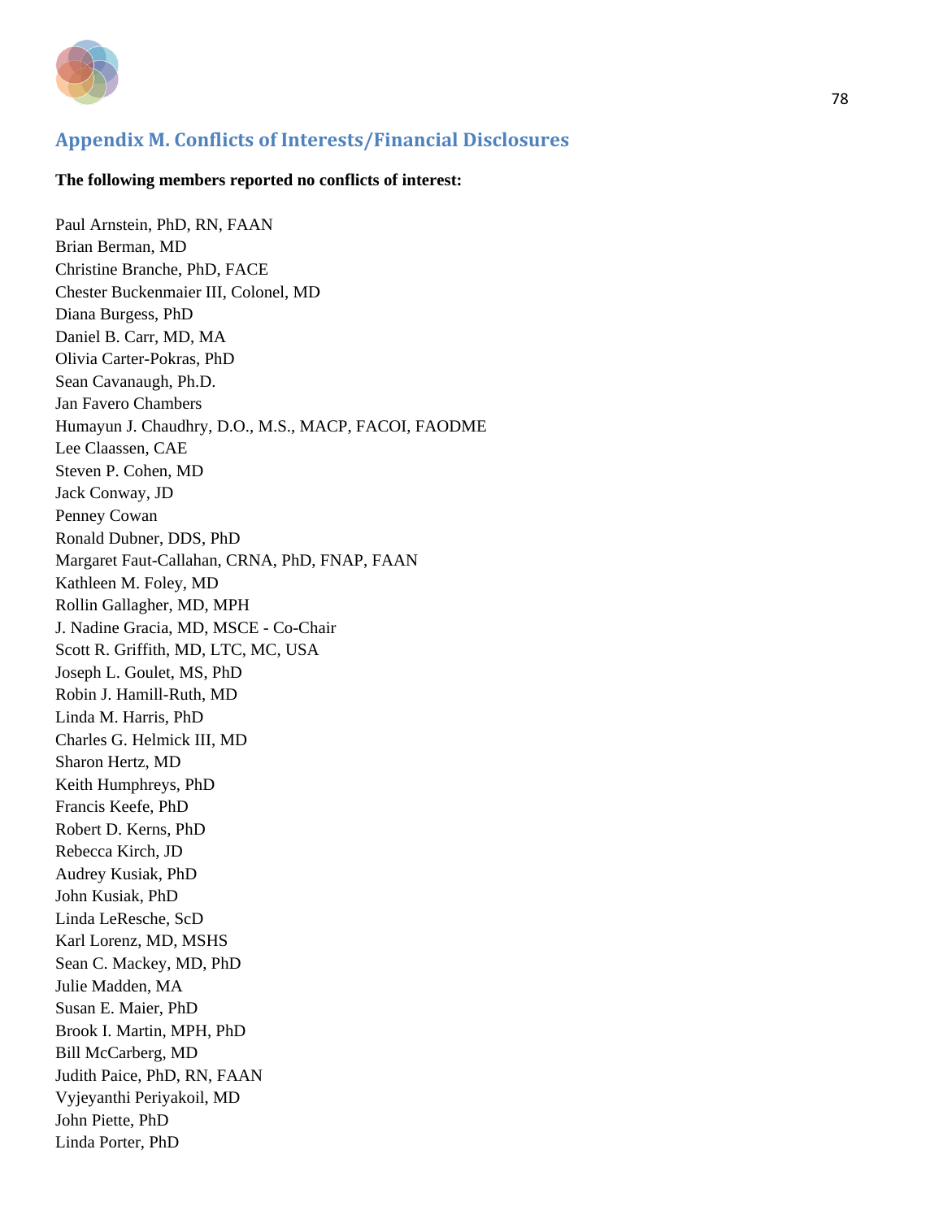## Appendix M. Conflicts of Interests/Financial Disclosures

**The following members reported no conflicts of interest:**

Paul Arnstein, PhD, RN, FAAN
Brian Berman, MD
Christine Branche, PhD, FACE
Chester Buckenmaier III, Colonel, MD
Diana Burgess, PhD
Daniel B. Carr, MD, MA
Olivia Carter-Pokras, PhD
Sean Cavanaugh, Ph.D.
Jan Favero Chambers
Humayun J. Chaudhry, D.O., M.S., MACP, FACOI, FAODME
Lee Claassen, CAE
Steven P. Cohen, MD
Jack Conway, JD
Penney Cowan
Ronald Dubner, DDS, PhD
Margaret Faut-Callahan, CRNA, PhD, FNAP, FAAN
Kathleen M. Foley, MD
Rollin Gallagher, MD, MPH
J. Nadine Gracia, MD, MSCE - Co-Chair
Scott R. Griffith, MD, LTC, MC, USA
Joseph L. Goulet, MS, PhD
Robin J. Hamill-Ruth, MD
Linda M. Harris, PhD
Charles G. Helmick III, MD
Sharon Hertz, MD
Keith Humphreys, PhD
Francis Keefe, PhD
Robert D. Kerns, PhD
Rebecca Kirch, JD
Audrey Kusiak, PhD
John Kusiak, PhD
Linda LeResche, ScD
Karl Lorenz, MD, MSHS
Sean C. Mackey, MD, PhD
Julie Madden, MA
Susan E. Maier, PhD
Brook I. Martin, MPH, PhD
Bill McCarberg, MD
Judith Paice, PhD, RN, FAAN
Vyjeyanthi Periyakoil, MD
John Piette, PhD
Linda Porter, PhD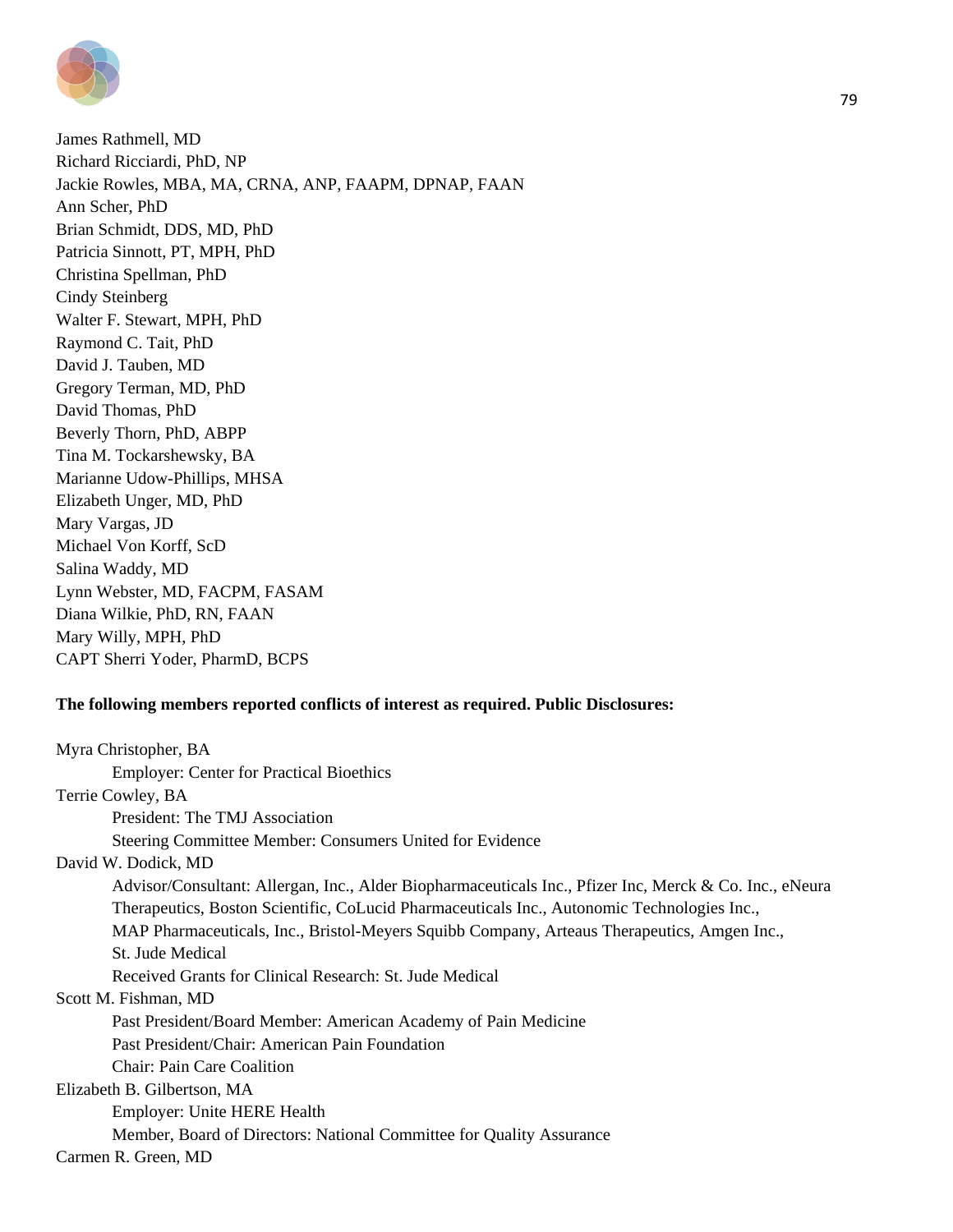James Rathmell, MD
Richard Ricciardi, PhD, NP
Jackie Rowles, MBA, MA, CRNA, ANP, FAAPM, DPNAP, FAAN
Ann Scher, PhD
Brian Schmidt, DDS, MD, PhD
Patricia Sinnott, PT, MPH, PhD
Christina Spellman, PhD
Cindy Steinberg
Walter F. Stewart, MPH, PhD
Raymond C. Tait, PhD
David J. Tauben, MD
Gregory Terman, MD, PhD
David Thomas, PhD
Beverly Thorn, PhD, ABPP
Tina M. Tockarshewsky, BA
Marianne Udow-Phillips, MHSA
Elizabeth Unger, MD, PhD
Mary Vargas, JD
Michael Von Korff, ScD
Salina Waddy, MD
Lynn Webster, MD, FACPM, FASAM
Diana Wilkie, PhD, RN, FAAN
Mary Willy, MPH, PhD
CAPT Sherri Yoder, PharmD, BCPS

**The following members reported conflicts of interest as required. Public Disclosures:**

Myra Christopher, BA
    Employer: Center for Practical Bioethics

Terrie Cowley, BA
    President: The TMJ Association
    Steering Committee Member: Consumers United for Evidence

David W. Dodick, MD
    Advisor/Consultant: Allergan, Inc., Alder Biopharmaceuticals Inc., Pfizer Inc, Merck & Co. Inc., eNeura Therapeutics, Boston Scientific, CoLucid Pharmaceuticals Inc., Autonomic Technologies Inc., MAP Pharmaceuticals, Inc., Bristol-Meyers Squibb Company, Arteaus Therapeutics, Amgen Inc., St. Jude Medical
    Received Grants for Clinical Research: St. Jude Medical

Scott M. Fishman, MD
    Past President/Board Member: American Academy of Pain Medicine
    Past President/Chair: American Pain Foundation
    Chair: Pain Care Coalition

Elizabeth B. Gilbertson, MA
    Employer: Unite HERE Health
    Member, Board of Directors: National Committee for Quality Assurance

Carmen R. Green, MD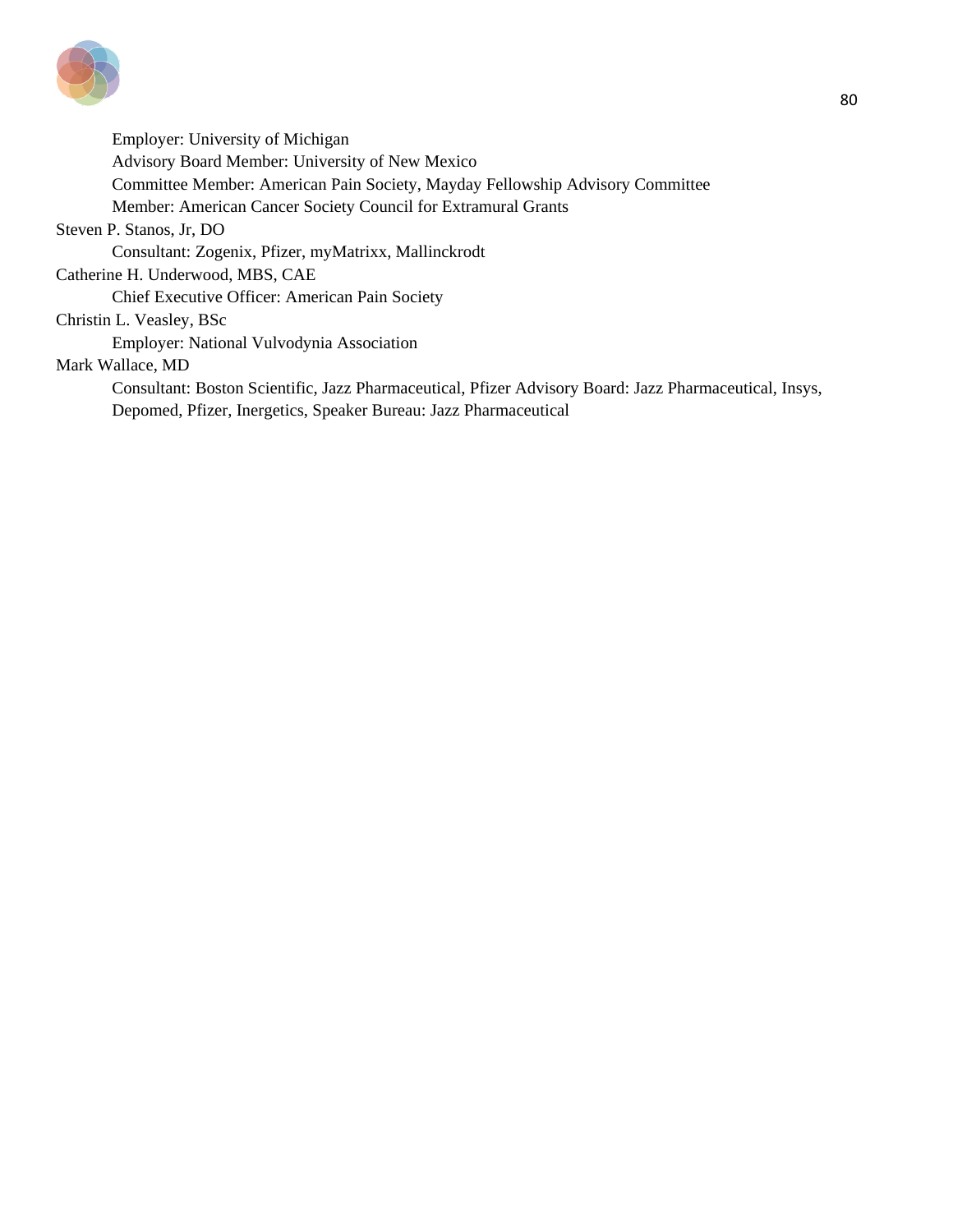Employer: University of Michigan
Advisory Board Member: University of New Mexico
Committee Member: American Pain Society, Mayday Fellowship Advisory Committee
Member: American Cancer Society Council for Extramural Grants

Steven P. Stanos, Jr, DO
Consultant: Zogenix, Pfizer, myMatrixx, Mallinckrodt

Catherine H. Underwood, MBS, CAE
Chief Executive Officer: American Pain Society

Christin L. Veasley, BSc
Employer: National Vulvodynia Association

Mark Wallace, MD
Consultant: Boston Scientific, Jazz Pharmaceutical, Pfizer Advisory Board: Jazz Pharmaceutical, Insys, Depomed, Pfizer, Inergetics, Speaker Bureau: Jazz Pharmaceutical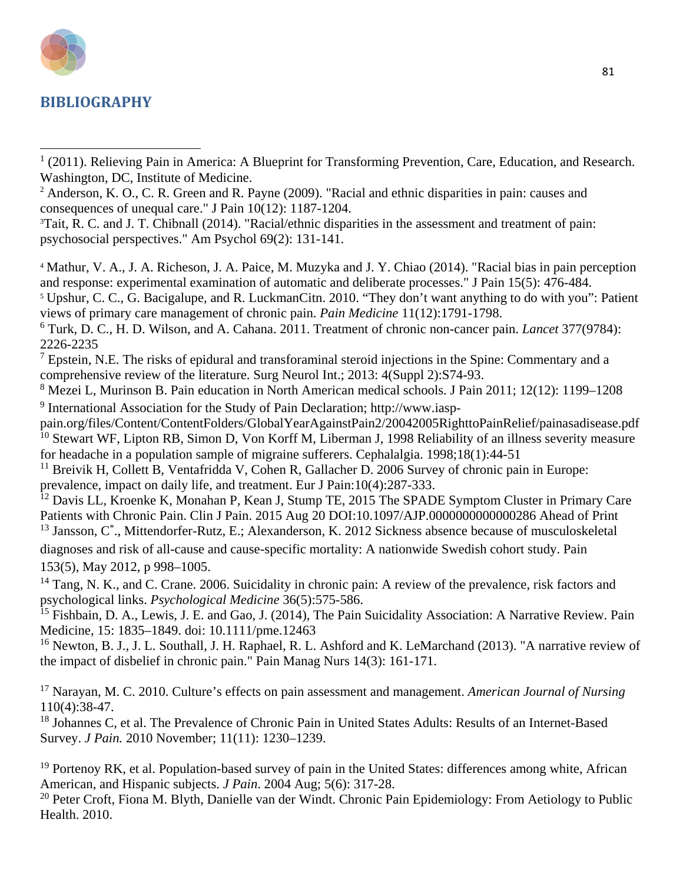## BIBLIOGRAPHY

[1] (2011). Relieving Pain in America: A Blueprint for Transforming Prevention, Care, Education, and Research. Washington, DC, Institute of Medicine.

[2] Anderson, K. O., C. R. Green and R. Payne (2009). "Racial and ethnic disparities in pain: causes and consequences of unequal care." J Pain 10(12): 1187-1204.

[3] Tait, R. C. and J. T. Chibnall (2014). "Racial/ethnic disparities in the assessment and treatment of pain: psychosocial perspectives." Am Psychol 69(2): 131-141.

[4] Mathur, V. A., J. A. Richeson, J. A. Paice, M. Muzyka and J. Y. Chiao (2014). "Racial bias in pain perception and response: experimental examination of automatic and deliberate processes." J Pain 15(5): 476-484.

[5] Upshur, C. C., G. Bacigalupe, and R. LuckmanCitn. 2010. "They don't want anything to do with you": Patient views of primary care management of chronic pain. *Pain Medicine* 11(12):1791-1798.

[6] Turk, D. C., H. D. Wilson, and A. Cahana. 2011. Treatment of chronic non-cancer pain. *Lancet* 377(9784): 2226-2235

[7] Epstein, N.E. The risks of epidural and transforaminal steroid injections in the Spine: Commentary and a comprehensive review of the literature. Surg Neurol Int.; 2013: 4(Suppl 2):S74-93.

[8] Mezei L, Murinson B. Pain education in North American medical schools. J Pain 2011; 12(12): 1199–1208

[9] International Association for the Study of Pain Declaration; http://www.iasp-pain.org/files/Content/ContentFolders/GlobalYearAgainstPain2/20042005RighttoPainRelief/painasadisease.pdf

[10] Stewart WF, Lipton RB, Simon D, Von Korff M, Liberman J, 1998 Reliability of an illness severity measure for headache in a population sample of migraine sufferers. Cephalalgia. 1998;18(1):44-51

[11] Breivik H, Collett B, Ventafridda V, Cohen R, Gallacher D. 2006 Survey of chronic pain in Europe: prevalence, impact on daily life, and treatment. Eur J Pain:10(4):287-333.

[12] Davis LL, Kroenke K, Monahan P, Kean J, Stump TE, 2015 The SPADE Symptom Cluster in Primary Care Patients with Chronic Pain. Clin J Pain. 2015 Aug 20 DOI:10.1097/AJP.0000000000000286 Ahead of Print

[13] Jansson, C[*]., Mittendorfer-Rutz, E.; Alexanderson, K. 2012 Sickness absence because of musculoskeletal diagnoses and risk of all-cause and cause-specific mortality: A nationwide Swedish cohort study. Pain 153(5), May 2012, p 998–1005.

[14] Tang, N. K., and C. Crane. 2006. Suicidality in chronic pain: A review of the prevalence, risk factors and psychological links. *Psychological Medicine* 36(5):575-586.

[15] Fishbain, D. A., Lewis, J. E. and Gao, J. (2014), The Pain Suicidality Association: A Narrative Review. Pain Medicine, 15: 1835–1849. doi: 10.1111/pme.12463

[16] Newton, B. J., J. L. Southall, J. H. Raphael, R. L. Ashford and K. LeMarchand (2013). "A narrative review of the impact of disbelief in chronic pain." Pain Manag Nurs 14(3): 161-171.

[17] Narayan, M. C. 2010. Culture's effects on pain assessment and management. *American Journal of Nursing* 110(4):38-47.

[18] Johannes C, et al. The Prevalence of Chronic Pain in United States Adults: Results of an Internet-Based Survey. *J Pain.* 2010 November; 11(11): 1230–1239.

[19] Portenoy RK, et al. Population-based survey of pain in the United States: differences among white, African American, and Hispanic subjects. *J Pain*. 2004 Aug; 5(6): 317-28.

[20] Peter Croft, Fiona M. Blyth, Danielle van der Windt. Chronic Pain Epidemiology: From Aetiology to Public Health. 2010.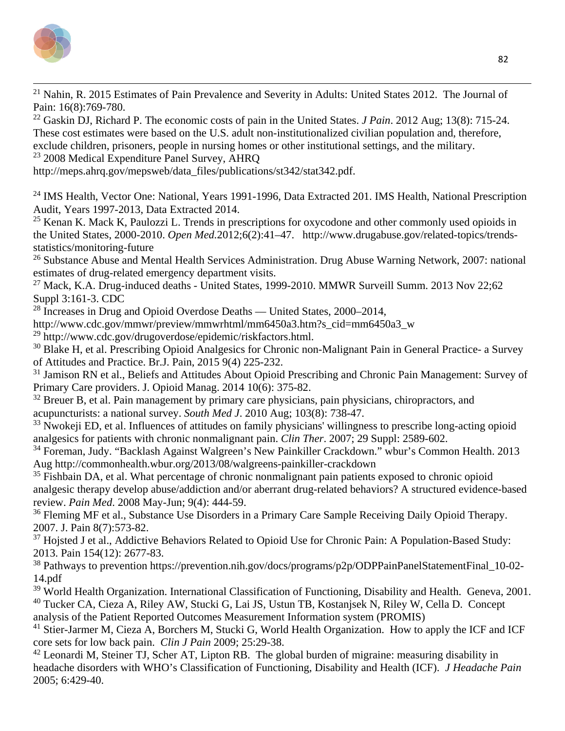[21] Nahin, R. 2015 Estimates of Pain Prevalence and Severity in Adults: United States 2012. The Journal of Pain: 16(8):769-780.

[22] Gaskin DJ, Richard P. The economic costs of pain in the United States. *J Pain*. 2012 Aug; 13(8): 715-24. These cost estimates were based on the U.S. adult non-institutionalized civilian population and, therefore, exclude children, prisoners, people in nursing homes or other institutional settings, and the military.

[23] 2008 Medical Expenditure Panel Survey, AHRQ http://meps.ahrq.gov/mepsweb/data_files/publications/st342/stat342.pdf.

[24] IMS Health, Vector One: National, Years 1991-1996, Data Extracted 201. IMS Health, National Prescription Audit, Years 1997-2013, Data Extracted 2014.

[25] Kenan K. Mack K, Paulozzi L. Trends in prescriptions for oxycodone and other commonly used opioids in the United States, 2000-2010. *Open Med*.2012;6(2):41–47. http://www.drugabuse.gov/related-topics/trends-statistics/monitoring-future

[26] Substance Abuse and Mental Health Services Administration. Drug Abuse Warning Network, 2007: national estimates of drug-related emergency department visits.

[27] Mack, K.A. Drug-induced deaths - United States, 1999-2010. MMWR Surveill Summ. 2013 Nov 22;62 Suppl 3:161-3. CDC

[28] Increases in Drug and Opioid Overdose Deaths — United States, 2000–2014, http://www.cdc.gov/mmwr/preview/mmwrhtml/mm6450a3.htm?s_cid=mm6450a3_w

[29] http://www.cdc.gov/drugoverdose/epidemic/riskfactors.html.

[30] Blake H, et al. Prescribing Opioid Analgesics for Chronic non-Malignant Pain in General Practice- a Survey of Attitudes and Practice. Br.J. Pain, 2015 9(4) 225-232.

[31] Jamison RN et al., Beliefs and Attitudes About Opioid Prescribing and Chronic Pain Management: Survey of Primary Care providers. J. Opioid Manag. 2014 10(6): 375-82.

[32] Breuer B, et al. Pain management by primary care physicians, pain physicians, chiropractors, and acupuncturists: a national survey. *South Med J*. 2010 Aug; 103(8): 738-47.

[33] Nwokeji ED, et al. Influences of attitudes on family physicians' willingness to prescribe long-acting opioid analgesics for patients with chronic nonmalignant pain. *Clin Ther*. 2007; 29 Suppl: 2589-602.

[34] Foreman, Judy. "Backlash Against Walgreen's New Painkiller Crackdown." wbur's Common Health. 2013 Aug http://commonhealth.wbur.org/2013/08/walgreens-painkiller-crackdown

[35] Fishbain DA, et al. What percentage of chronic nonmalignant pain patients exposed to chronic opioid analgesic therapy develop abuse/addiction and/or aberrant drug-related behaviors? A structured evidence-based review. *Pain Med*. 2008 May-Jun; 9(4): 444-59.

[36] Fleming MF et al., Substance Use Disorders in a Primary Care Sample Receiving Daily Opioid Therapy. 2007. J. Pain 8(7):573-82.

[37] Hojsted J et al., Addictive Behaviors Related to Opioid Use for Chronic Pain: A Population-Based Study: 2013. Pain 154(12): 2677-83.

[38] Pathways to prevention https://prevention.nih.gov/docs/programs/p2p/ODPPainPanelStatementFinal_10-02-14.pdf

[39] World Health Organization. International Classification of Functioning, Disability and Health. Geneva, 2001.

[40] Tucker CA, Cieza A, Riley AW, Stucki G, Lai JS, Ustun TB, Kostanjsek N, Riley W, Cella D. Concept analysis of the Patient Reported Outcomes Measurement Information system (PROMIS)

[41] Stier-Jarmer M, Cieza A, Borchers M, Stucki G, World Health Organization. How to apply the ICF and ICF core sets for low back pain. *Clin J Pain* 2009; 25:29-38.

[42] Leonardi M, Steiner TJ, Scher AT, Lipton RB. The global burden of migraine: measuring disability in headache disorders with WHO's Classification of Functioning, Disability and Health (ICF). *J Headache Pain* 2005; 6:429-40.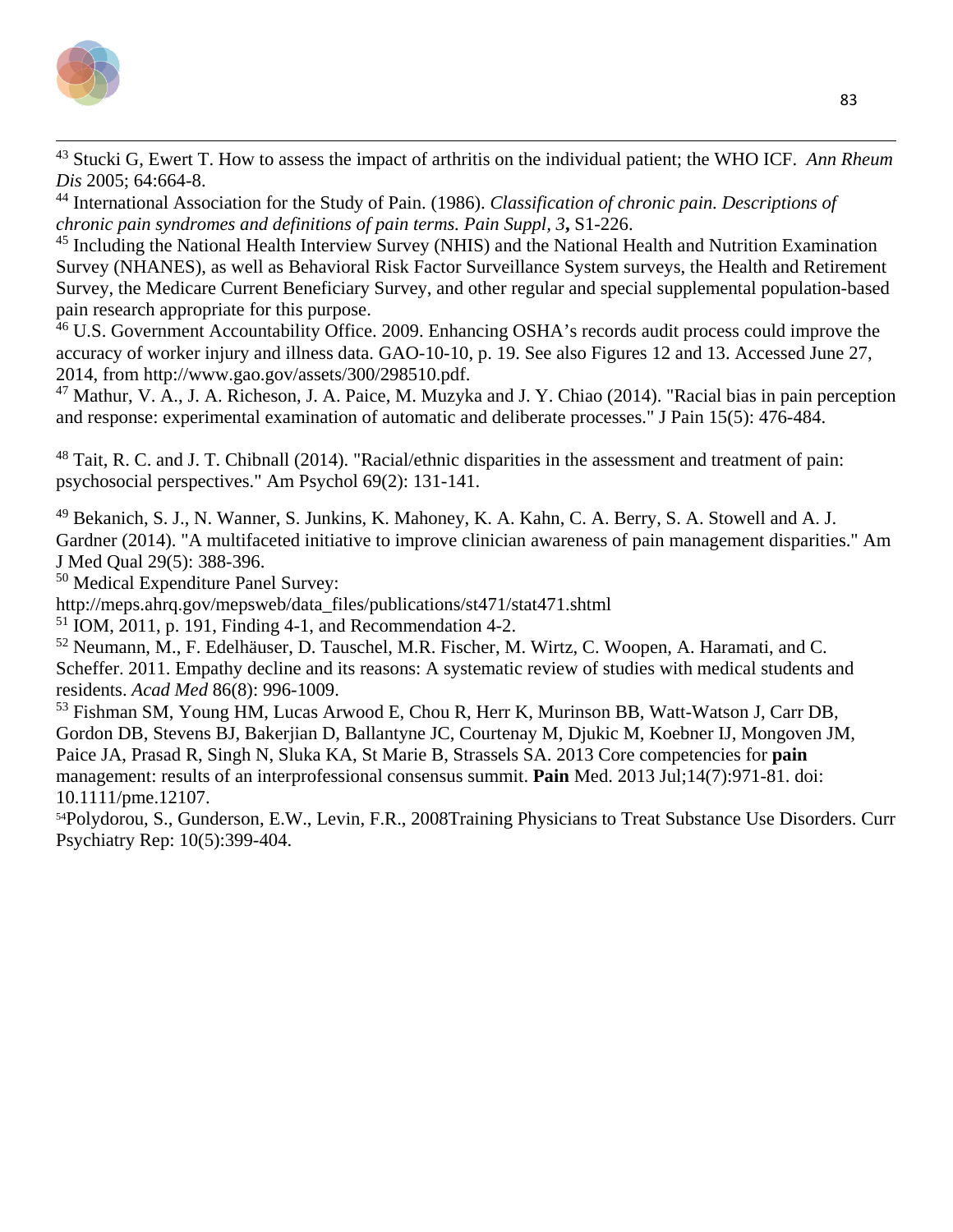[43] Stucki G, Ewert T. How to assess the impact of arthritis on the individual patient; the WHO ICF. *Ann Rheum Dis* 2005; 64:664-8.

[44] International Association for the Study of Pain. (1986). *Classification of chronic pain. Descriptions of chronic pain syndromes and definitions of pain terms. Pain Suppl, 3***,** S1-226.

[45] Including the National Health Interview Survey (NHIS) and the National Health and Nutrition Examination Survey (NHANES), as well as Behavioral Risk Factor Surveillance System surveys, the Health and Retirement Survey, the Medicare Current Beneficiary Survey, and other regular and special supplemental population-based pain research appropriate for this purpose.

[46] U.S. Government Accountability Office. 2009. Enhancing OSHA's records audit process could improve the accuracy of worker injury and illness data. GAO-10-10, p. 19. See also Figures 12 and 13. Accessed June 27, 2014, from http://www.gao.gov/assets/300/298510.pdf.

[47] Mathur, V. A., J. A. Richeson, J. A. Paice, M. Muzyka and J. Y. Chiao (2014). "Racial bias in pain perception and response: experimental examination of automatic and deliberate processes." J Pain 15(5): 476-484.

[48] Tait, R. C. and J. T. Chibnall (2014). "Racial/ethnic disparities in the assessment and treatment of pain: psychosocial perspectives." Am Psychol 69(2): 131-141.

[49] Bekanich, S. J., N. Wanner, S. Junkins, K. Mahoney, K. A. Kahn, C. A. Berry, S. A. Stowell and A. J. Gardner (2014). "A multifaceted initiative to improve clinician awareness of pain management disparities." Am J Med Qual 29(5): 388-396.

[50] Medical Expenditure Panel Survey:
http://meps.ahrq.gov/mepsweb/data_files/publications/st471/stat471.shtml

[51] IOM, 2011, p. 191, Finding 4-1, and Recommendation 4-2.

[52] Neumann, M., F. Edelhäuser, D. Tauschel, M.R. Fischer, M. Wirtz, C. Woopen, A. Haramati, and C. Scheffer. 2011. Empathy decline and its reasons: A systematic review of studies with medical students and residents. *Acad Med* 86(8): 996-1009.

[53] Fishman SM, Young HM, Lucas Arwood E, Chou R, Herr K, Murinson BB, Watt-Watson J, Carr DB, Gordon DB, Stevens BJ, Bakerjian D, Ballantyne JC, Courtenay M, Djukic M, Koebner IJ, Mongoven JM, Paice JA, Prasad R, Singh N, Sluka KA, St Marie B, Strassels SA. 2013 Core competencies for **pain** management: results of an interprofessional consensus summit. **Pain** Med. 2013 Jul;14(7):971-81. doi: 10.1111/pme.12107.

[54] Polydorou, S., Gunderson, E.W., Levin, F.R., 2008Training Physicians to Treat Substance Use Disorders. Curr Psychiatry Rep: 10(5):399-404.